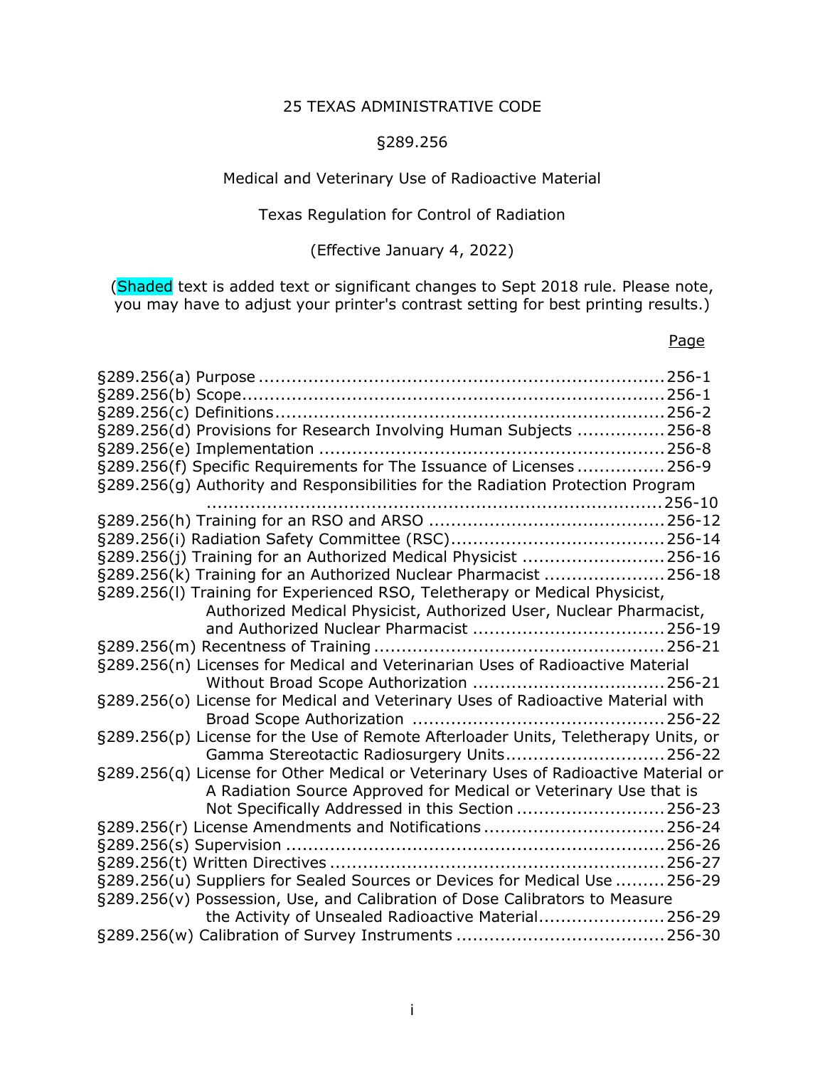25 TEXAS ADMINISTRATIVE CODE

§289.256

Medical and Veterinary Use of Radioactive Material

Texas Regulation for Control of Radiation

(Effective January 4, 2022)

(Shaded text is added text or significant changes to Sept 2018 rule. Please note, you may have to adjust your printer's contrast setting for best printing results.)

| | Page |
|---|---|
| §289.256(a) Purpose | 256-1 |
| §289.256(b) Scope | 256-1 |
| §289.256(c) Definitions | 256-2 |
| §289.256(d) Provisions for Research Involving Human Subjects | 256-8 |
| §289.256(e) Implementation | 256-8 |
| §289.256(f) Specific Requirements for The Issuance of Licenses | 256-9 |
| §289.256(g) Authority and Responsibilities for the Radiation Protection Program | 256-10 |
| §289.256(h) Training for an RSO and ARSO | 256-12 |
| §289.256(i) Radiation Safety Committee (RSC) | 256-14 |
| §289.256(j) Training for an Authorized Medical Physicist | 256-16 |
| §289.256(k) Training for an Authorized Nuclear Pharmacist | 256-18 |
| §289.256(l) Training for Experienced RSO, Teletherapy or Medical Physicist, Authorized Medical Physicist, Authorized User, Nuclear Pharmacist, and Authorized Nuclear Pharmacist | 256-19 |
| §289.256(m) Recentness of Training | 256-21 |
| §289.256(n) Licenses for Medical and Veterinarian Uses of Radioactive Material Without Broad Scope Authorization | 256-21 |
| §289.256(o) License for Medical and Veterinary Uses of Radioactive Material with Broad Scope Authorization | 256-22 |
| §289.256(p) License for the Use of Remote Afterloader Units, Teletherapy Units, or Gamma Stereotactic Radiosurgery Units | 256-22 |
| §289.256(q) License for Other Medical or Veterinary Uses of Radioactive Material or A Radiation Source Approved for Medical or Veterinary Use that is Not Specifically Addressed in this Section | 256-23 |
| §289.256(r) License Amendments and Notifications | 256-24 |
| §289.256(s) Supervision | 256-26 |
| §289.256(t) Written Directives | 256-27 |
| §289.256(u) Suppliers for Sealed Sources or Devices for Medical Use | 256-29 |
| §289.256(v) Possession, Use, and Calibration of Dose Calibrators to Measure the Activity of Unsealed Radioactive Material | 256-29 |
| §289.256(w) Calibration of Survey Instruments | 256-30 |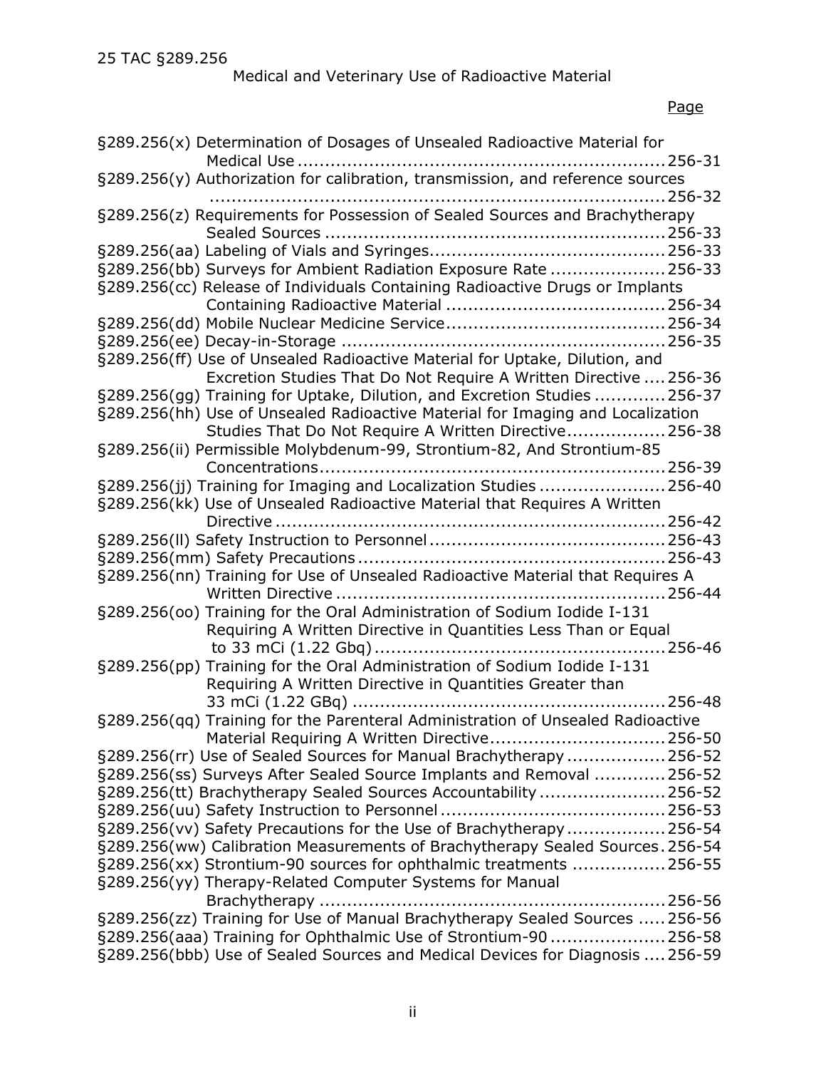25 TAC §289.256

Medical and Veterinary Use of Radioactive Material

| | Page |
|---|---|
| §289.256(x) Determination of Dosages of Unsealed Radioactive Material for Medical Use | 256-31 |
| §289.256(y) Authorization for calibration, transmission, and reference sources | 256-32 |
| §289.256(z) Requirements for Possession of Sealed Sources and Brachytherapy Sealed Sources | 256-33 |
| §289.256(aa) Labeling of Vials and Syringes | 256-33 |
| §289.256(bb) Surveys for Ambient Radiation Exposure Rate | 256-33 |
| §289.256(cc) Release of Individuals Containing Radioactive Drugs or Implants Containing Radioactive Material | 256-34 |
| §289.256(dd) Mobile Nuclear Medicine Service | 256-34 |
| §289.256(ee) Decay-in-Storage | 256-35 |
| §289.256(ff) Use of Unsealed Radioactive Material for Uptake, Dilution, and Excretion Studies That Do Not Require A Written Directive | 256-36 |
| §289.256(gg) Training for Uptake, Dilution, and Excretion Studies | 256-37 |
| §289.256(hh) Use of Unsealed Radioactive Material for Imaging and Localization Studies That Do Not Require A Written Directive | 256-38 |
| §289.256(ii) Permissible Molybdenum-99, Strontium-82, And Strontium-85 Concentrations | 256-39 |
| §289.256(jj) Training for Imaging and Localization Studies | 256-40 |
| §289.256(kk) Use of Unsealed Radioactive Material that Requires A Written Directive | 256-42 |
| §289.256(ll) Safety Instruction to Personnel | 256-43 |
| §289.256(mm) Safety Precautions | 256-43 |
| §289.256(nn) Training for Use of Unsealed Radioactive Material that Requires A Written Directive | 256-44 |
| §289.256(oo) Training for the Oral Administration of Sodium Iodide I-131 Requiring A Written Directive in Quantities Less Than or Equal to 33 mCi (1.22 Gbq) | 256-46 |
| §289.256(pp) Training for the Oral Administration of Sodium Iodide I-131 Requiring A Written Directive in Quantities Greater than 33 mCi (1.22 GBq) | 256-48 |
| §289.256(qq) Training for the Parenteral Administration of Unsealed Radioactive Material Requiring A Written Directive | 256-50 |
| §289.256(rr) Use of Sealed Sources for Manual Brachytherapy | 256-52 |
| §289.256(ss) Surveys After Sealed Source Implants and Removal | 256-52 |
| §289.256(tt) Brachytherapy Sealed Sources Accountability | 256-52 |
| §289.256(uu) Safety Instruction to Personnel | 256-53 |
| §289.256(vv) Safety Precautions for the Use of Brachytherapy | 256-54 |
| §289.256(ww) Calibration Measurements of Brachytherapy Sealed Sources | 256-54 |
| §289.256(xx) Strontium-90 sources for ophthalmic treatments | 256-55 |
| §289.256(yy) Therapy-Related Computer Systems for Manual Brachytherapy | 256-56 |
| §289.256(zz) Training for Use of Manual Brachytherapy Sealed Sources | 256-56 |
| §289.256(aaa) Training for Ophthalmic Use of Strontium-90 | 256-58 |
| §289.256(bbb) Use of Sealed Sources and Medical Devices for Diagnosis | 256-59 |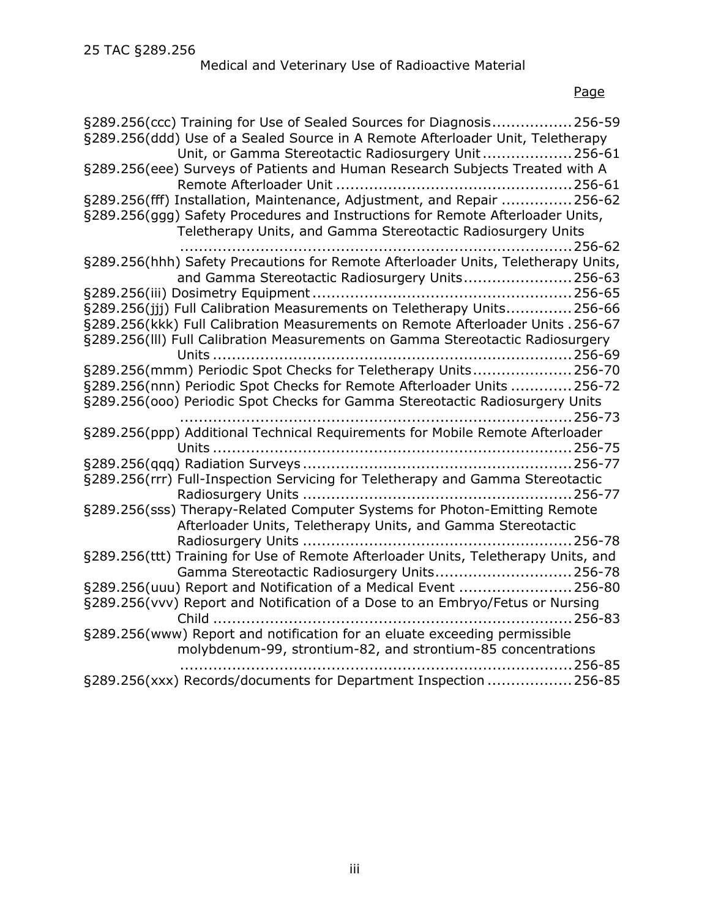Page

§289.256(ccc) Training for Use of Sealed Sources for Diagnosis ................ 256-59

§289.256(ddd) Use of a Sealed Source in A Remote Afterloader Unit, Teletherapy Unit, or Gamma Stereotactic Radiosurgery Unit ................... 256-61

§289.256(eee) Surveys of Patients and Human Research Subjects Treated with A Remote Afterloader Unit ................................................ 256-61

§289.256(fff) Installation, Maintenance, Adjustment, and Repair ............... 256-62

§289.256(ggg) Safety Procedures and Instructions for Remote Afterloader Units, Teletherapy Units, and Gamma Stereotactic Radiosurgery Units ................................................................................. 256-62

§289.256(hhh) Safety Precautions for Remote Afterloader Units, Teletherapy Units, and Gamma Stereotactic Radiosurgery Units ....................... 256-63

§289.256(iii) Dosimetry Equipment ....................................................... 256-65

§289.256(jjj) Full Calibration Measurements on Teletherapy Units .............. 256-66

§289.256(kkk) Full Calibration Measurements on Remote Afterloader Units . 256-67

§289.256(lll) Full Calibration Measurements on Gamma Stereotactic Radiosurgery Units ........................................................................... 256-69

§289.256(mmm) Periodic Spot Checks for Teletherapy Units ..................... 256-70

§289.256(nnn) Periodic Spot Checks for Remote Afterloader Units ............. 256-72

§289.256(ooo) Periodic Spot Checks for Gamma Stereotactic Radiosurgery Units ................................................................................. 256-73

§289.256(ppp) Additional Technical Requirements for Mobile Remote Afterloader Units ........................................................................... 256-75

§289.256(qqq) Radiation Surveys ......................................................... 256-77

§289.256(rrr) Full-Inspection Servicing for Teletherapy and Gamma Stereotactic Radiosurgery Units ........................................................ 256-77

§289.256(sss) Therapy-Related Computer Systems for Photon-Emitting Remote Afterloader Units, Teletherapy Units, and Gamma Stereotactic Radiosurgery Units ........................................................ 256-78

§289.256(ttt) Training for Use of Remote Afterloader Units, Teletherapy Units, and Gamma Stereotactic Radiosurgery Units ............................ 256-78

§289.256(uuu) Report and Notification of a Medical Event ........................ 256-80

§289.256(vvv) Report and Notification of a Dose to an Embryo/Fetus or Nursing Child ........................................................................... 256-83

§289.256(www) Report and notification for an eluate exceeding permissible molybdenum-99, strontium-82, and strontium-85 concentrations ................................................................................. 256-85

§289.256(xxx) Records/documents for Department Inspection ................. 256-85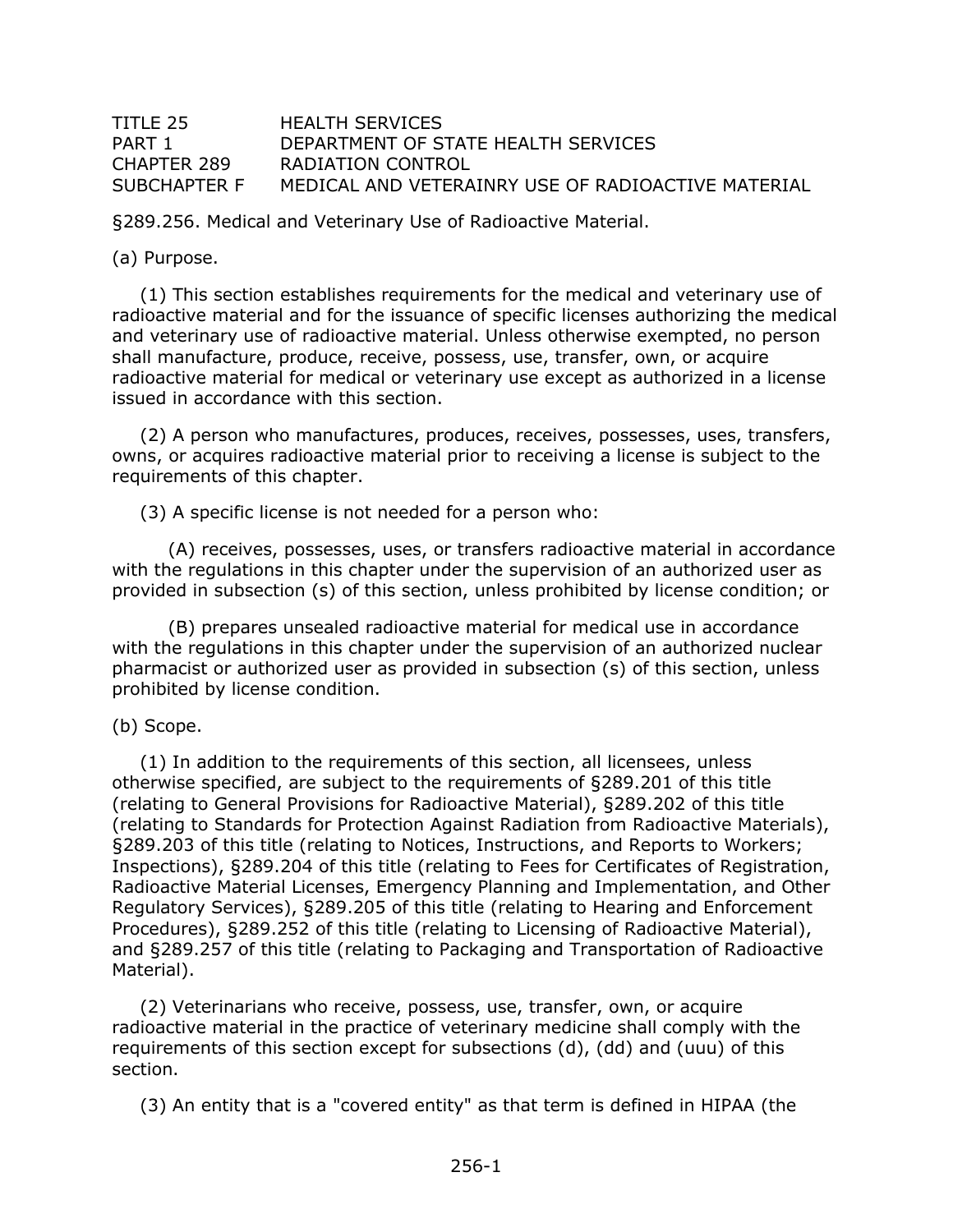TITLE 25 HEALTH SERVICES
PART 1 DEPARTMENT OF STATE HEALTH SERVICES
CHAPTER 289 RADIATION CONTROL
SUBCHAPTER F MEDICAL AND VETERAINRY USE OF RADIOACTIVE MATERIAL

§289.256. Medical and Veterinary Use of Radioactive Material.

(a) Purpose.

(1) This section establishes requirements for the medical and veterinary use of radioactive material and for the issuance of specific licenses authorizing the medical and veterinary use of radioactive material. Unless otherwise exempted, no person shall manufacture, produce, receive, possess, use, transfer, own, or acquire radioactive material for medical or veterinary use except as authorized in a license issued in accordance with this section.

(2) A person who manufactures, produces, receives, possesses, uses, transfers, owns, or acquires radioactive material prior to receiving a license is subject to the requirements of this chapter.

(3) A specific license is not needed for a person who:

(A) receives, possesses, uses, or transfers radioactive material in accordance with the regulations in this chapter under the supervision of an authorized user as provided in subsection (s) of this section, unless prohibited by license condition; or

(B) prepares unsealed radioactive material for medical use in accordance with the regulations in this chapter under the supervision of an authorized nuclear pharmacist or authorized user as provided in subsection (s) of this section, unless prohibited by license condition.

(b) Scope.

(1) In addition to the requirements of this section, all licensees, unless otherwise specified, are subject to the requirements of §289.201 of this title (relating to General Provisions for Radioactive Material), §289.202 of this title (relating to Standards for Protection Against Radiation from Radioactive Materials), §289.203 of this title (relating to Notices, Instructions, and Reports to Workers; Inspections), §289.204 of this title (relating to Fees for Certificates of Registration, Radioactive Material Licenses, Emergency Planning and Implementation, and Other Regulatory Services), §289.205 of this title (relating to Hearing and Enforcement Procedures), §289.252 of this title (relating to Licensing of Radioactive Material), and §289.257 of this title (relating to Packaging and Transportation of Radioactive Material).

(2) Veterinarians who receive, possess, use, transfer, own, or acquire radioactive material in the practice of veterinary medicine shall comply with the requirements of this section except for subsections (d), (dd) and (uuu) of this section.

(3) An entity that is a "covered entity" as that term is defined in HIPAA (the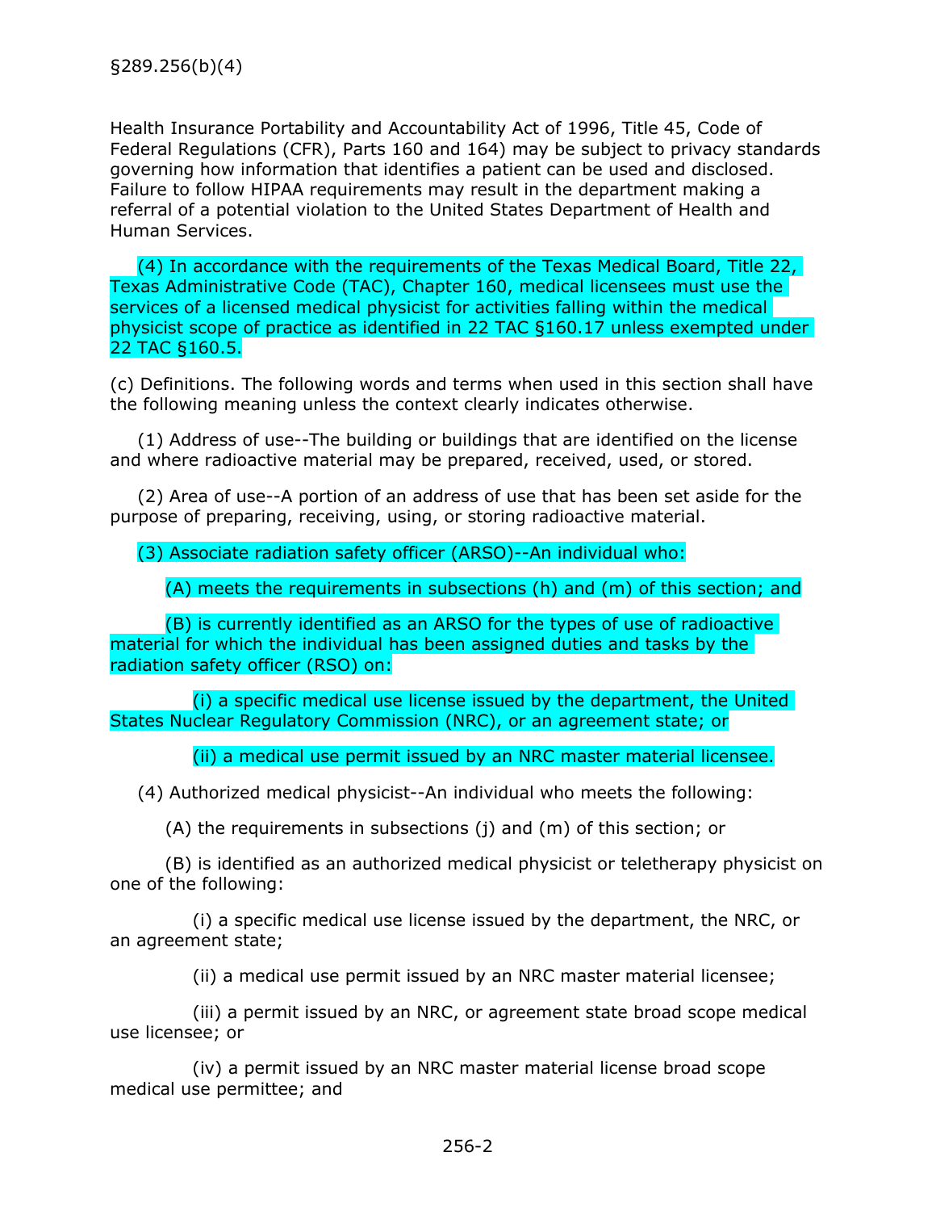Health Insurance Portability and Accountability Act of 1996, Title 45, Code of Federal Regulations (CFR), Parts 160 and 164) may be subject to privacy standards governing how information that identifies a patient can be used and disclosed. Failure to follow HIPAA requirements may result in the department making a referral of a potential violation to the United States Department of Health and Human Services.

(4) In accordance with the requirements of the Texas Medical Board, Title 22, Texas Administrative Code (TAC), Chapter 160, medical licensees must use the services of a licensed medical physicist for activities falling within the medical physicist scope of practice as identified in 22 TAC §160.17 unless exempted under 22 TAC §160.5.

(c) Definitions. The following words and terms when used in this section shall have the following meaning unless the context clearly indicates otherwise.

(1) Address of use--The building or buildings that are identified on the license and where radioactive material may be prepared, received, used, or stored.

(2) Area of use--A portion of an address of use that has been set aside for the purpose of preparing, receiving, using, or storing radioactive material.

(3) Associate radiation safety officer (ARSO)--An individual who:

(A) meets the requirements in subsections (h) and (m) of this section; and

(B) is currently identified as an ARSO for the types of use of radioactive material for which the individual has been assigned duties and tasks by the radiation safety officer (RSO) on:

(i) a specific medical use license issued by the department, the United States Nuclear Regulatory Commission (NRC), or an agreement state; or

(ii) a medical use permit issued by an NRC master material licensee.

(4) Authorized medical physicist--An individual who meets the following:

(A) the requirements in subsections (j) and (m) of this section; or

(B) is identified as an authorized medical physicist or teletherapy physicist on one of the following:

(i) a specific medical use license issued by the department, the NRC, or an agreement state;

(ii) a medical use permit issued by an NRC master material licensee;

(iii) a permit issued by an NRC, or agreement state broad scope medical use licensee; or

(iv) a permit issued by an NRC master material license broad scope medical use permittee; and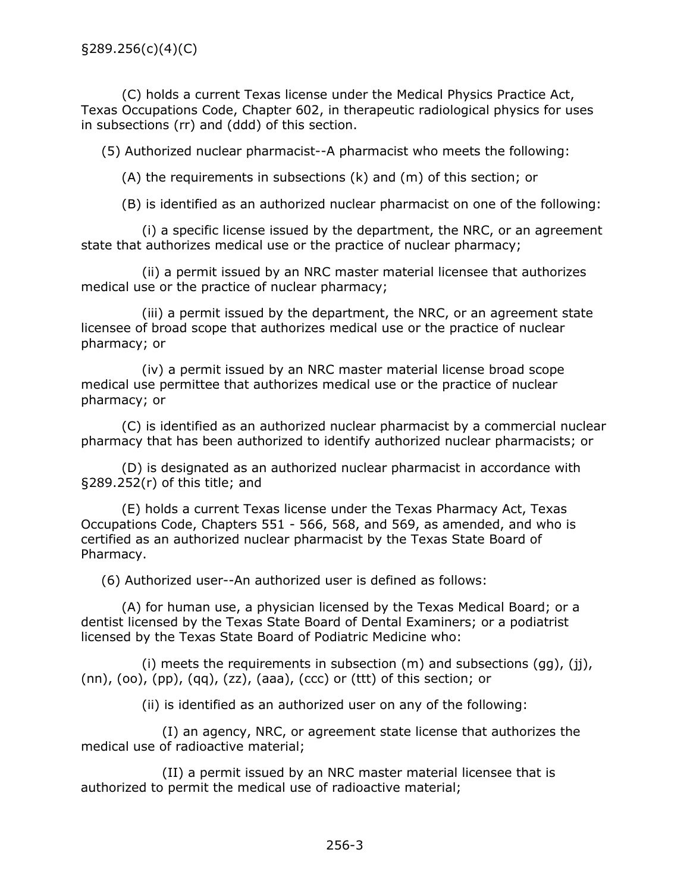(C) holds a current Texas license under the Medical Physics Practice Act, Texas Occupations Code, Chapter 602, in therapeutic radiological physics for uses in subsections (rr) and (ddd) of this section.

(5) Authorized nuclear pharmacist--A pharmacist who meets the following:

(A) the requirements in subsections (k) and (m) of this section; or

(B) is identified as an authorized nuclear pharmacist on one of the following:

(i) a specific license issued by the department, the NRC, or an agreement state that authorizes medical use or the practice of nuclear pharmacy;

(ii) a permit issued by an NRC master material licensee that authorizes medical use or the practice of nuclear pharmacy;

(iii) a permit issued by the department, the NRC, or an agreement state licensee of broad scope that authorizes medical use or the practice of nuclear pharmacy; or

(iv) a permit issued by an NRC master material license broad scope medical use permittee that authorizes medical use or the practice of nuclear pharmacy; or

(C) is identified as an authorized nuclear pharmacist by a commercial nuclear pharmacy that has been authorized to identify authorized nuclear pharmacists; or

(D) is designated as an authorized nuclear pharmacist in accordance with §289.252(r) of this title; and

(E) holds a current Texas license under the Texas Pharmacy Act, Texas Occupations Code, Chapters 551 - 566, 568, and 569, as amended, and who is certified as an authorized nuclear pharmacist by the Texas State Board of Pharmacy.

(6) Authorized user--An authorized user is defined as follows:

(A) for human use, a physician licensed by the Texas Medical Board; or a dentist licensed by the Texas State Board of Dental Examiners; or a podiatrist licensed by the Texas State Board of Podiatric Medicine who:

(i) meets the requirements in subsection (m) and subsections (gg), (jj), (nn), (oo), (pp), (qq), (zz), (aaa), (ccc) or (ttt) of this section; or

(ii) is identified as an authorized user on any of the following:

(I) an agency, NRC, or agreement state license that authorizes the medical use of radioactive material;

(II) a permit issued by an NRC master material licensee that is authorized to permit the medical use of radioactive material;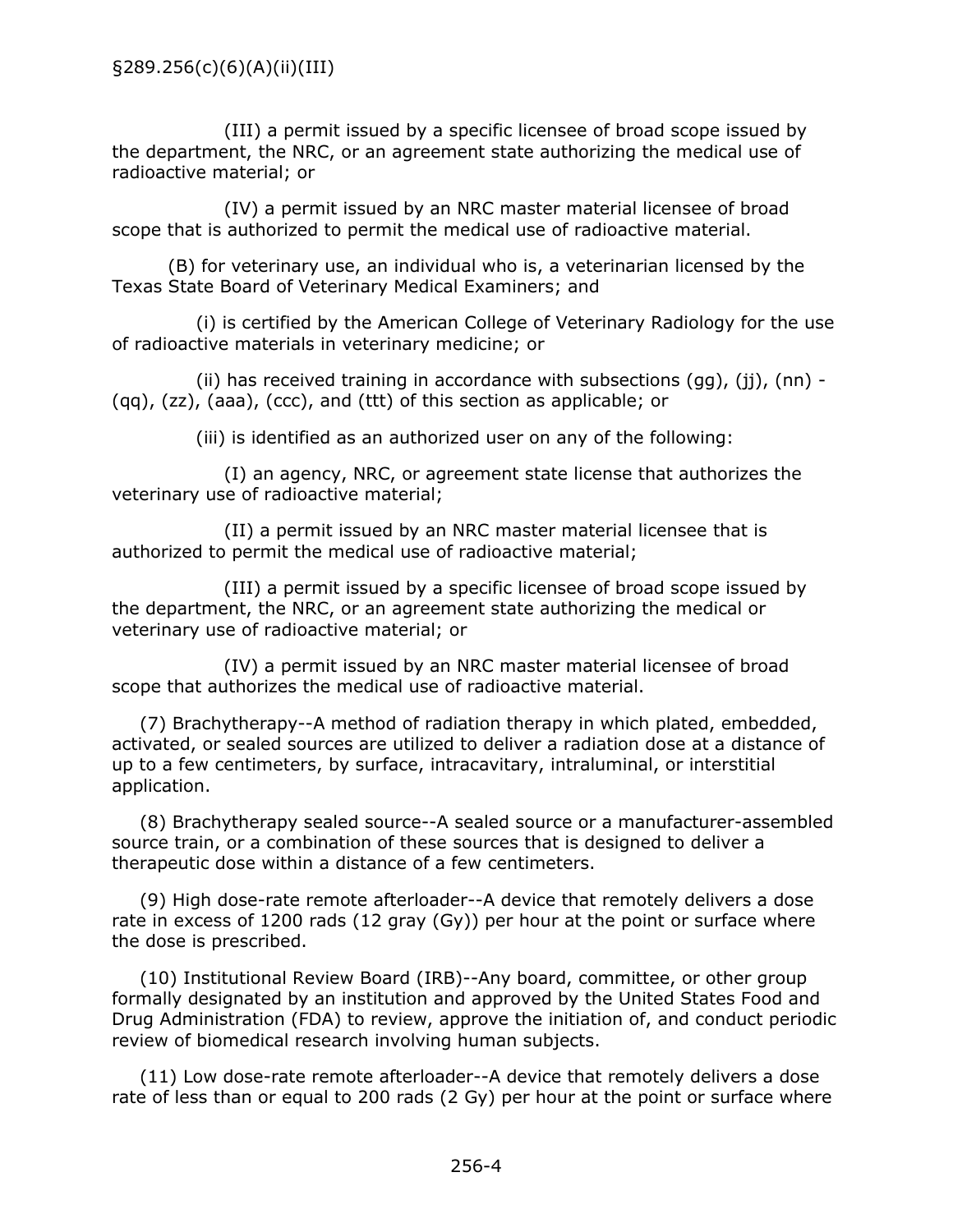(III) a permit issued by a specific licensee of broad scope issued by the department, the NRC, or an agreement state authorizing the medical use of radioactive material; or

(IV) a permit issued by an NRC master material licensee of broad scope that is authorized to permit the medical use of radioactive material.

(B) for veterinary use, an individual who is, a veterinarian licensed by the Texas State Board of Veterinary Medical Examiners; and

(i) is certified by the American College of Veterinary Radiology for the use of radioactive materials in veterinary medicine; or

(ii) has received training in accordance with subsections (gg), (jj), (nn) - (qq), (zz), (aaa), (ccc), and (ttt) of this section as applicable; or

(iii) is identified as an authorized user on any of the following:

(I) an agency, NRC, or agreement state license that authorizes the veterinary use of radioactive material;

(II) a permit issued by an NRC master material licensee that is authorized to permit the medical use of radioactive material;

(III) a permit issued by a specific licensee of broad scope issued by the department, the NRC, or an agreement state authorizing the medical or veterinary use of radioactive material; or

(IV) a permit issued by an NRC master material licensee of broad scope that authorizes the medical use of radioactive material.

(7) Brachytherapy--A method of radiation therapy in which plated, embedded, activated, or sealed sources are utilized to deliver a radiation dose at a distance of up to a few centimeters, by surface, intracavitary, intraluminal, or interstitial application.

(8) Brachytherapy sealed source--A sealed source or a manufacturer-assembled source train, or a combination of these sources that is designed to deliver a therapeutic dose within a distance of a few centimeters.

(9) High dose-rate remote afterloader--A device that remotely delivers a dose rate in excess of 1200 rads (12 gray (Gy)) per hour at the point or surface where the dose is prescribed.

(10) Institutional Review Board (IRB)--Any board, committee, or other group formally designated by an institution and approved by the United States Food and Drug Administration (FDA) to review, approve the initiation of, and conduct periodic review of biomedical research involving human subjects.

(11) Low dose-rate remote afterloader--A device that remotely delivers a dose rate of less than or equal to 200 rads (2 Gy) per hour at the point or surface where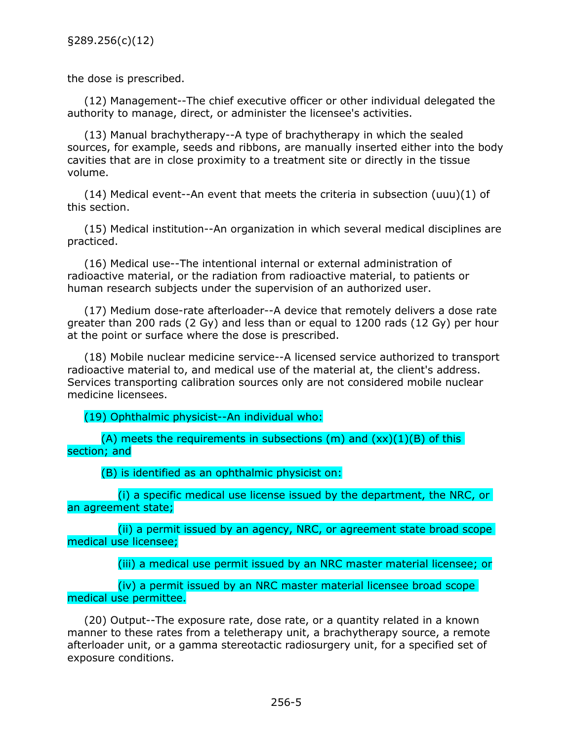the dose is prescribed.

(12) Management--The chief executive officer or other individual delegated the authority to manage, direct, or administer the licensee's activities.

(13) Manual brachytherapy--A type of brachytherapy in which the sealed sources, for example, seeds and ribbons, are manually inserted either into the body cavities that are in close proximity to a treatment site or directly in the tissue volume.

(14) Medical event--An event that meets the criteria in subsection (uuu)(1) of this section.

(15) Medical institution--An organization in which several medical disciplines are practiced.

(16) Medical use--The intentional internal or external administration of radioactive material, or the radiation from radioactive material, to patients or human research subjects under the supervision of an authorized user.

(17) Medium dose-rate afterloader--A device that remotely delivers a dose rate greater than 200 rads (2 Gy) and less than or equal to 1200 rads (12 Gy) per hour at the point or surface where the dose is prescribed.

(18) Mobile nuclear medicine service--A licensed service authorized to transport radioactive material to, and medical use of the material at, the client's address. Services transporting calibration sources only are not considered mobile nuclear medicine licensees.

(19) Ophthalmic physicist--An individual who:

(A) meets the requirements in subsections (m) and (xx)(1)(B) of this section; and

(B) is identified as an ophthalmic physicist on:

(i) a specific medical use license issued by the department, the NRC, or an agreement state;

(ii) a permit issued by an agency, NRC, or agreement state broad scope medical use licensee;

(iii) a medical use permit issued by an NRC master material licensee; or

(iv) a permit issued by an NRC master material licensee broad scope medical use permittee.

(20) Output--The exposure rate, dose rate, or a quantity related in a known manner to these rates from a teletherapy unit, a brachytherapy source, a remote afterloader unit, or a gamma stereotactic radiosurgery unit, for a specified set of exposure conditions.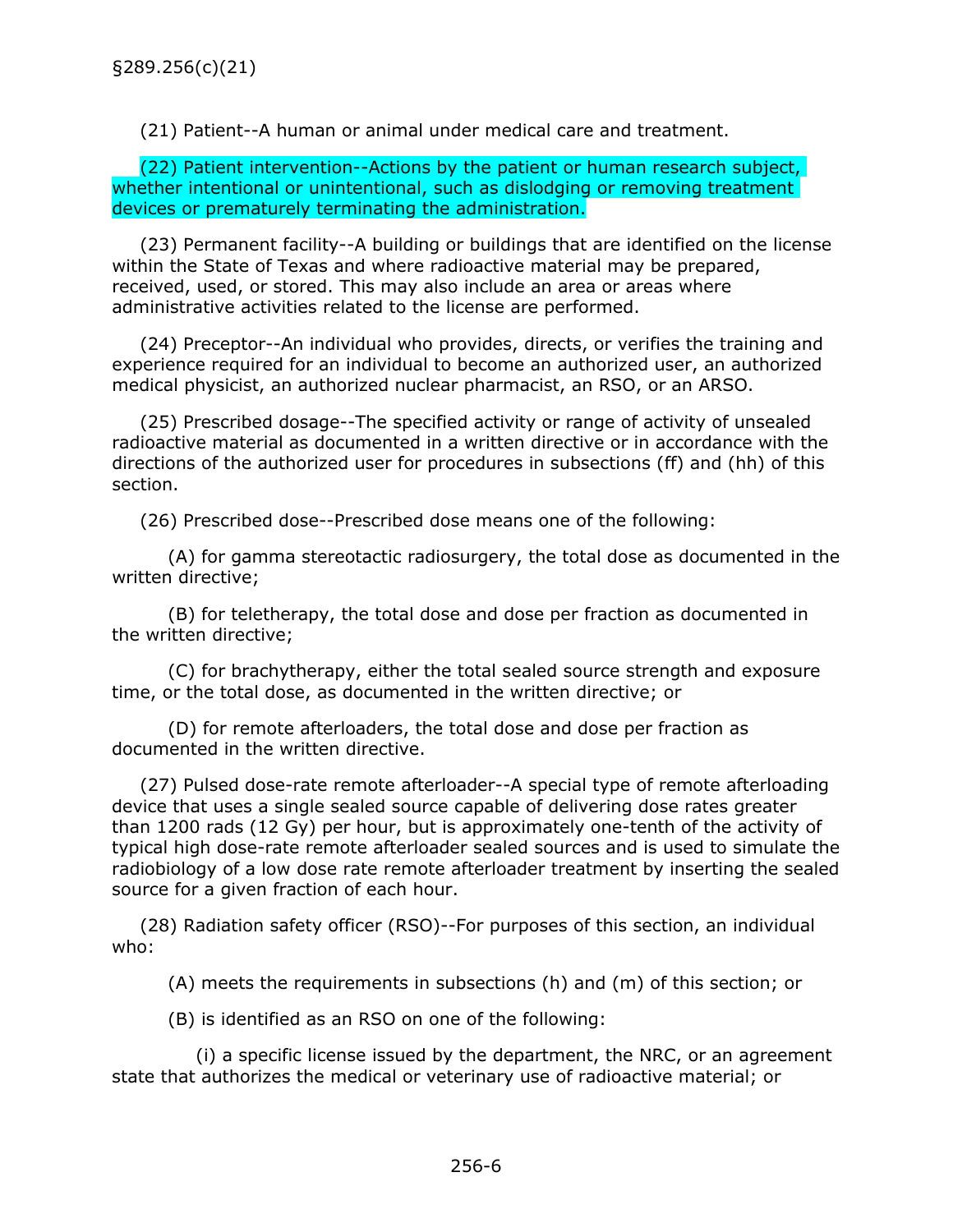(21) Patient--A human or animal under medical care and treatment.

(22) Patient intervention--Actions by the patient or human research subject, whether intentional or unintentional, such as dislodging or removing treatment devices or prematurely terminating the administration.

(23) Permanent facility--A building or buildings that are identified on the license within the State of Texas and where radioactive material may be prepared, received, used, or stored. This may also include an area or areas where administrative activities related to the license are performed.

(24) Preceptor--An individual who provides, directs, or verifies the training and experience required for an individual to become an authorized user, an authorized medical physicist, an authorized nuclear pharmacist, an RSO, or an ARSO.

(25) Prescribed dosage--The specified activity or range of activity of unsealed radioactive material as documented in a written directive or in accordance with the directions of the authorized user for procedures in subsections (ff) and (hh) of this section.

(26) Prescribed dose--Prescribed dose means one of the following:

(A) for gamma stereotactic radiosurgery, the total dose as documented in the written directive;

(B) for teletherapy, the total dose and dose per fraction as documented in the written directive;

(C) for brachytherapy, either the total sealed source strength and exposure time, or the total dose, as documented in the written directive; or

(D) for remote afterloaders, the total dose and dose per fraction as documented in the written directive.

(27) Pulsed dose-rate remote afterloader--A special type of remote afterloading device that uses a single sealed source capable of delivering dose rates greater than 1200 rads (12 Gy) per hour, but is approximately one-tenth of the activity of typical high dose-rate remote afterloader sealed sources and is used to simulate the radiobiology of a low dose rate remote afterloader treatment by inserting the sealed source for a given fraction of each hour.

(28) Radiation safety officer (RSO)--For purposes of this section, an individual who:

(A) meets the requirements in subsections (h) and (m) of this section; or

(B) is identified as an RSO on one of the following:

(i) a specific license issued by the department, the NRC, or an agreement state that authorizes the medical or veterinary use of radioactive material; or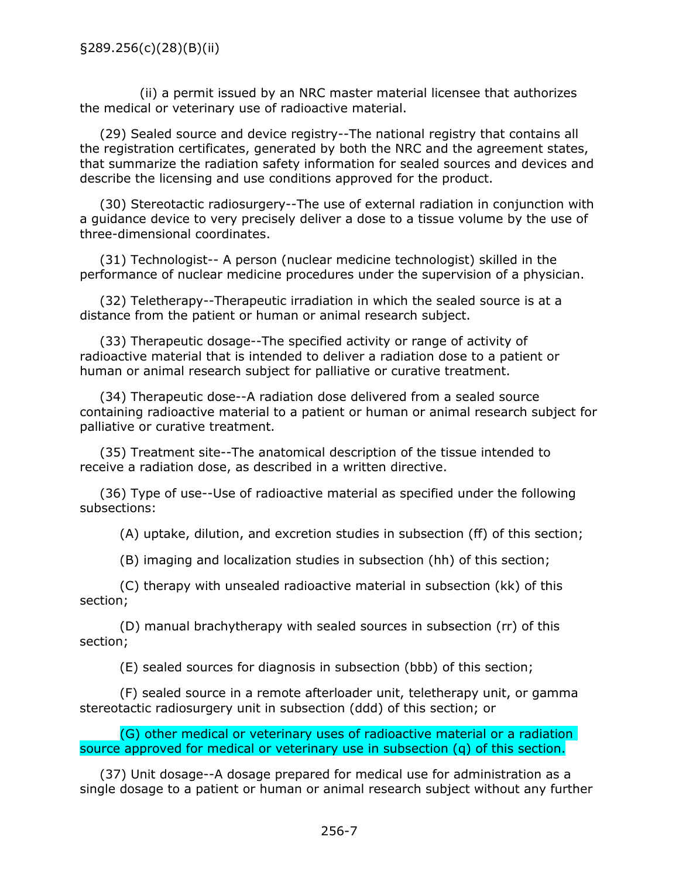(ii) a permit issued by an NRC master material licensee that authorizes the medical or veterinary use of radioactive material.

(29) Sealed source and device registry--The national registry that contains all the registration certificates, generated by both the NRC and the agreement states, that summarize the radiation safety information for sealed sources and devices and describe the licensing and use conditions approved for the product.

(30) Stereotactic radiosurgery--The use of external radiation in conjunction with a guidance device to very precisely deliver a dose to a tissue volume by the use of three-dimensional coordinates.

(31) Technologist-- A person (nuclear medicine technologist) skilled in the performance of nuclear medicine procedures under the supervision of a physician.

(32) Teletherapy--Therapeutic irradiation in which the sealed source is at a distance from the patient or human or animal research subject.

(33) Therapeutic dosage--The specified activity or range of activity of radioactive material that is intended to deliver a radiation dose to a patient or human or animal research subject for palliative or curative treatment.

(34) Therapeutic dose--A radiation dose delivered from a sealed source containing radioactive material to a patient or human or animal research subject for palliative or curative treatment.

(35) Treatment site--The anatomical description of the tissue intended to receive a radiation dose, as described in a written directive.

(36) Type of use--Use of radioactive material as specified under the following subsections:

(A) uptake, dilution, and excretion studies in subsection (ff) of this section;

(B) imaging and localization studies in subsection (hh) of this section;

(C) therapy with unsealed radioactive material in subsection (kk) of this section;

(D) manual brachytherapy with sealed sources in subsection (rr) of this section;

(E) sealed sources for diagnosis in subsection (bbb) of this section;

(F) sealed source in a remote afterloader unit, teletherapy unit, or gamma stereotactic radiosurgery unit in subsection (ddd) of this section; or

(G) other medical or veterinary uses of radioactive material or a radiation source approved for medical or veterinary use in subsection (q) of this section.

(37) Unit dosage--A dosage prepared for medical use for administration as a single dosage to a patient or human or animal research subject without any further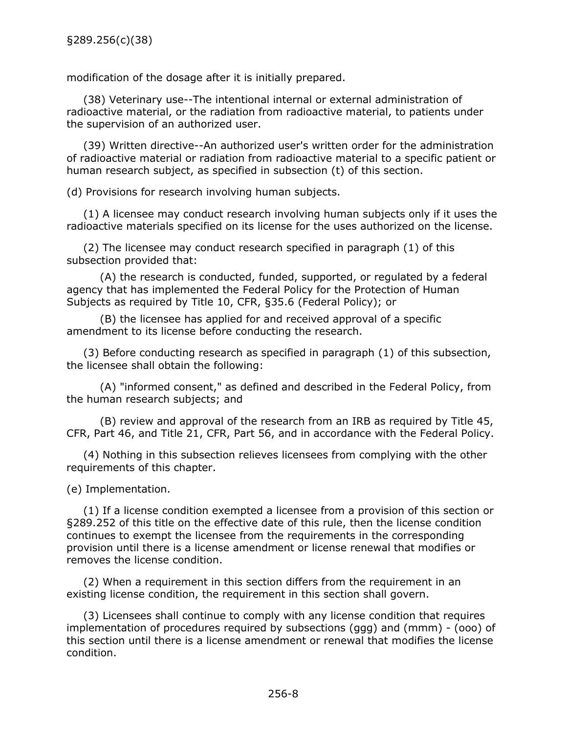modification of the dosage after it is initially prepared.

(38) Veterinary use--The intentional internal or external administration of radioactive material, or the radiation from radioactive material, to patients under the supervision of an authorized user.

(39) Written directive--An authorized user's written order for the administration of radioactive material or radiation from radioactive material to a specific patient or human research subject, as specified in subsection (t) of this section.

(d) Provisions for research involving human subjects.

(1) A licensee may conduct research involving human subjects only if it uses the radioactive materials specified on its license for the uses authorized on the license.

(2) The licensee may conduct research specified in paragraph (1) of this subsection provided that:

(A) the research is conducted, funded, supported, or regulated by a federal agency that has implemented the Federal Policy for the Protection of Human Subjects as required by Title 10, CFR, §35.6 (Federal Policy); or

(B) the licensee has applied for and received approval of a specific amendment to its license before conducting the research.

(3) Before conducting research as specified in paragraph (1) of this subsection, the licensee shall obtain the following:

(A) "informed consent," as defined and described in the Federal Policy, from the human research subjects; and

(B) review and approval of the research from an IRB as required by Title 45, CFR, Part 46, and Title 21, CFR, Part 56, and in accordance with the Federal Policy.

(4) Nothing in this subsection relieves licensees from complying with the other requirements of this chapter.

(e) Implementation.

(1) If a license condition exempted a licensee from a provision of this section or §289.252 of this title on the effective date of this rule, then the license condition continues to exempt the licensee from the requirements in the corresponding provision until there is a license amendment or license renewal that modifies or removes the license condition.

(2) When a requirement in this section differs from the requirement in an existing license condition, the requirement in this section shall govern.

(3) Licensees shall continue to comply with any license condition that requires implementation of procedures required by subsections (ggg) and (mmm) - (ooo) of this section until there is a license amendment or renewal that modifies the license condition.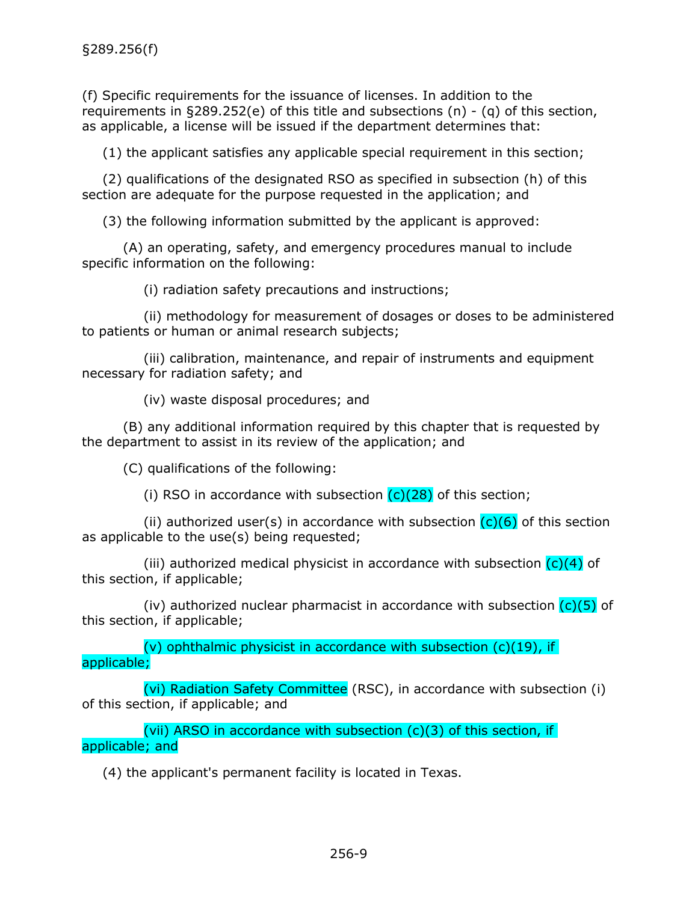§289.256(f)

(f) Specific requirements for the issuance of licenses. In addition to the requirements in §289.252(e) of this title and subsections (n) - (q) of this section, as applicable, a license will be issued if the department determines that:

(1) the applicant satisfies any applicable special requirement in this section;

(2) qualifications of the designated RSO as specified in subsection (h) of this section are adequate for the purpose requested in the application; and

(3) the following information submitted by the applicant is approved:

(A) an operating, safety, and emergency procedures manual to include specific information on the following:

(i) radiation safety precautions and instructions;

(ii) methodology for measurement of dosages or doses to be administered to patients or human or animal research subjects;

(iii) calibration, maintenance, and repair of instruments and equipment necessary for radiation safety; and

(iv) waste disposal procedures; and

(B) any additional information required by this chapter that is requested by the department to assist in its review of the application; and

(C) qualifications of the following:

(i) RSO in accordance with subsection (c)(28) of this section;

(ii) authorized user(s) in accordance with subsection (c)(6) of this section as applicable to the use(s) being requested;

(iii) authorized medical physicist in accordance with subsection (c)(4) of this section, if applicable;

(iv) authorized nuclear pharmacist in accordance with subsection (c)(5) of this section, if applicable;

(v) ophthalmic physicist in accordance with subsection (c)(19), if applicable;

(vi) Radiation Safety Committee (RSC), in accordance with subsection (i) of this section, if applicable; and

(vii) ARSO in accordance with subsection (c)(3) of this section, if applicable; and

(4) the applicant's permanent facility is located in Texas.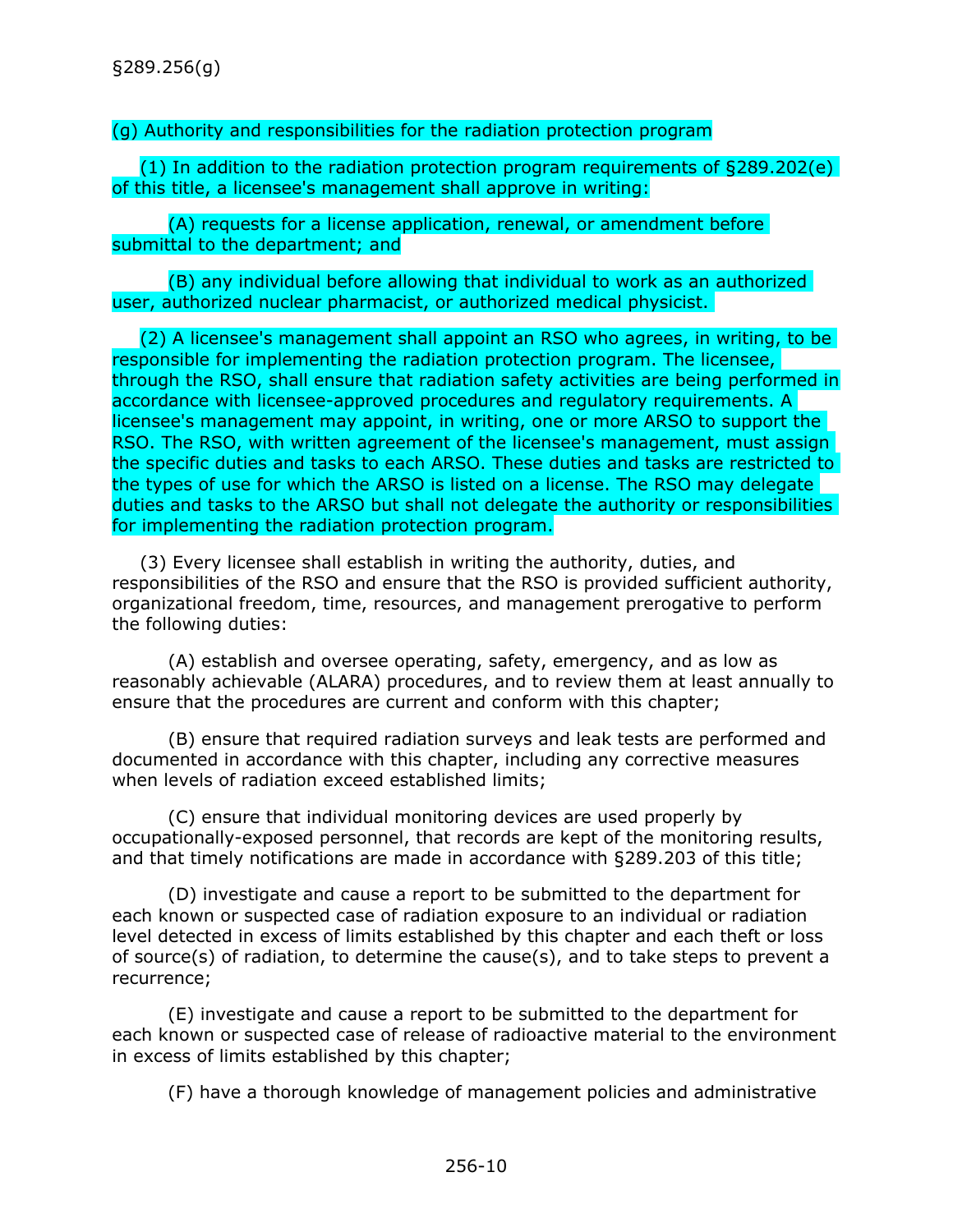§289.256(g)

(g) Authority and responsibilities for the radiation protection program

(1) In addition to the radiation protection program requirements of §289.202(e) of this title, a licensee's management shall approve in writing:

(A) requests for a license application, renewal, or amendment before submittal to the department; and

(B) any individual before allowing that individual to work as an authorized user, authorized nuclear pharmacist, or authorized medical physicist.

(2) A licensee's management shall appoint an RSO who agrees, in writing, to be responsible for implementing the radiation protection program. The licensee, through the RSO, shall ensure that radiation safety activities are being performed in accordance with licensee-approved procedures and regulatory requirements. A licensee's management may appoint, in writing, one or more ARSO to support the RSO. The RSO, with written agreement of the licensee's management, must assign the specific duties and tasks to each ARSO. These duties and tasks are restricted to the types of use for which the ARSO is listed on a license. The RSO may delegate duties and tasks to the ARSO but shall not delegate the authority or responsibilities for implementing the radiation protection program.

(3) Every licensee shall establish in writing the authority, duties, and responsibilities of the RSO and ensure that the RSO is provided sufficient authority, organizational freedom, time, resources, and management prerogative to perform the following duties:

(A) establish and oversee operating, safety, emergency, and as low as reasonably achievable (ALARA) procedures, and to review them at least annually to ensure that the procedures are current and conform with this chapter;

(B) ensure that required radiation surveys and leak tests are performed and documented in accordance with this chapter, including any corrective measures when levels of radiation exceed established limits;

(C) ensure that individual monitoring devices are used properly by occupationally-exposed personnel, that records are kept of the monitoring results, and that timely notifications are made in accordance with §289.203 of this title;

(D) investigate and cause a report to be submitted to the department for each known or suspected case of radiation exposure to an individual or radiation level detected in excess of limits established by this chapter and each theft or loss of source(s) of radiation, to determine the cause(s), and to take steps to prevent a recurrence;

(E) investigate and cause a report to be submitted to the department for each known or suspected case of release of radioactive material to the environment in excess of limits established by this chapter;

(F) have a thorough knowledge of management policies and administrative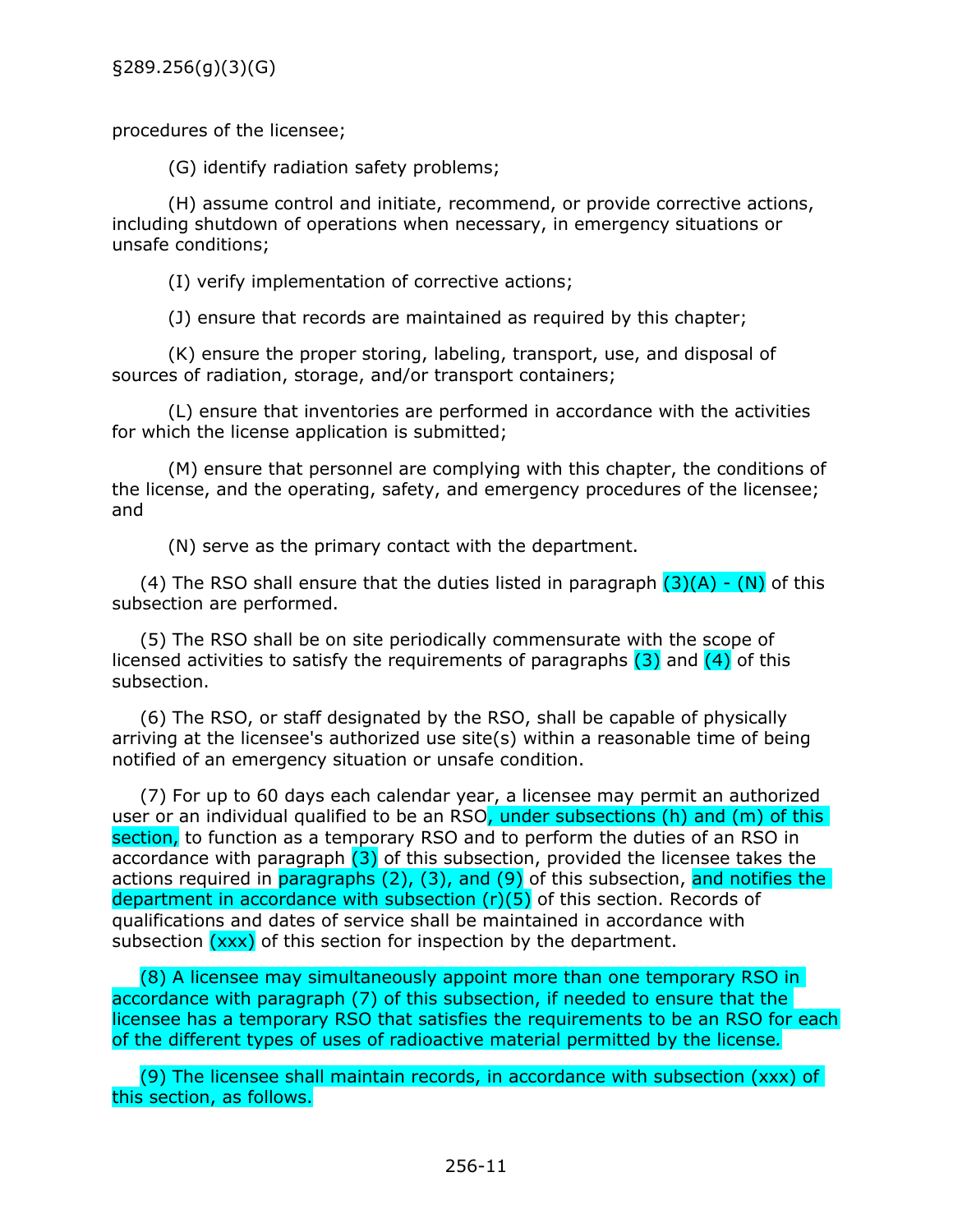procedures of the licensee;

(G) identify radiation safety problems;

(H) assume control and initiate, recommend, or provide corrective actions, including shutdown of operations when necessary, in emergency situations or unsafe conditions;

(I) verify implementation of corrective actions;

(J) ensure that records are maintained as required by this chapter;

(K) ensure the proper storing, labeling, transport, use, and disposal of sources of radiation, storage, and/or transport containers;

(L) ensure that inventories are performed in accordance with the activities for which the license application is submitted;

(M) ensure that personnel are complying with this chapter, the conditions of the license, and the operating, safety, and emergency procedures of the licensee; and

(N) serve as the primary contact with the department.

(4) The RSO shall ensure that the duties listed in paragraph (3)(A) - (N) of this subsection are performed.

(5) The RSO shall be on site periodically commensurate with the scope of licensed activities to satisfy the requirements of paragraphs (3) and (4) of this subsection.

(6) The RSO, or staff designated by the RSO, shall be capable of physically arriving at the licensee's authorized use site(s) within a reasonable time of being notified of an emergency situation or unsafe condition.

(7) For up to 60 days each calendar year, a licensee may permit an authorized user or an individual qualified to be an RSO, under subsections (h) and (m) of this section, to function as a temporary RSO and to perform the duties of an RSO in accordance with paragraph (3) of this subsection, provided the licensee takes the actions required in paragraphs (2), (3), and (9) of this subsection, and notifies the department in accordance with subsection (r)(5) of this section. Records of qualifications and dates of service shall be maintained in accordance with subsection (xxx) of this section for inspection by the department.

(8) A licensee may simultaneously appoint more than one temporary RSO in accordance with paragraph (7) of this subsection, if needed to ensure that the licensee has a temporary RSO that satisfies the requirements to be an RSO for each of the different types of uses of radioactive material permitted by the license.

(9) The licensee shall maintain records, in accordance with subsection (xxx) of this section, as follows.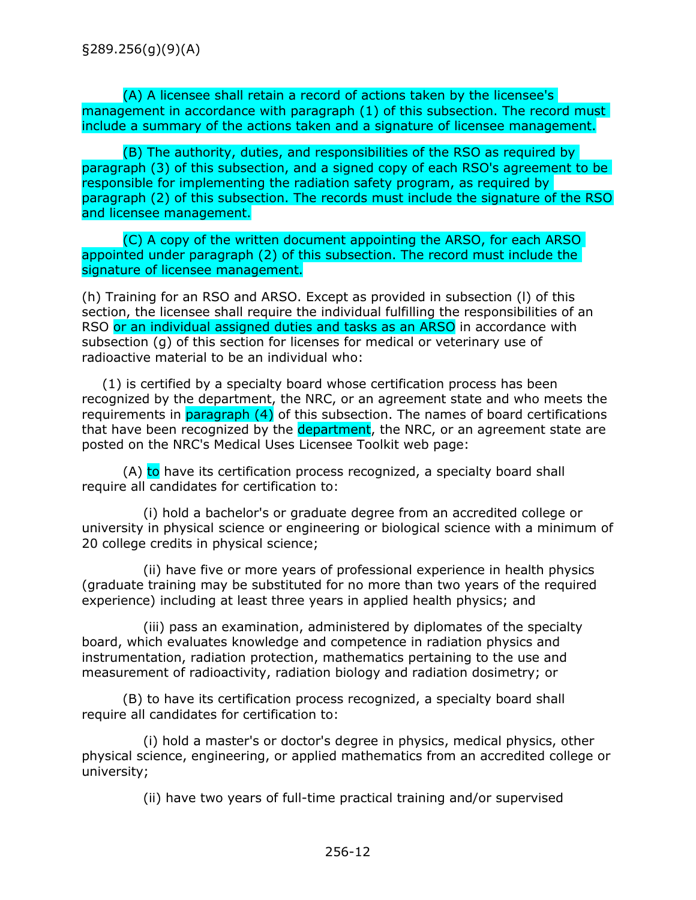§289.256(g)(9)(A)

(A) A licensee shall retain a record of actions taken by the licensee's management in accordance with paragraph (1) of this subsection. The record must include a summary of the actions taken and a signature of licensee management.

(B) The authority, duties, and responsibilities of the RSO as required by paragraph (3) of this subsection, and a signed copy of each RSO's agreement to be responsible for implementing the radiation safety program, as required by paragraph (2) of this subsection. The records must include the signature of the RSO and licensee management.

(C) A copy of the written document appointing the ARSO, for each ARSO appointed under paragraph (2) of this subsection. The record must include the signature of licensee management.

(h) Training for an RSO and ARSO. Except as provided in subsection (l) of this section, the licensee shall require the individual fulfilling the responsibilities of an RSO or an individual assigned duties and tasks as an ARSO in accordance with subsection (g) of this section for licenses for medical or veterinary use of radioactive material to be an individual who:

(1) is certified by a specialty board whose certification process has been recognized by the department, the NRC, or an agreement state and who meets the requirements in paragraph (4) of this subsection. The names of board certifications that have been recognized by the department, the NRC, or an agreement state are posted on the NRC's Medical Uses Licensee Toolkit web page:

(A) to have its certification process recognized, a specialty board shall require all candidates for certification to:

(i) hold a bachelor's or graduate degree from an accredited college or university in physical science or engineering or biological science with a minimum of 20 college credits in physical science;

(ii) have five or more years of professional experience in health physics (graduate training may be substituted for no more than two years of the required experience) including at least three years in applied health physics; and

(iii) pass an examination, administered by diplomates of the specialty board, which evaluates knowledge and competence in radiation physics and instrumentation, radiation protection, mathematics pertaining to the use and measurement of radioactivity, radiation biology and radiation dosimetry; or

(B) to have its certification process recognized, a specialty board shall require all candidates for certification to:

(i) hold a master's or doctor's degree in physics, medical physics, other physical science, engineering, or applied mathematics from an accredited college or university;

(ii) have two years of full-time practical training and/or supervised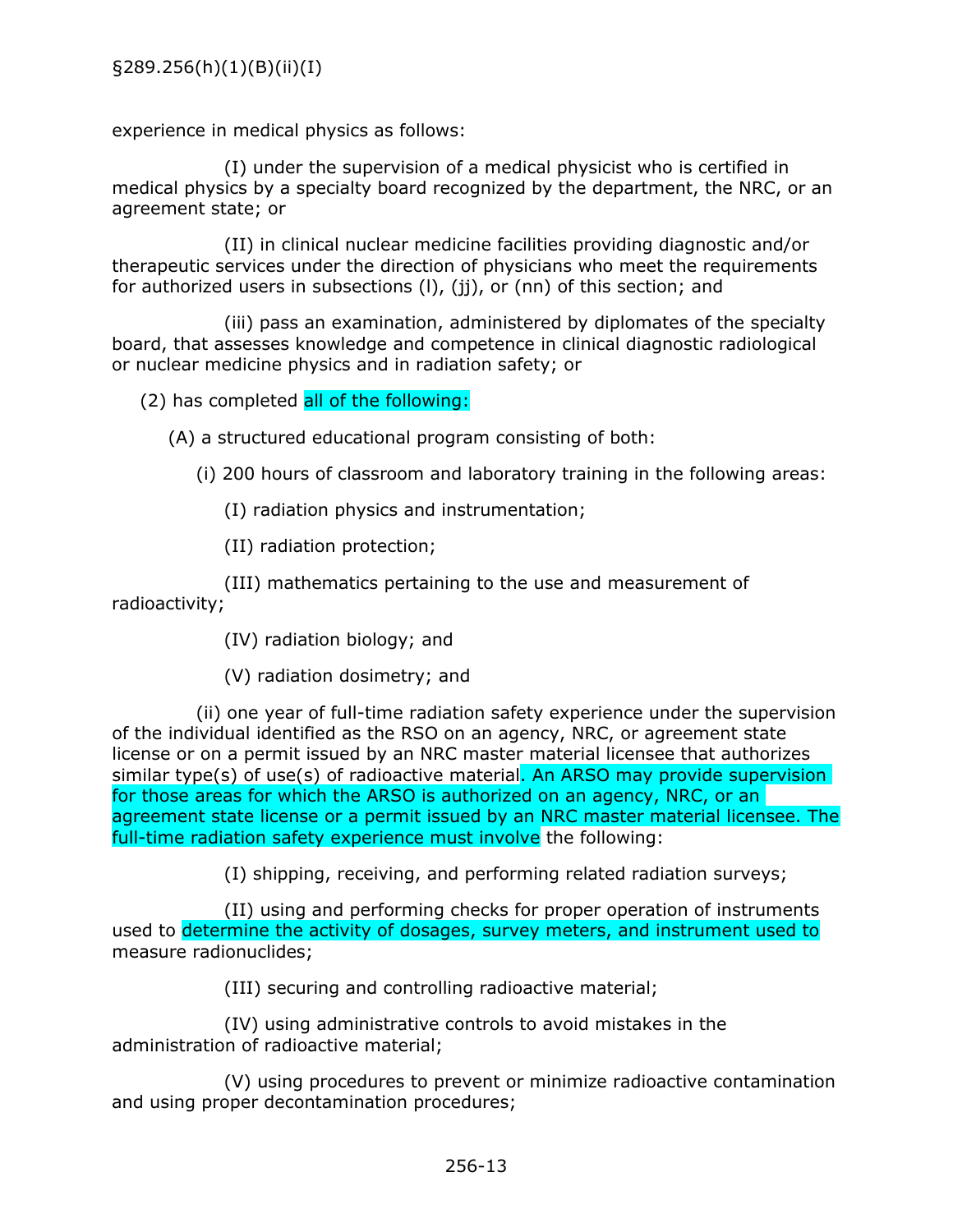experience in medical physics as follows:

(I) under the supervision of a medical physicist who is certified in medical physics by a specialty board recognized by the department, the NRC, or an agreement state; or

(II) in clinical nuclear medicine facilities providing diagnostic and/or therapeutic services under the direction of physicians who meet the requirements for authorized users in subsections (l), (jj), or (nn) of this section; and

(iii) pass an examination, administered by diplomates of the specialty board, that assesses knowledge and competence in clinical diagnostic radiological or nuclear medicine physics and in radiation safety; or

(2) has completed all of the following:

(A) a structured educational program consisting of both:

(i) 200 hours of classroom and laboratory training in the following areas:

(I) radiation physics and instrumentation;

(II) radiation protection;

(III) mathematics pertaining to the use and measurement of radioactivity;

(IV) radiation biology; and

(V) radiation dosimetry; and

(ii) one year of full-time radiation safety experience under the supervision of the individual identified as the RSO on an agency, NRC, or agreement state license or on a permit issued by an NRC master material licensee that authorizes similar type(s) of use(s) of radioactive material. An ARSO may provide supervision for those areas for which the ARSO is authorized on an agency, NRC, or an agreement state license or a permit issued by an NRC master material licensee. The full-time radiation safety experience must involve the following:

(I) shipping, receiving, and performing related radiation surveys;

(II) using and performing checks for proper operation of instruments used to determine the activity of dosages, survey meters, and instrument used to measure radionuclides;

(III) securing and controlling radioactive material;

(IV) using administrative controls to avoid mistakes in the administration of radioactive material;

(V) using procedures to prevent or minimize radioactive contamination and using proper decontamination procedures;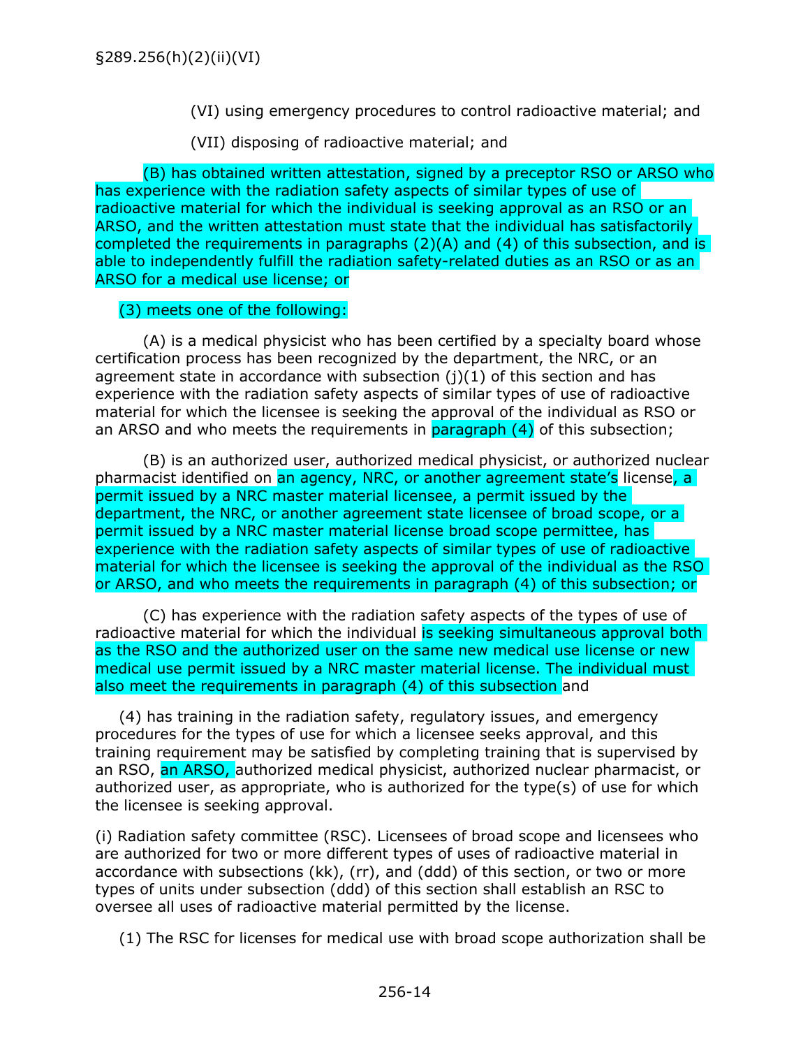(VI) using emergency procedures to control radioactive material; and

(VII) disposing of radioactive material; and

(B) has obtained written attestation, signed by a preceptor RSO or ARSO who has experience with the radiation safety aspects of similar types of use of radioactive material for which the individual is seeking approval as an RSO or an ARSO, and the written attestation must state that the individual has satisfactorily completed the requirements in paragraphs (2)(A) and (4) of this subsection, and is able to independently fulfill the radiation safety-related duties as an RSO or as an ARSO for a medical use license; or

(3) meets one of the following:

(A) is a medical physicist who has been certified by a specialty board whose certification process has been recognized by the department, the NRC, or an agreement state in accordance with subsection (j)(1) of this section and has experience with the radiation safety aspects of similar types of use of radioactive material for which the licensee is seeking the approval of the individual as RSO or an ARSO and who meets the requirements in paragraph (4) of this subsection;

(B) is an authorized user, authorized medical physicist, or authorized nuclear pharmacist identified on an agency, NRC, or another agreement state's license, a permit issued by a NRC master material licensee, a permit issued by the department, the NRC, or another agreement state licensee of broad scope, or a permit issued by a NRC master material license broad scope permittee, has experience with the radiation safety aspects of similar types of use of radioactive material for which the licensee is seeking the approval of the individual as the RSO or ARSO, and who meets the requirements in paragraph (4) of this subsection; or

(C) has experience with the radiation safety aspects of the types of use of radioactive material for which the individual is seeking simultaneous approval both as the RSO and the authorized user on the same new medical use license or new medical use permit issued by a NRC master material license. The individual must also meet the requirements in paragraph (4) of this subsection and

(4) has training in the radiation safety, regulatory issues, and emergency procedures for the types of use for which a licensee seeks approval, and this training requirement may be satisfied by completing training that is supervised by an RSO, an ARSO, authorized medical physicist, authorized nuclear pharmacist, or authorized user, as appropriate, who is authorized for the type(s) of use for which the licensee is seeking approval.

(i) Radiation safety committee (RSC). Licensees of broad scope and licensees who are authorized for two or more different types of uses of radioactive material in accordance with subsections (kk), (rr), and (ddd) of this section, or two or more types of units under subsection (ddd) of this section shall establish an RSC to oversee all uses of radioactive material permitted by the license.

(1) The RSC for licenses for medical use with broad scope authorization shall be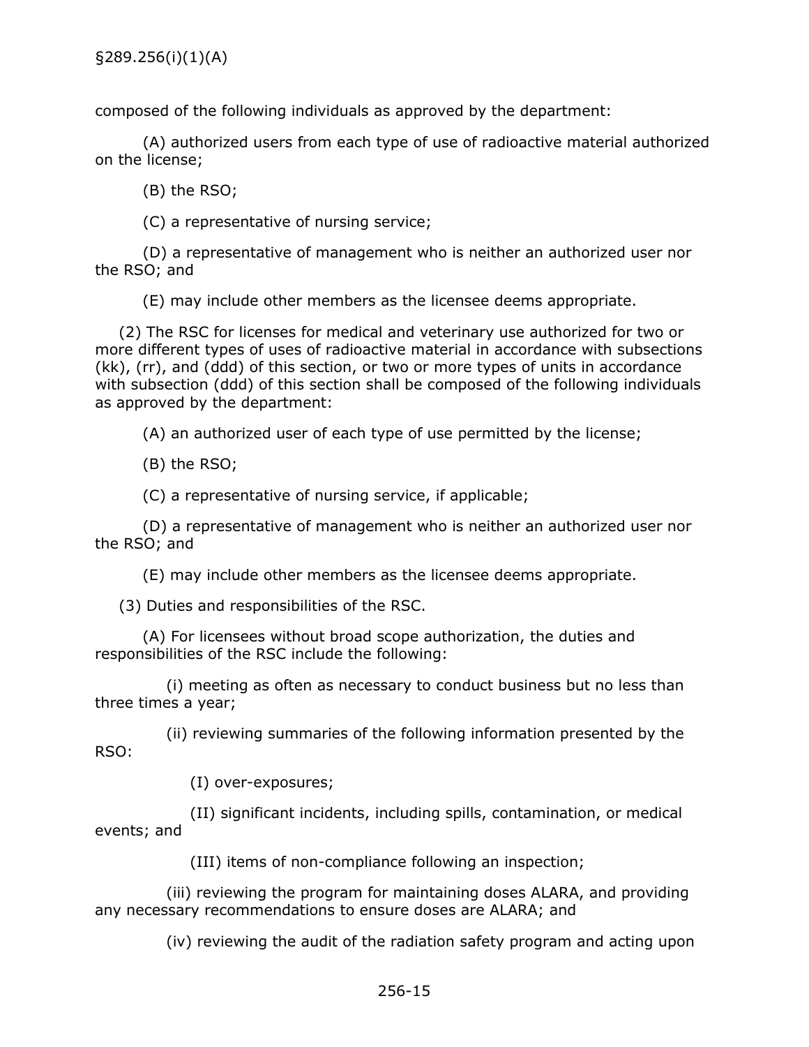composed of the following individuals as approved by the department:

(A) authorized users from each type of use of radioactive material authorized on the license;

(B) the RSO;

(C) a representative of nursing service;

(D) a representative of management who is neither an authorized user nor the RSO; and

(E) may include other members as the licensee deems appropriate.

(2) The RSC for licenses for medical and veterinary use authorized for two or more different types of uses of radioactive material in accordance with subsections (kk), (rr), and (ddd) of this section, or two or more types of units in accordance with subsection (ddd) of this section shall be composed of the following individuals as approved by the department:

(A) an authorized user of each type of use permitted by the license;

(B) the RSO;

(C) a representative of nursing service, if applicable;

(D) a representative of management who is neither an authorized user nor the RSO; and

(E) may include other members as the licensee deems appropriate.

(3) Duties and responsibilities of the RSC.

(A) For licensees without broad scope authorization, the duties and responsibilities of the RSC include the following:

(i) meeting as often as necessary to conduct business but no less than three times a year;

(ii) reviewing summaries of the following information presented by the RSO:

(I) over-exposures;

(II) significant incidents, including spills, contamination, or medical events; and

(III) items of non-compliance following an inspection;

(iii) reviewing the program for maintaining doses ALARA, and providing any necessary recommendations to ensure doses are ALARA; and

(iv) reviewing the audit of the radiation safety program and acting upon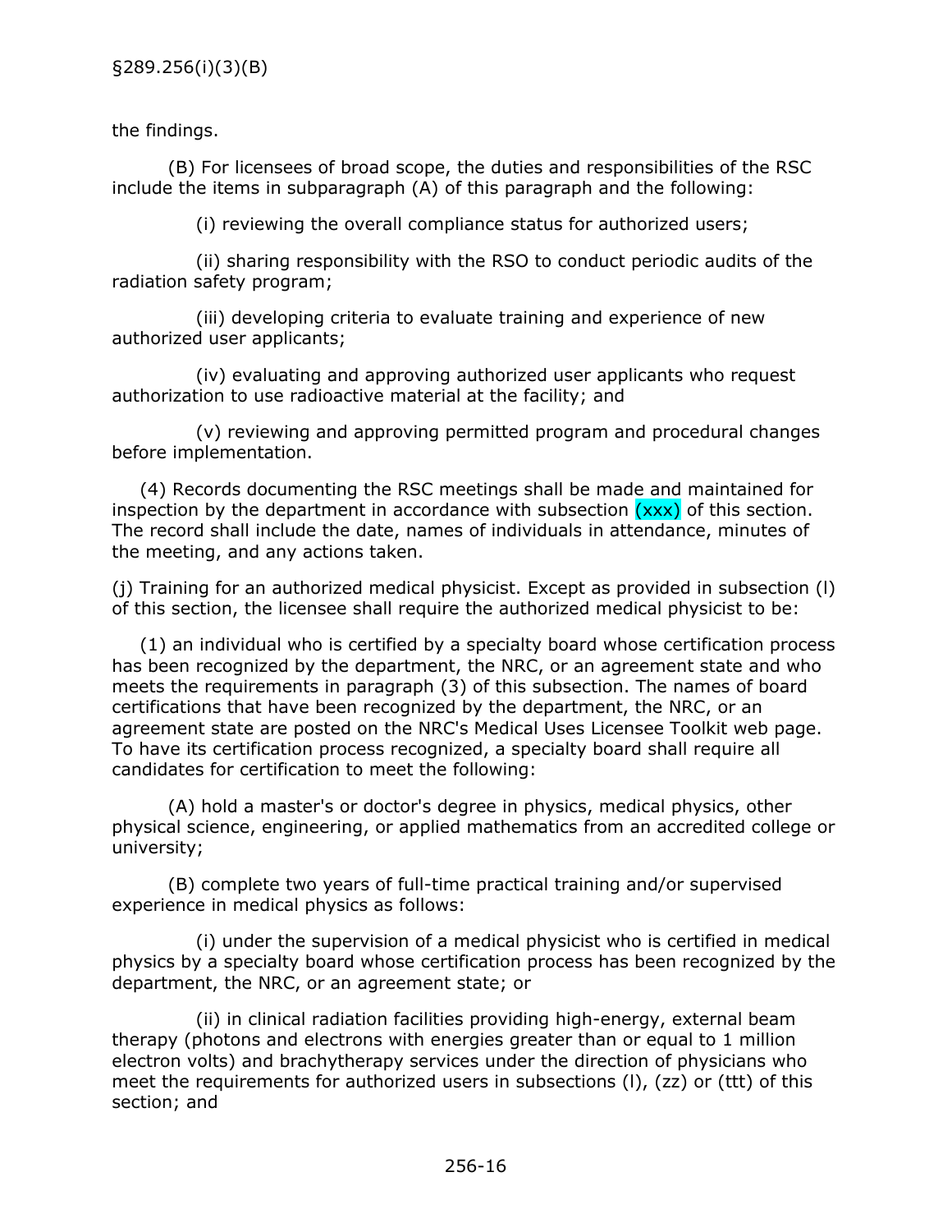the findings.

(B) For licensees of broad scope, the duties and responsibilities of the RSC include the items in subparagraph (A) of this paragraph and the following:

(i) reviewing the overall compliance status for authorized users;

(ii) sharing responsibility with the RSO to conduct periodic audits of the radiation safety program;

(iii) developing criteria to evaluate training and experience of new authorized user applicants;

(iv) evaluating and approving authorized user applicants who request authorization to use radioactive material at the facility; and

(v) reviewing and approving permitted program and procedural changes before implementation.

(4) Records documenting the RSC meetings shall be made and maintained for inspection by the department in accordance with subsection (xxx) of this section. The record shall include the date, names of individuals in attendance, minutes of the meeting, and any actions taken.

(j) Training for an authorized medical physicist. Except as provided in subsection (l) of this section, the licensee shall require the authorized medical physicist to be:

(1) an individual who is certified by a specialty board whose certification process has been recognized by the department, the NRC, or an agreement state and who meets the requirements in paragraph (3) of this subsection. The names of board certifications that have been recognized by the department, the NRC, or an agreement state are posted on the NRC's Medical Uses Licensee Toolkit web page. To have its certification process recognized, a specialty board shall require all candidates for certification to meet the following:

(A) hold a master's or doctor's degree in physics, medical physics, other physical science, engineering, or applied mathematics from an accredited college or university;

(B) complete two years of full-time practical training and/or supervised experience in medical physics as follows:

(i) under the supervision of a medical physicist who is certified in medical physics by a specialty board whose certification process has been recognized by the department, the NRC, or an agreement state; or

(ii) in clinical radiation facilities providing high-energy, external beam therapy (photons and electrons with energies greater than or equal to 1 million electron volts) and brachytherapy services under the direction of physicians who meet the requirements for authorized users in subsections (l), (zz) or (ttt) of this section; and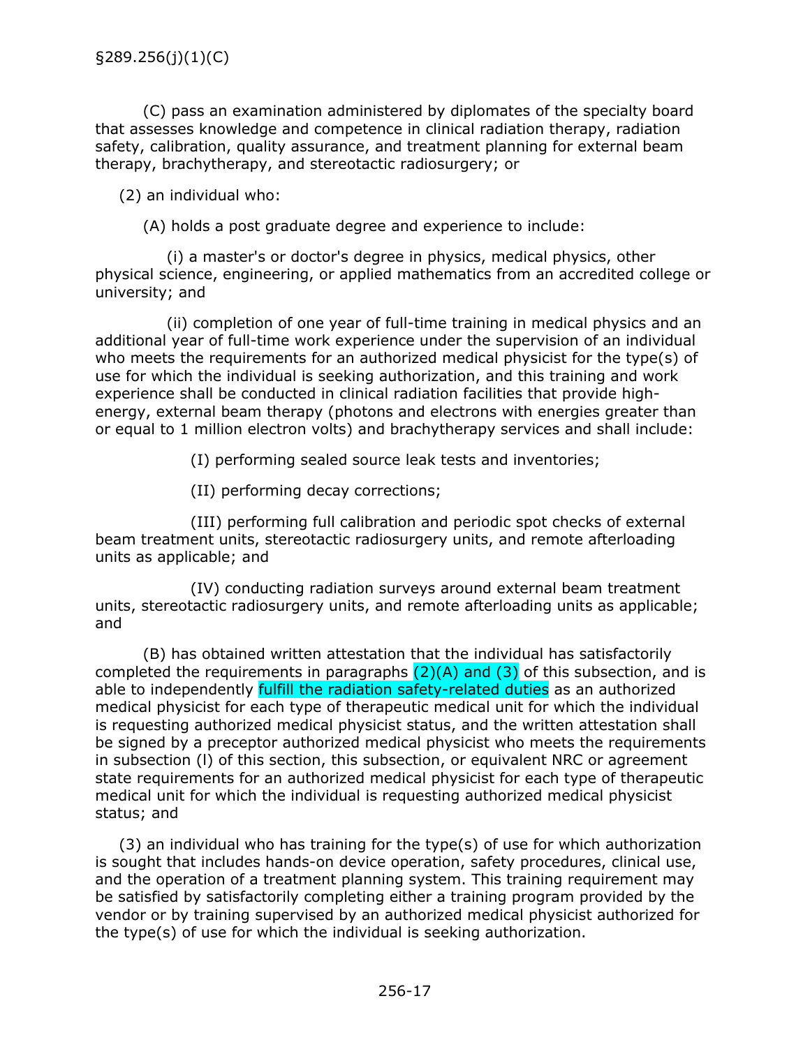§289.256(j)(1)(C)

(C) pass an examination administered by diplomates of the specialty board that assesses knowledge and competence in clinical radiation therapy, radiation safety, calibration, quality assurance, and treatment planning for external beam therapy, brachytherapy, and stereotactic radiosurgery; or

(2) an individual who:

(A) holds a post graduate degree and experience to include:

(i) a master's or doctor's degree in physics, medical physics, other physical science, engineering, or applied mathematics from an accredited college or university; and

(ii) completion of one year of full-time training in medical physics and an additional year of full-time work experience under the supervision of an individual who meets the requirements for an authorized medical physicist for the type(s) of use for which the individual is seeking authorization, and this training and work experience shall be conducted in clinical radiation facilities that provide high-energy, external beam therapy (photons and electrons with energies greater than or equal to 1 million electron volts) and brachytherapy services and shall include:

(I) performing sealed source leak tests and inventories;

(II) performing decay corrections;

(III) performing full calibration and periodic spot checks of external beam treatment units, stereotactic radiosurgery units, and remote afterloading units as applicable; and

(IV) conducting radiation surveys around external beam treatment units, stereotactic radiosurgery units, and remote afterloading units as applicable; and

(B) has obtained written attestation that the individual has satisfactorily completed the requirements in paragraphs (2)(A) and (3) of this subsection, and is able to independently fulfill the radiation safety-related duties as an authorized medical physicist for each type of therapeutic medical unit for which the individual is requesting authorized medical physicist status, and the written attestation shall be signed by a preceptor authorized medical physicist who meets the requirements in subsection (l) of this section, this subsection, or equivalent NRC or agreement state requirements for an authorized medical physicist for each type of therapeutic medical unit for which the individual is requesting authorized medical physicist status; and

(3) an individual who has training for the type(s) of use for which authorization is sought that includes hands-on device operation, safety procedures, clinical use, and the operation of a treatment planning system. This training requirement may be satisfied by satisfactorily completing either a training program provided by the vendor or by training supervised by an authorized medical physicist authorized for the type(s) of use for which the individual is seeking authorization.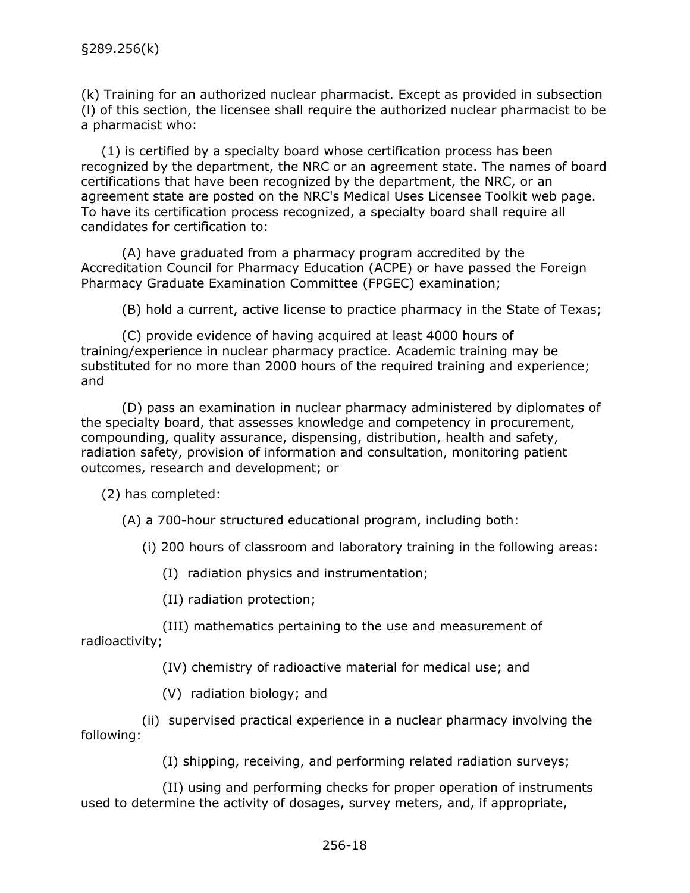§289.256(k)

(k) Training for an authorized nuclear pharmacist. Except as provided in subsection (l) of this section, the licensee shall require the authorized nuclear pharmacist to be a pharmacist who:

(1) is certified by a specialty board whose certification process has been recognized by the department, the NRC or an agreement state. The names of board certifications that have been recognized by the department, the NRC, or an agreement state are posted on the NRC's Medical Uses Licensee Toolkit web page. To have its certification process recognized, a specialty board shall require all candidates for certification to:

(A) have graduated from a pharmacy program accredited by the Accreditation Council for Pharmacy Education (ACPE) or have passed the Foreign Pharmacy Graduate Examination Committee (FPGEC) examination;

(B) hold a current, active license to practice pharmacy in the State of Texas;

(C) provide evidence of having acquired at least 4000 hours of training/experience in nuclear pharmacy practice. Academic training may be substituted for no more than 2000 hours of the required training and experience; and

(D) pass an examination in nuclear pharmacy administered by diplomates of the specialty board, that assesses knowledge and competency in procurement, compounding, quality assurance, dispensing, distribution, health and safety, radiation safety, provision of information and consultation, monitoring patient outcomes, research and development; or

(2) has completed:

(A) a 700-hour structured educational program, including both:

(i) 200 hours of classroom and laboratory training in the following areas:

(I) radiation physics and instrumentation;

(II) radiation protection;

(III) mathematics pertaining to the use and measurement of radioactivity;

(IV) chemistry of radioactive material for medical use; and

(V) radiation biology; and

(ii) supervised practical experience in a nuclear pharmacy involving the following:

(I) shipping, receiving, and performing related radiation surveys;

(II) using and performing checks for proper operation of instruments used to determine the activity of dosages, survey meters, and, if appropriate,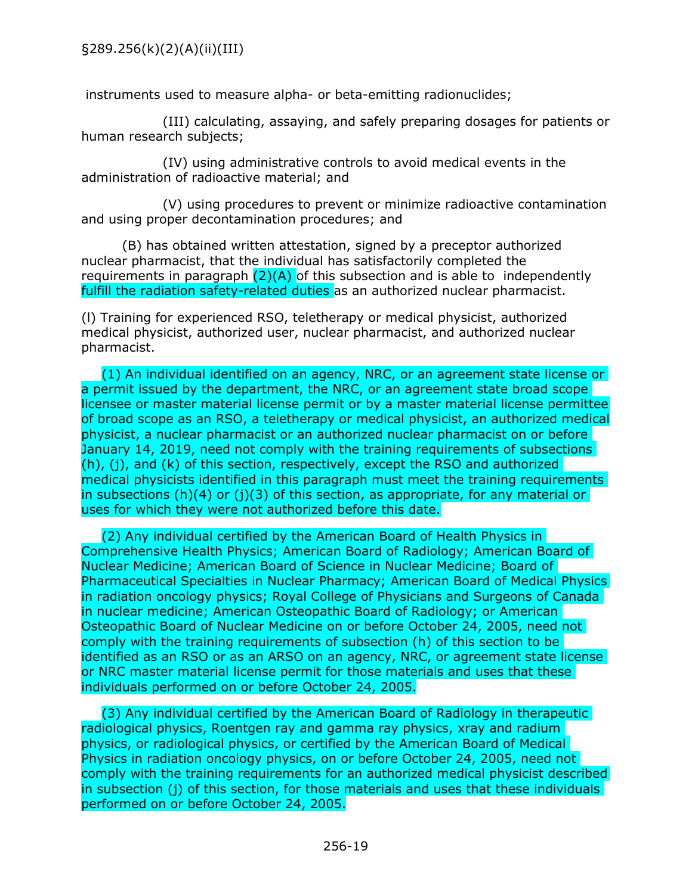instruments used to measure alpha- or beta-emitting radionuclides;

(III) calculating, assaying, and safely preparing dosages for patients or human research subjects;

(IV) using administrative controls to avoid medical events in the administration of radioactive material; and

(V) using procedures to prevent or minimize radioactive contamination and using proper decontamination procedures; and

(B) has obtained written attestation, signed by a preceptor authorized nuclear pharmacist, that the individual has satisfactorily completed the requirements in paragraph (2)(A) of this subsection and is able to independently fulfill the radiation safety-related duties as an authorized nuclear pharmacist.

(l) Training for experienced RSO, teletherapy or medical physicist, authorized medical physicist, authorized user, nuclear pharmacist, and authorized nuclear pharmacist.

(1) An individual identified on an agency, NRC, or an agreement state license or a permit issued by the department, the NRC, or an agreement state broad scope licensee or master material license permit or by a master material license permittee of broad scope as an RSO, a teletherapy or medical physicist, an authorized medical physicist, a nuclear pharmacist or an authorized nuclear pharmacist on or before January 14, 2019, need not comply with the training requirements of subsections (h), (j), and (k) of this section, respectively, except the RSO and authorized medical physicists identified in this paragraph must meet the training requirements in subsections (h)(4) or (j)(3) of this section, as appropriate, for any material or uses for which they were not authorized before this date.

(2) Any individual certified by the American Board of Health Physics in Comprehensive Health Physics; American Board of Radiology; American Board of Nuclear Medicine; American Board of Science in Nuclear Medicine; Board of Pharmaceutical Specialties in Nuclear Pharmacy; American Board of Medical Physics in radiation oncology physics; Royal College of Physicians and Surgeons of Canada in nuclear medicine; American Osteopathic Board of Radiology; or American Osteopathic Board of Nuclear Medicine on or before October 24, 2005, need not comply with the training requirements of subsection (h) of this section to be identified as an RSO or as an ARSO on an agency, NRC, or agreement state license or NRC master material license permit for those materials and uses that these individuals performed on or before October 24, 2005.

(3) Any individual certified by the American Board of Radiology in therapeutic radiological physics, Roentgen ray and gamma ray physics, xray and radium physics, or radiological physics, or certified by the American Board of Medical Physics in radiation oncology physics, on or before October 24, 2005, need not comply with the training requirements for an authorized medical physicist described in subsection (j) of this section, for those materials and uses that these individuals performed on or before October 24, 2005.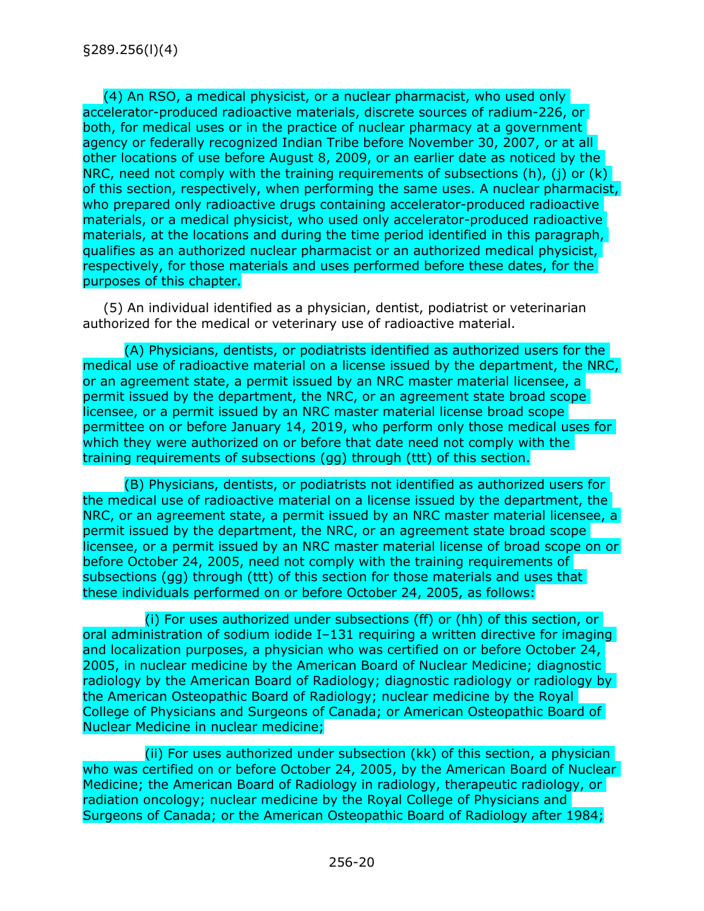§289.256(l)(4)

(4) An RSO, a medical physicist, or a nuclear pharmacist, who used only accelerator-produced radioactive materials, discrete sources of radium-226, or both, for medical uses or in the practice of nuclear pharmacy at a government agency or federally recognized Indian Tribe before November 30, 2007, or at all other locations of use before August 8, 2009, or an earlier date as noticed by the NRC, need not comply with the training requirements of subsections (h), (j) or (k) of this section, respectively, when performing the same uses. A nuclear pharmacist, who prepared only radioactive drugs containing accelerator-produced radioactive materials, or a medical physicist, who used only accelerator-produced radioactive materials, at the locations and during the time period identified in this paragraph, qualifies as an authorized nuclear pharmacist or an authorized medical physicist, respectively, for those materials and uses performed before these dates, for the purposes of this chapter.

(5) An individual identified as a physician, dentist, podiatrist or veterinarian authorized for the medical or veterinary use of radioactive material.

(A) Physicians, dentists, or podiatrists identified as authorized users for the medical use of radioactive material on a license issued by the department, the NRC, or an agreement state, a permit issued by an NRC master material licensee, a permit issued by the department, the NRC, or an agreement state broad scope licensee, or a permit issued by an NRC master material license broad scope permittee on or before January 14, 2019, who perform only those medical uses for which they were authorized on or before that date need not comply with the training requirements of subsections (gg) through (ttt) of this section.

(B) Physicians, dentists, or podiatrists not identified as authorized users for the medical use of radioactive material on a license issued by the department, the NRC, or an agreement state, a permit issued by an NRC master material licensee, a permit issued by the department, the NRC, or an agreement state broad scope licensee, or a permit issued by an NRC master material license of broad scope on or before October 24, 2005, need not comply with the training requirements of subsections (gg) through (ttt) of this section for those materials and uses that these individuals performed on or before October 24, 2005, as follows:

(i) For uses authorized under subsections (ff) or (hh) of this section, or oral administration of sodium iodide I–131 requiring a written directive for imaging and localization purposes, a physician who was certified on or before October 24, 2005, in nuclear medicine by the American Board of Nuclear Medicine; diagnostic radiology by the American Board of Radiology; diagnostic radiology or radiology by the American Osteopathic Board of Radiology; nuclear medicine by the Royal College of Physicians and Surgeons of Canada; or American Osteopathic Board of Nuclear Medicine in nuclear medicine;

(ii) For uses authorized under subsection (kk) of this section, a physician who was certified on or before October 24, 2005, by the American Board of Nuclear Medicine; the American Board of Radiology in radiology, therapeutic radiology, or radiation oncology; nuclear medicine by the Royal College of Physicians and Surgeons of Canada; or the American Osteopathic Board of Radiology after 1984;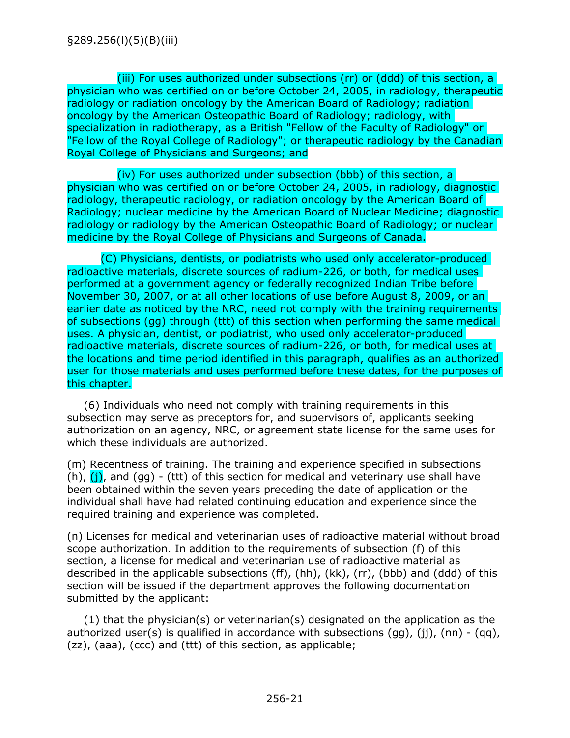§289.256(l)(5)(B)(iii)

(iii) For uses authorized under subsections (rr) or (ddd) of this section, a physician who was certified on or before October 24, 2005, in radiology, therapeutic radiology or radiation oncology by the American Board of Radiology; radiation oncology by the American Osteopathic Board of Radiology; radiology, with specialization in radiotherapy, as a British "Fellow of the Faculty of Radiology" or "Fellow of the Royal College of Radiology"; or therapeutic radiology by the Canadian Royal College of Physicians and Surgeons; and

(iv) For uses authorized under subsection (bbb) of this section, a physician who was certified on or before October 24, 2005, in radiology, diagnostic radiology, therapeutic radiology, or radiation oncology by the American Board of Radiology; nuclear medicine by the American Board of Nuclear Medicine; diagnostic radiology or radiology by the American Osteopathic Board of Radiology; or nuclear medicine by the Royal College of Physicians and Surgeons of Canada.

(C) Physicians, dentists, or podiatrists who used only accelerator-produced radioactive materials, discrete sources of radium-226, or both, for medical uses performed at a government agency or federally recognized Indian Tribe before November 30, 2007, or at all other locations of use before August 8, 2009, or an earlier date as noticed by the NRC, need not comply with the training requirements of subsections (gg) through (ttt) of this section when performing the same medical uses. A physician, dentist, or podiatrist, who used only accelerator-produced radioactive materials, discrete sources of radium-226, or both, for medical uses at the locations and time period identified in this paragraph, qualifies as an authorized user for those materials and uses performed before these dates, for the purposes of this chapter.

(6) Individuals who need not comply with training requirements in this subsection may serve as preceptors for, and supervisors of, applicants seeking authorization on an agency, NRC, or agreement state license for the same uses for which these individuals are authorized.

(m) Recentness of training. The training and experience specified in subsections (h), (j), and (gg) - (ttt) of this section for medical and veterinary use shall have been obtained within the seven years preceding the date of application or the individual shall have had related continuing education and experience since the required training and experience was completed.

(n) Licenses for medical and veterinarian uses of radioactive material without broad scope authorization. In addition to the requirements of subsection (f) of this section, a license for medical and veterinarian use of radioactive material as described in the applicable subsections (ff), (hh), (kk), (rr), (bbb) and (ddd) of this section will be issued if the department approves the following documentation submitted by the applicant:

(1) that the physician(s) or veterinarian(s) designated on the application as the authorized user(s) is qualified in accordance with subsections (gg), (jj), (nn) - (qq), (zz), (aaa), (ccc) and (ttt) of this section, as applicable;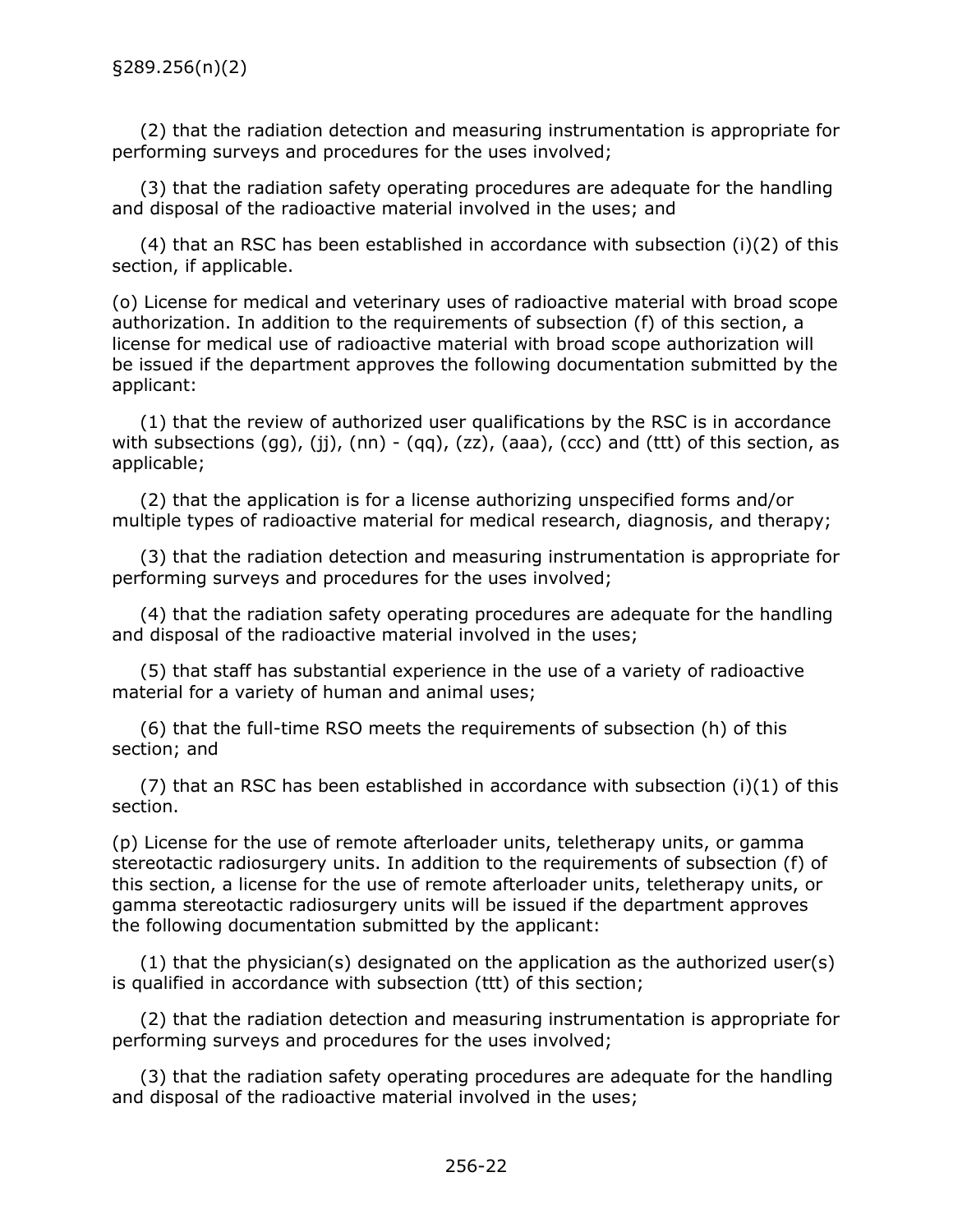(2) that the radiation detection and measuring instrumentation is appropriate for performing surveys and procedures for the uses involved;

(3) that the radiation safety operating procedures are adequate for the handling and disposal of the radioactive material involved in the uses; and

(4) that an RSC has been established in accordance with subsection (i)(2) of this section, if applicable.

(o) License for medical and veterinary uses of radioactive material with broad scope authorization. In addition to the requirements of subsection (f) of this section, a license for medical use of radioactive material with broad scope authorization will be issued if the department approves the following documentation submitted by the applicant:

(1) that the review of authorized user qualifications by the RSC is in accordance with subsections (gg), (jj), (nn) - (qq), (zz), (aaa), (ccc) and (ttt) of this section, as applicable;

(2) that the application is for a license authorizing unspecified forms and/or multiple types of radioactive material for medical research, diagnosis, and therapy;

(3) that the radiation detection and measuring instrumentation is appropriate for performing surveys and procedures for the uses involved;

(4) that the radiation safety operating procedures are adequate for the handling and disposal of the radioactive material involved in the uses;

(5) that staff has substantial experience in the use of a variety of radioactive material for a variety of human and animal uses;

(6) that the full-time RSO meets the requirements of subsection (h) of this section; and

(7) that an RSC has been established in accordance with subsection (i)(1) of this section.

(p) License for the use of remote afterloader units, teletherapy units, or gamma stereotactic radiosurgery units. In addition to the requirements of subsection (f) of this section, a license for the use of remote afterloader units, teletherapy units, or gamma stereotactic radiosurgery units will be issued if the department approves the following documentation submitted by the applicant:

(1) that the physician(s) designated on the application as the authorized user(s) is qualified in accordance with subsection (ttt) of this section;

(2) that the radiation detection and measuring instrumentation is appropriate for performing surveys and procedures for the uses involved;

(3) that the radiation safety operating procedures are adequate for the handling and disposal of the radioactive material involved in the uses;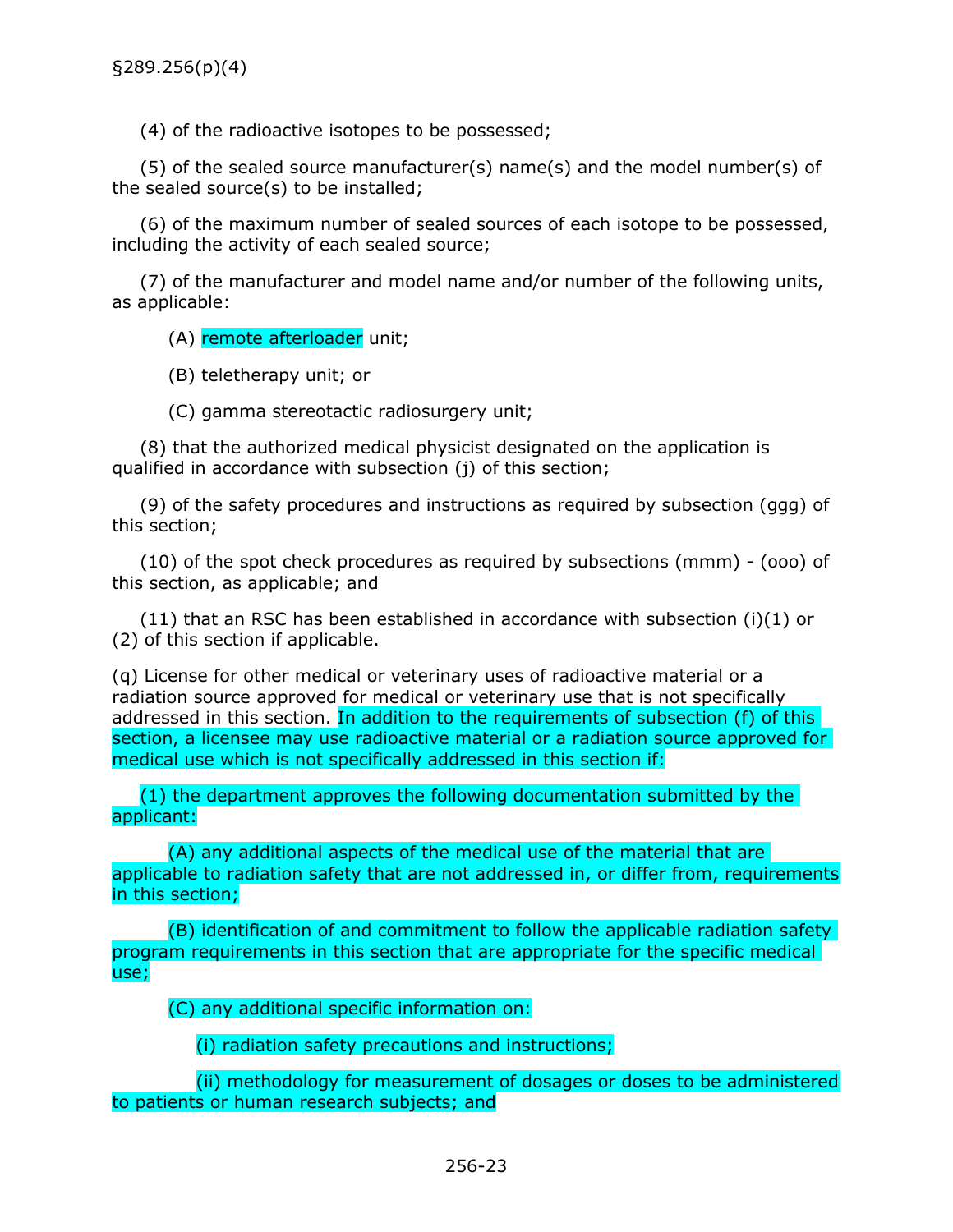(4) of the radioactive isotopes to be possessed;

(5) of the sealed source manufacturer(s) name(s) and the model number(s) of the sealed source(s) to be installed;

(6) of the maximum number of sealed sources of each isotope to be possessed, including the activity of each sealed source;

(7) of the manufacturer and model name and/or number of the following units, as applicable:

(A) remote afterloader unit;

(B) teletherapy unit; or

(C) gamma stereotactic radiosurgery unit;

(8) that the authorized medical physicist designated on the application is qualified in accordance with subsection (j) of this section;

(9) of the safety procedures and instructions as required by subsection (ggg) of this section;

(10) of the spot check procedures as required by subsections (mmm) - (ooo) of this section, as applicable; and

(11) that an RSC has been established in accordance with subsection (i)(1) or (2) of this section if applicable.

(q) License for other medical or veterinary uses of radioactive material or a radiation source approved for medical or veterinary use that is not specifically addressed in this section. In addition to the requirements of subsection (f) of this section, a licensee may use radioactive material or a radiation source approved for medical use which is not specifically addressed in this section if:

(1) the department approves the following documentation submitted by the applicant:

(A) any additional aspects of the medical use of the material that are applicable to radiation safety that are not addressed in, or differ from, requirements in this section;

(B) identification of and commitment to follow the applicable radiation safety program requirements in this section that are appropriate for the specific medical use;

(C) any additional specific information on:

(i) radiation safety precautions and instructions;

(ii) methodology for measurement of dosages or doses to be administered to patients or human research subjects; and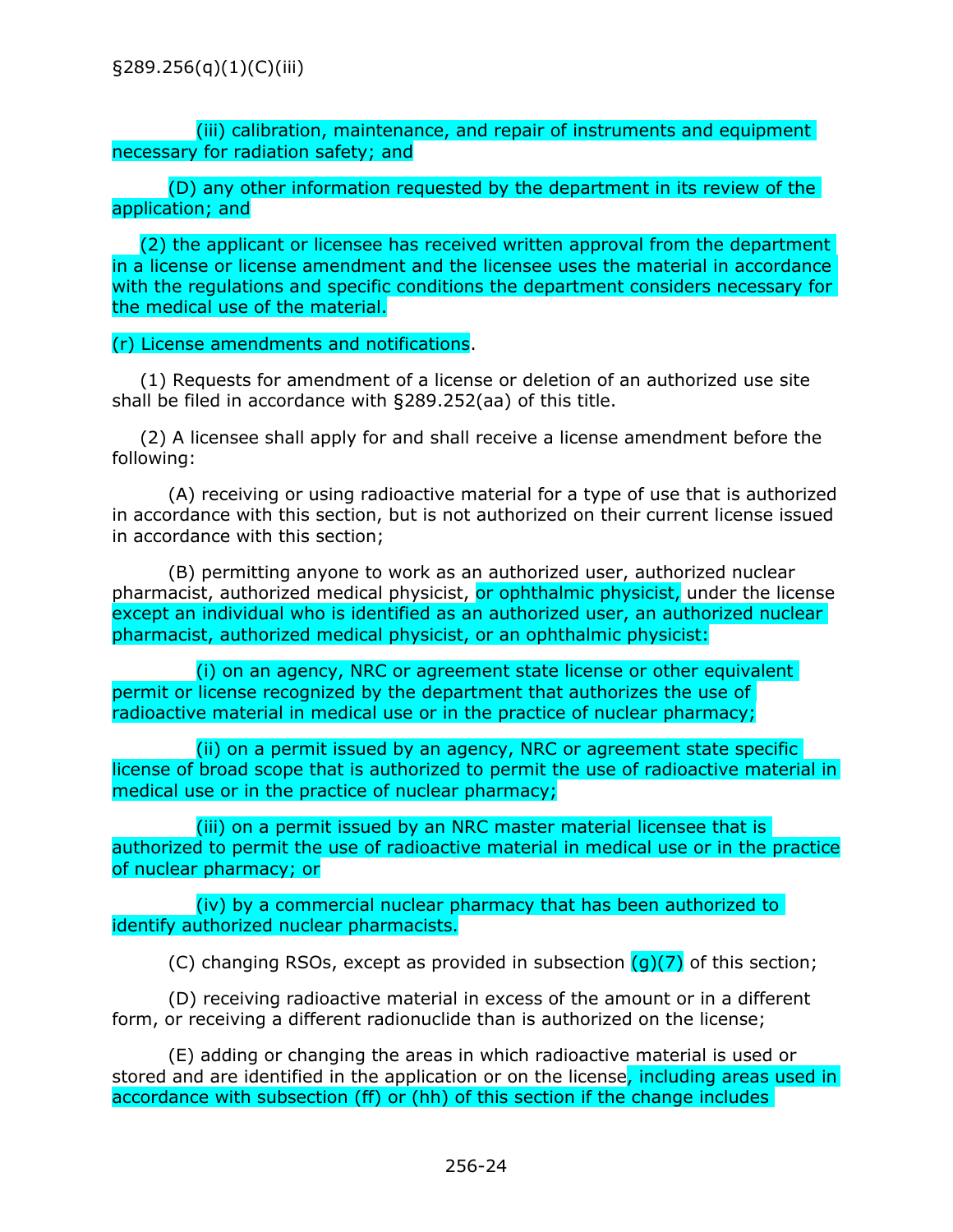§289.256(q)(1)(C)(iii)

(iii) calibration, maintenance, and repair of instruments and equipment necessary for radiation safety; and

(D) any other information requested by the department in its review of the application; and

(2) the applicant or licensee has received written approval from the department in a license or license amendment and the licensee uses the material in accordance with the regulations and specific conditions the department considers necessary for the medical use of the material.

(r) License amendments and notifications.

(1) Requests for amendment of a license or deletion of an authorized use site shall be filed in accordance with §289.252(aa) of this title.

(2) A licensee shall apply for and shall receive a license amendment before the following:

(A) receiving or using radioactive material for a type of use that is authorized in accordance with this section, but is not authorized on their current license issued in accordance with this section;

(B) permitting anyone to work as an authorized user, authorized nuclear pharmacist, authorized medical physicist, or ophthalmic physicist, under the license except an individual who is identified as an authorized user, an authorized nuclear pharmacist, authorized medical physicist, or an ophthalmic physicist:

(i) on an agency, NRC or agreement state license or other equivalent permit or license recognized by the department that authorizes the use of radioactive material in medical use or in the practice of nuclear pharmacy;

(ii) on a permit issued by an agency, NRC or agreement state specific license of broad scope that is authorized to permit the use of radioactive material in medical use or in the practice of nuclear pharmacy;

(iii) on a permit issued by an NRC master material licensee that is authorized to permit the use of radioactive material in medical use or in the practice of nuclear pharmacy; or

(iv) by a commercial nuclear pharmacy that has been authorized to identify authorized nuclear pharmacists.

(C) changing RSOs, except as provided in subsection (g)(7) of this section;

(D) receiving radioactive material in excess of the amount or in a different form, or receiving a different radionuclide than is authorized on the license;

(E) adding or changing the areas in which radioactive material is used or stored and are identified in the application or on the license, including areas used in accordance with subsection (ff) or (hh) of this section if the change includes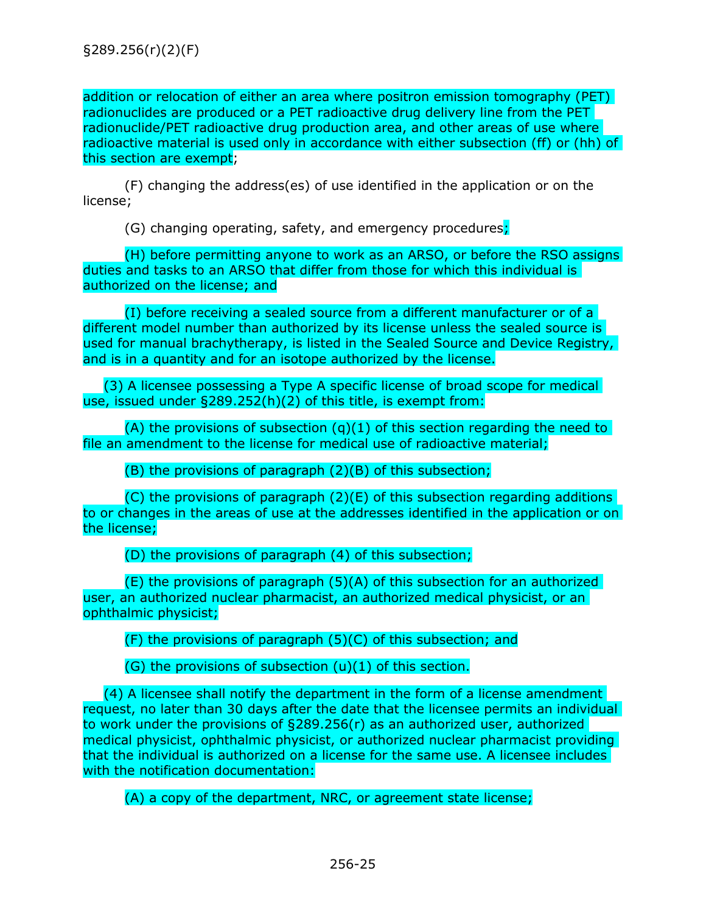addition or relocation of either an area where positron emission tomography (PET) radionuclides are produced or a PET radioactive drug delivery line from the PET radionuclide/PET radioactive drug production area, and other areas of use where radioactive material is used only in accordance with either subsection (ff) or (hh) of this section are exempt;

(F) changing the address(es) of use identified in the application or on the license;

(G) changing operating, safety, and emergency procedures;

(H) before permitting anyone to work as an ARSO, or before the RSO assigns duties and tasks to an ARSO that differ from those for which this individual is authorized on the license; and

(I) before receiving a sealed source from a different manufacturer or of a different model number than authorized by its license unless the sealed source is used for manual brachytherapy, is listed in the Sealed Source and Device Registry, and is in a quantity and for an isotope authorized by the license.

(3) A licensee possessing a Type A specific license of broad scope for medical use, issued under §289.252(h)(2) of this title, is exempt from:

(A) the provisions of subsection (q)(1) of this section regarding the need to file an amendment to the license for medical use of radioactive material;

(B) the provisions of paragraph (2)(B) of this subsection;

(C) the provisions of paragraph (2)(E) of this subsection regarding additions to or changes in the areas of use at the addresses identified in the application or on the license;

(D) the provisions of paragraph (4) of this subsection;

(E) the provisions of paragraph (5)(A) of this subsection for an authorized user, an authorized nuclear pharmacist, an authorized medical physicist, or an ophthalmic physicist;

(F) the provisions of paragraph (5)(C) of this subsection; and

(G) the provisions of subsection (u)(1) of this section.

(4) A licensee shall notify the department in the form of a license amendment request, no later than 30 days after the date that the licensee permits an individual to work under the provisions of §289.256(r) as an authorized user, authorized medical physicist, ophthalmic physicist, or authorized nuclear pharmacist providing that the individual is authorized on a license for the same use. A licensee includes with the notification documentation:

(A) a copy of the department, NRC, or agreement state license;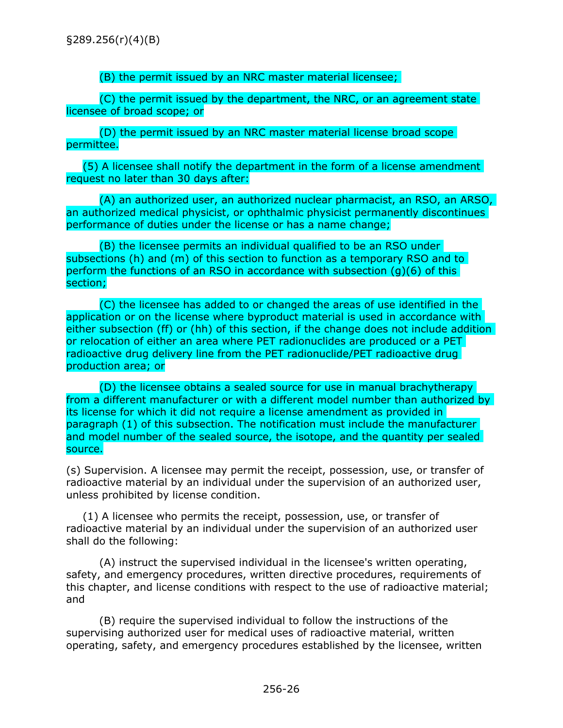§289.256(r)(4)(B)

(B) the permit issued by an NRC master material licensee;

(C) the permit issued by the department, the NRC, or an agreement state licensee of broad scope; or

(D) the permit issued by an NRC master material license broad scope permittee.

(5) A licensee shall notify the department in the form of a license amendment request no later than 30 days after:

(A) an authorized user, an authorized nuclear pharmacist, an RSO, an ARSO, an authorized medical physicist, or ophthalmic physicist permanently discontinues performance of duties under the license or has a name change;

(B) the licensee permits an individual qualified to be an RSO under subsections (h) and (m) of this section to function as a temporary RSO and to perform the functions of an RSO in accordance with subsection (g)(6) of this section;

(C) the licensee has added to or changed the areas of use identified in the application or on the license where byproduct material is used in accordance with either subsection (ff) or (hh) of this section, if the change does not include addition or relocation of either an area where PET radionuclides are produced or a PET radioactive drug delivery line from the PET radionuclide/PET radioactive drug production area; or

(D) the licensee obtains a sealed source for use in manual brachytherapy from a different manufacturer or with a different model number than authorized by its license for which it did not require a license amendment as provided in paragraph (1) of this subsection. The notification must include the manufacturer and model number of the sealed source, the isotope, and the quantity per sealed source.

(s) Supervision. A licensee may permit the receipt, possession, use, or transfer of radioactive material by an individual under the supervision of an authorized user, unless prohibited by license condition.

(1) A licensee who permits the receipt, possession, use, or transfer of radioactive material by an individual under the supervision of an authorized user shall do the following:

(A) instruct the supervised individual in the licensee's written operating, safety, and emergency procedures, written directive procedures, requirements of this chapter, and license conditions with respect to the use of radioactive material; and

(B) require the supervised individual to follow the instructions of the supervising authorized user for medical uses of radioactive material, written operating, safety, and emergency procedures established by the licensee, written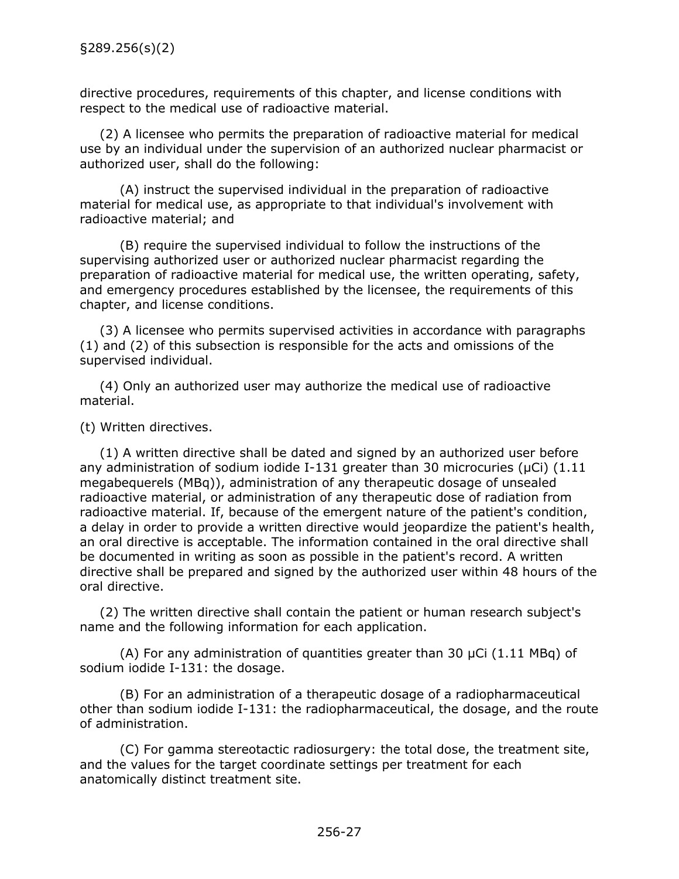directive procedures, requirements of this chapter, and license conditions with respect to the medical use of radioactive material.

(2) A licensee who permits the preparation of radioactive material for medical use by an individual under the supervision of an authorized nuclear pharmacist or authorized user, shall do the following:

(A) instruct the supervised individual in the preparation of radioactive material for medical use, as appropriate to that individual's involvement with radioactive material; and

(B) require the supervised individual to follow the instructions of the supervising authorized user or authorized nuclear pharmacist regarding the preparation of radioactive material for medical use, the written operating, safety, and emergency procedures established by the licensee, the requirements of this chapter, and license conditions.

(3) A licensee who permits supervised activities in accordance with paragraphs (1) and (2) of this subsection is responsible for the acts and omissions of the supervised individual.

(4) Only an authorized user may authorize the medical use of radioactive material.

(t) Written directives.

(1) A written directive shall be dated and signed by an authorized user before any administration of sodium iodide I-131 greater than 30 microcuries (μCi) (1.11 megabequerels (MBq)), administration of any therapeutic dosage of unsealed radioactive material, or administration of any therapeutic dose of radiation from radioactive material. If, because of the emergent nature of the patient's condition, a delay in order to provide a written directive would jeopardize the patient's health, an oral directive is acceptable. The information contained in the oral directive shall be documented in writing as soon as possible in the patient's record. A written directive shall be prepared and signed by the authorized user within 48 hours of the oral directive.

(2) The written directive shall contain the patient or human research subject's name and the following information for each application.

(A) For any administration of quantities greater than 30 μCi (1.11 MBq) of sodium iodide I-131: the dosage.

(B) For an administration of a therapeutic dosage of a radiopharmaceutical other than sodium iodide I-131: the radiopharmaceutical, the dosage, and the route of administration.

(C) For gamma stereotactic radiosurgery: the total dose, the treatment site, and the values for the target coordinate settings per treatment for each anatomically distinct treatment site.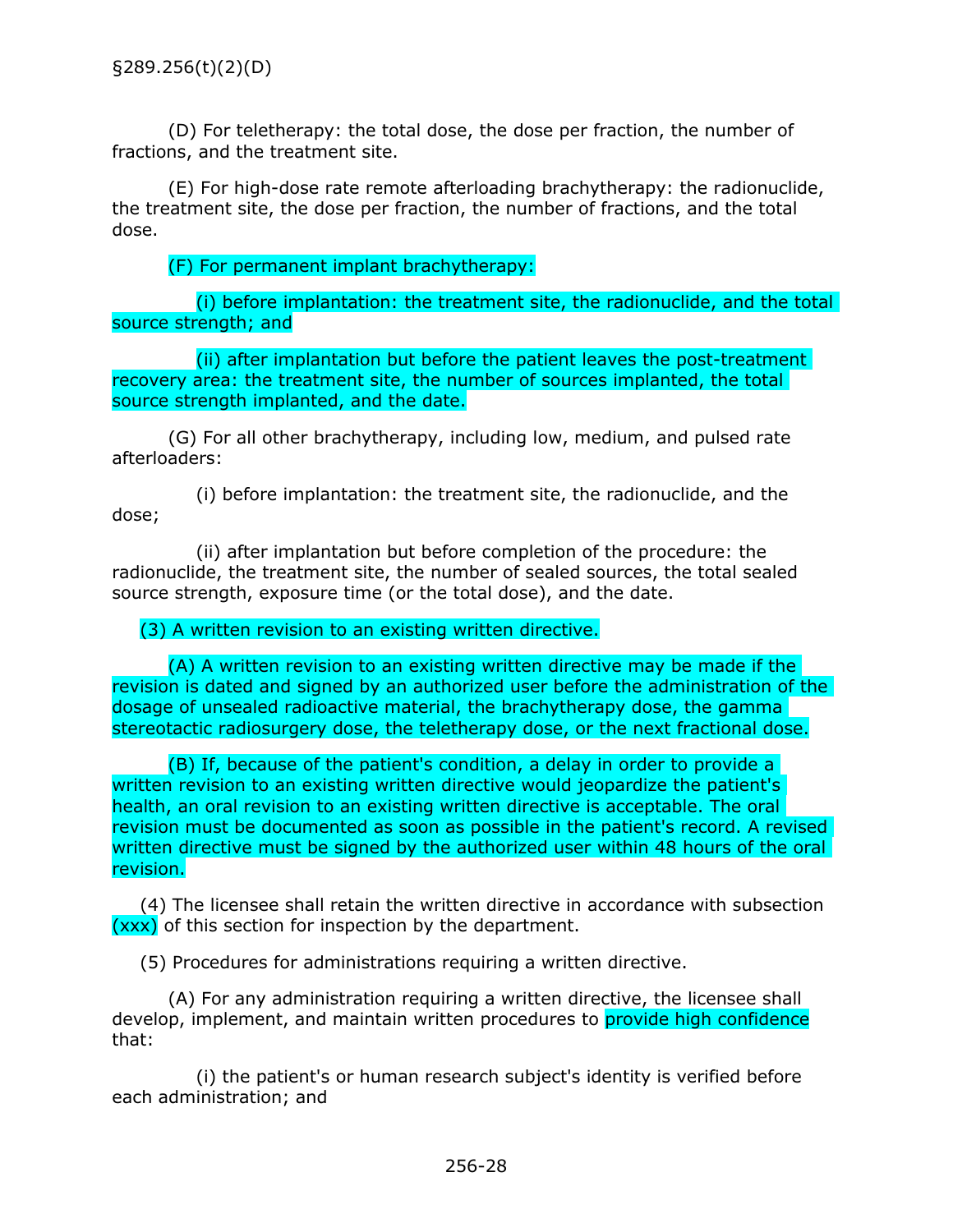§289.256(t)(2)(D)

(D) For teletherapy: the total dose, the dose per fraction, the number of fractions, and the treatment site.

(E) For high-dose rate remote afterloading brachytherapy: the radionuclide, the treatment site, the dose per fraction, the number of fractions, and the total dose.

(F) For permanent implant brachytherapy:

(i) before implantation: the treatment site, the radionuclide, and the total source strength; and

(ii) after implantation but before the patient leaves the post-treatment recovery area: the treatment site, the number of sources implanted, the total source strength implanted, and the date.

(G) For all other brachytherapy, including low, medium, and pulsed rate afterloaders:

(i) before implantation: the treatment site, the radionuclide, and the dose;

(ii) after implantation but before completion of the procedure: the radionuclide, the treatment site, the number of sealed sources, the total sealed source strength, exposure time (or the total dose), and the date.

(3) A written revision to an existing written directive.

(A) A written revision to an existing written directive may be made if the revision is dated and signed by an authorized user before the administration of the dosage of unsealed radioactive material, the brachytherapy dose, the gamma stereotactic radiosurgery dose, the teletherapy dose, or the next fractional dose.

(B) If, because of the patient's condition, a delay in order to provide a written revision to an existing written directive would jeopardize the patient's health, an oral revision to an existing written directive is acceptable. The oral revision must be documented as soon as possible in the patient's record. A revised written directive must be signed by the authorized user within 48 hours of the oral revision.

(4) The licensee shall retain the written directive in accordance with subsection (xxx) of this section for inspection by the department.

(5) Procedures for administrations requiring a written directive.

(A) For any administration requiring a written directive, the licensee shall develop, implement, and maintain written procedures to provide high confidence that:

(i) the patient's or human research subject's identity is verified before each administration; and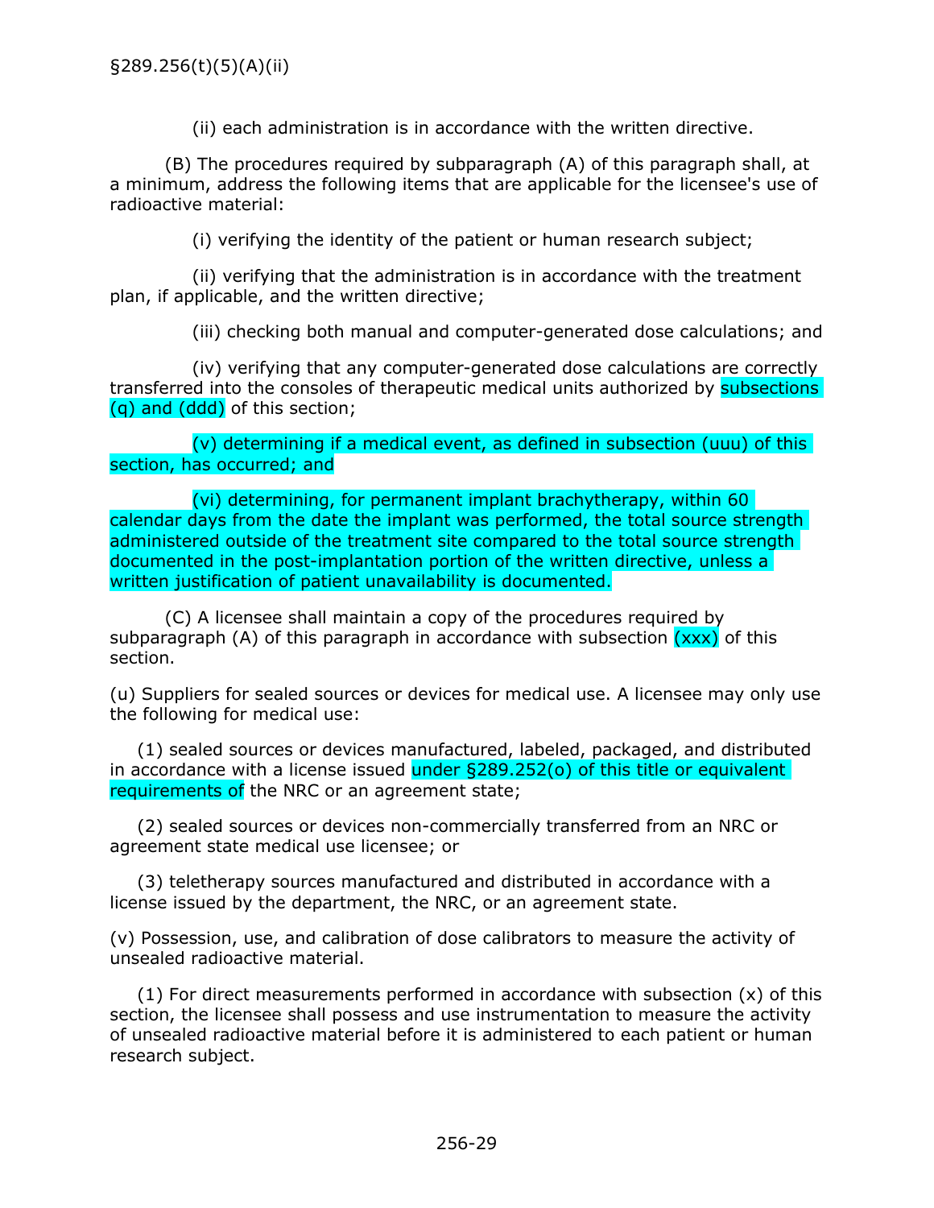(ii) each administration is in accordance with the written directive.

(B) The procedures required by subparagraph (A) of this paragraph shall, at a minimum, address the following items that are applicable for the licensee's use of radioactive material:

(i) verifying the identity of the patient or human research subject;

(ii) verifying that the administration is in accordance with the treatment plan, if applicable, and the written directive;

(iii) checking both manual and computer-generated dose calculations; and

(iv) verifying that any computer-generated dose calculations are correctly transferred into the consoles of therapeutic medical units authorized by subsections (q) and (ddd) of this section;

(v) determining if a medical event, as defined in subsection (uuu) of this section, has occurred; and

(vi) determining, for permanent implant brachytherapy, within 60 calendar days from the date the implant was performed, the total source strength administered outside of the treatment site compared to the total source strength documented in the post-implantation portion of the written directive, unless a written justification of patient unavailability is documented.

(C) A licensee shall maintain a copy of the procedures required by subparagraph (A) of this paragraph in accordance with subsection (xxx) of this section.

(u) Suppliers for sealed sources or devices for medical use. A licensee may only use the following for medical use:

(1) sealed sources or devices manufactured, labeled, packaged, and distributed in accordance with a license issued under §289.252(o) of this title or equivalent requirements of the NRC or an agreement state;

(2) sealed sources or devices non-commercially transferred from an NRC or agreement state medical use licensee; or

(3) teletherapy sources manufactured and distributed in accordance with a license issued by the department, the NRC, or an agreement state.

(v) Possession, use, and calibration of dose calibrators to measure the activity of unsealed radioactive material.

(1) For direct measurements performed in accordance with subsection (x) of this section, the licensee shall possess and use instrumentation to measure the activity of unsealed radioactive material before it is administered to each patient or human research subject.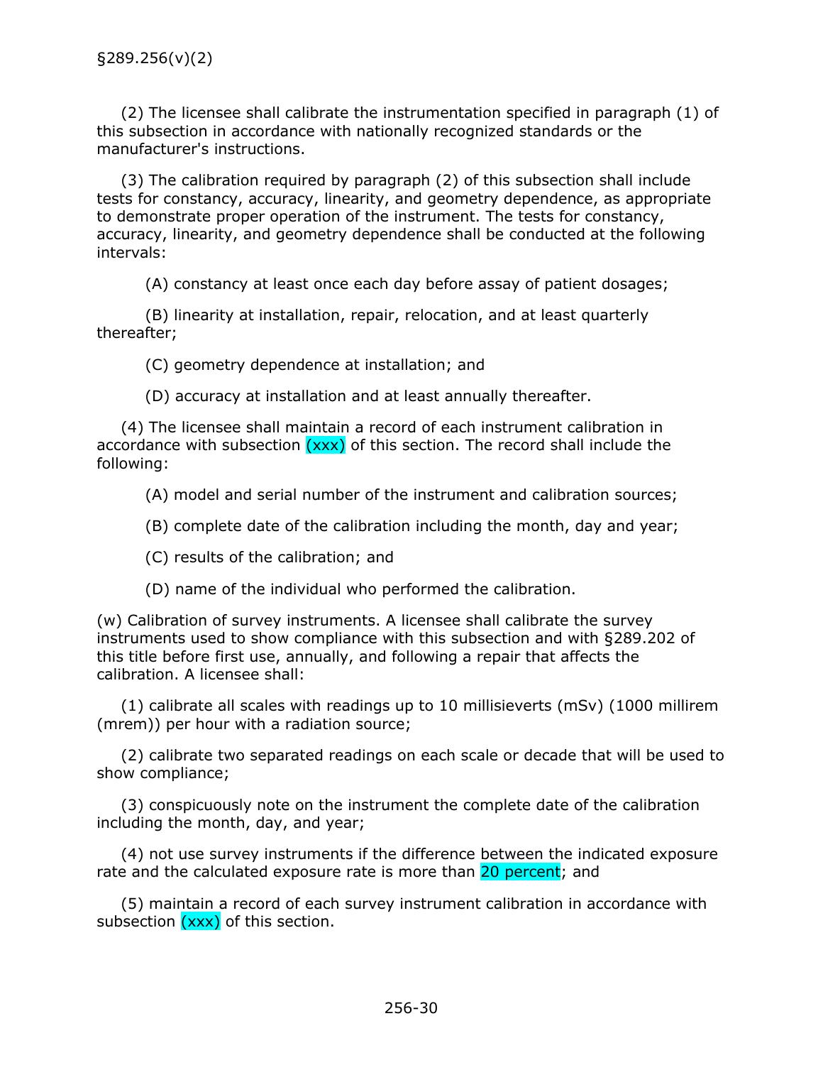(2) The licensee shall calibrate the instrumentation specified in paragraph (1) of this subsection in accordance with nationally recognized standards or the manufacturer's instructions.

(3) The calibration required by paragraph (2) of this subsection shall include tests for constancy, accuracy, linearity, and geometry dependence, as appropriate to demonstrate proper operation of the instrument. The tests for constancy, accuracy, linearity, and geometry dependence shall be conducted at the following intervals:

(A) constancy at least once each day before assay of patient dosages;

(B) linearity at installation, repair, relocation, and at least quarterly thereafter;

(C) geometry dependence at installation; and

(D) accuracy at installation and at least annually thereafter.

(4) The licensee shall maintain a record of each instrument calibration in accordance with subsection (xxx) of this section. The record shall include the following:

(A) model and serial number of the instrument and calibration sources;

(B) complete date of the calibration including the month, day and year;

(C) results of the calibration; and

(D) name of the individual who performed the calibration.

(w) Calibration of survey instruments. A licensee shall calibrate the survey instruments used to show compliance with this subsection and with §289.202 of this title before first use, annually, and following a repair that affects the calibration. A licensee shall:

(1) calibrate all scales with readings up to 10 millisieverts (mSv) (1000 millirem (mrem)) per hour with a radiation source;

(2) calibrate two separated readings on each scale or decade that will be used to show compliance;

(3) conspicuously note on the instrument the complete date of the calibration including the month, day, and year;

(4) not use survey instruments if the difference between the indicated exposure rate and the calculated exposure rate is more than 20 percent; and

(5) maintain a record of each survey instrument calibration in accordance with subsection (xxx) of this section.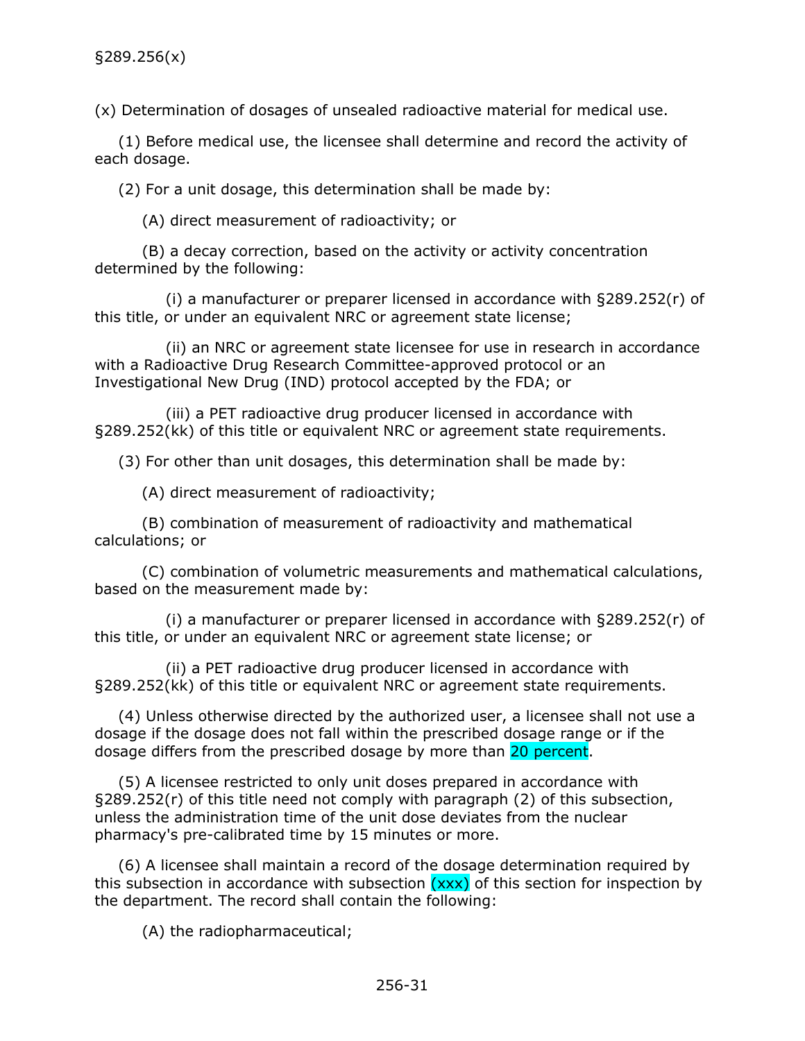§289.256(x)

(x) Determination of dosages of unsealed radioactive material for medical use.

(1) Before medical use, the licensee shall determine and record the activity of each dosage.

(2) For a unit dosage, this determination shall be made by:

(A) direct measurement of radioactivity; or

(B) a decay correction, based on the activity or activity concentration determined by the following:

(i) a manufacturer or preparer licensed in accordance with §289.252(r) of this title, or under an equivalent NRC or agreement state license;

(ii) an NRC or agreement state licensee for use in research in accordance with a Radioactive Drug Research Committee-approved protocol or an Investigational New Drug (IND) protocol accepted by the FDA; or

(iii) a PET radioactive drug producer licensed in accordance with §289.252(kk) of this title or equivalent NRC or agreement state requirements.

(3) For other than unit dosages, this determination shall be made by:

(A) direct measurement of radioactivity;

(B) combination of measurement of radioactivity and mathematical calculations; or

(C) combination of volumetric measurements and mathematical calculations, based on the measurement made by:

(i) a manufacturer or preparer licensed in accordance with §289.252(r) of this title, or under an equivalent NRC or agreement state license; or

(ii) a PET radioactive drug producer licensed in accordance with §289.252(kk) of this title or equivalent NRC or agreement state requirements.

(4) Unless otherwise directed by the authorized user, a licensee shall not use a dosage if the dosage does not fall within the prescribed dosage range or if the dosage differs from the prescribed dosage by more than 20 percent.

(5) A licensee restricted to only unit doses prepared in accordance with §289.252(r) of this title need not comply with paragraph (2) of this subsection, unless the administration time of the unit dose deviates from the nuclear pharmacy's pre-calibrated time by 15 minutes or more.

(6) A licensee shall maintain a record of the dosage determination required by this subsection in accordance with subsection (xxx) of this section for inspection by the department. The record shall contain the following:

(A) the radiopharmaceutical;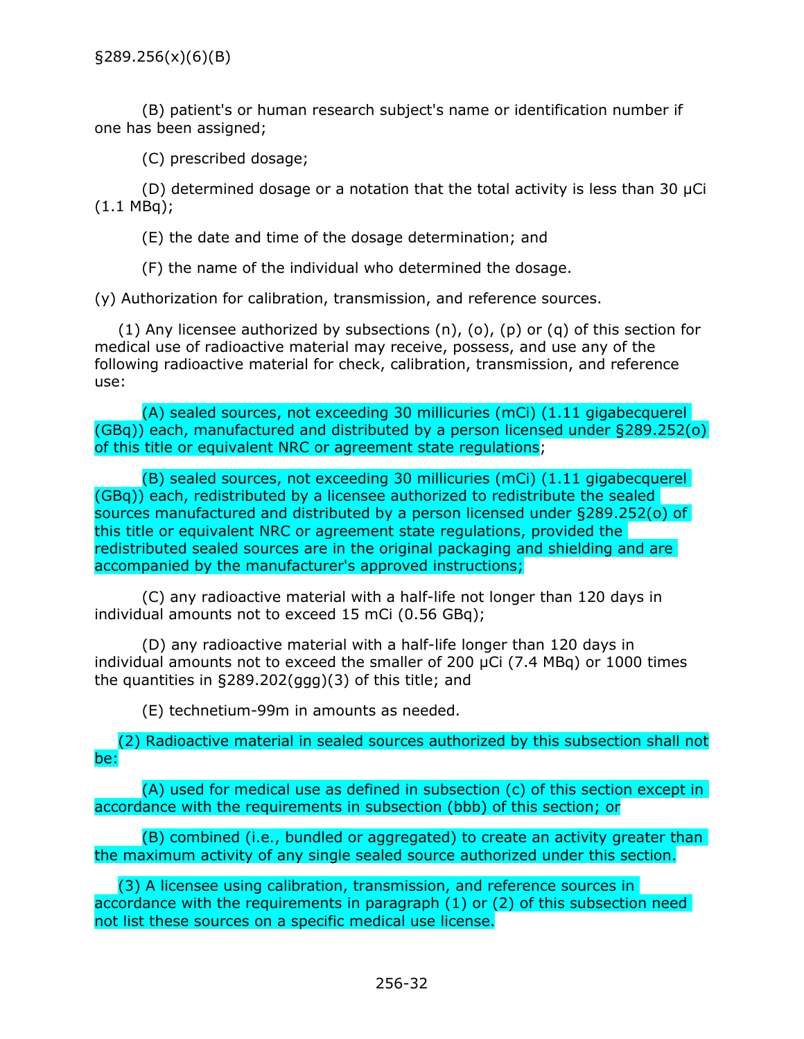(B) patient's or human research subject's name or identification number if one has been assigned;

(C) prescribed dosage;

(D) determined dosage or a notation that the total activity is less than 30 μCi (1.1 MBq);

(E) the date and time of the dosage determination; and

(F) the name of the individual who determined the dosage.

(y) Authorization for calibration, transmission, and reference sources.

(1) Any licensee authorized by subsections (n), (o), (p) or (q) of this section for medical use of radioactive material may receive, possess, and use any of the following radioactive material for check, calibration, transmission, and reference use:

(A) sealed sources, not exceeding 30 millicuries (mCi) (1.11 gigabecquerel (GBq)) each, manufactured and distributed by a person licensed under §289.252(o) of this title or equivalent NRC or agreement state regulations;

(B) sealed sources, not exceeding 30 millicuries (mCi) (1.11 gigabecquerel (GBq)) each, redistributed by a licensee authorized to redistribute the sealed sources manufactured and distributed by a person licensed under §289.252(o) of this title or equivalent NRC or agreement state regulations, provided the redistributed sealed sources are in the original packaging and shielding and are accompanied by the manufacturer's approved instructions;

(C) any radioactive material with a half-life not longer than 120 days in individual amounts not to exceed 15 mCi (0.56 GBq);

(D) any radioactive material with a half-life longer than 120 days in individual amounts not to exceed the smaller of 200 μCi (7.4 MBq) or 1000 times the quantities in §289.202(ggg)(3) of this title; and

(E) technetium-99m in amounts as needed.

(2) Radioactive material in sealed sources authorized by this subsection shall not be:

(A) used for medical use as defined in subsection (c) of this section except in accordance with the requirements in subsection (bbb) of this section; or

(B) combined (i.e., bundled or aggregated) to create an activity greater than the maximum activity of any single sealed source authorized under this section.

(3) A licensee using calibration, transmission, and reference sources in accordance with the requirements in paragraph (1) or (2) of this subsection need not list these sources on a specific medical use license.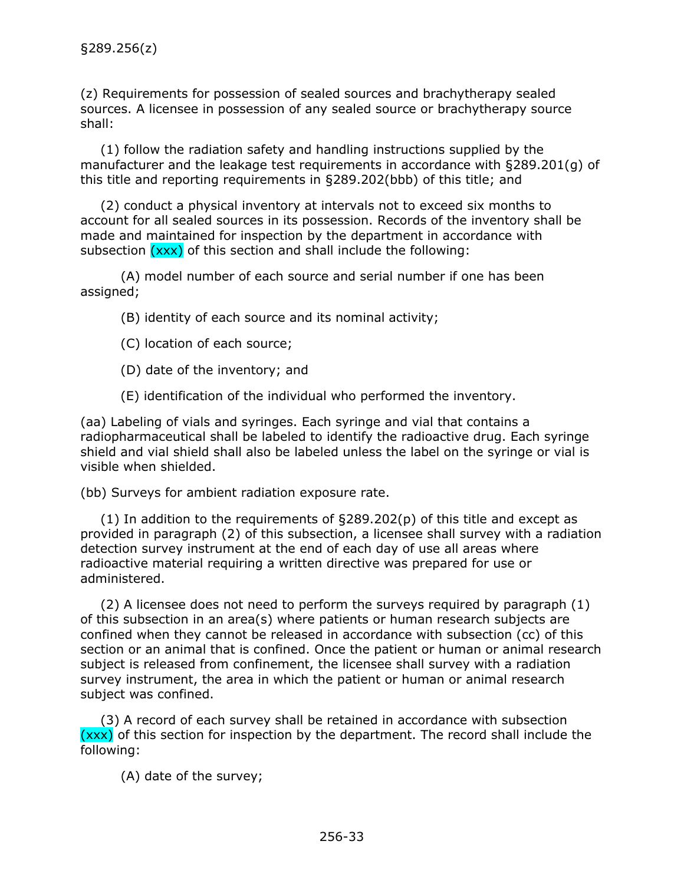§289.256(z)

(z) Requirements for possession of sealed sources and brachytherapy sealed sources. A licensee in possession of any sealed source or brachytherapy source shall:

(1) follow the radiation safety and handling instructions supplied by the manufacturer and the leakage test requirements in accordance with §289.201(g) of this title and reporting requirements in §289.202(bbb) of this title; and

(2) conduct a physical inventory at intervals not to exceed six months to account for all sealed sources in its possession. Records of the inventory shall be made and maintained for inspection by the department in accordance with subsection (xxx) of this section and shall include the following:

(A) model number of each source and serial number if one has been assigned;

(B) identity of each source and its nominal activity;

(C) location of each source;

(D) date of the inventory; and

(E) identification of the individual who performed the inventory.

(aa) Labeling of vials and syringes. Each syringe and vial that contains a radiopharmaceutical shall be labeled to identify the radioactive drug. Each syringe shield and vial shield shall also be labeled unless the label on the syringe or vial is visible when shielded.

(bb) Surveys for ambient radiation exposure rate.

(1) In addition to the requirements of §289.202(p) of this title and except as provided in paragraph (2) of this subsection, a licensee shall survey with a radiation detection survey instrument at the end of each day of use all areas where radioactive material requiring a written directive was prepared for use or administered.

(2) A licensee does not need to perform the surveys required by paragraph (1) of this subsection in an area(s) where patients or human research subjects are confined when they cannot be released in accordance with subsection (cc) of this section or an animal that is confined. Once the patient or human or animal research subject is released from confinement, the licensee shall survey with a radiation survey instrument, the area in which the patient or human or animal research subject was confined.

(3) A record of each survey shall be retained in accordance with subsection (xxx) of this section for inspection by the department. The record shall include the following:

(A) date of the survey;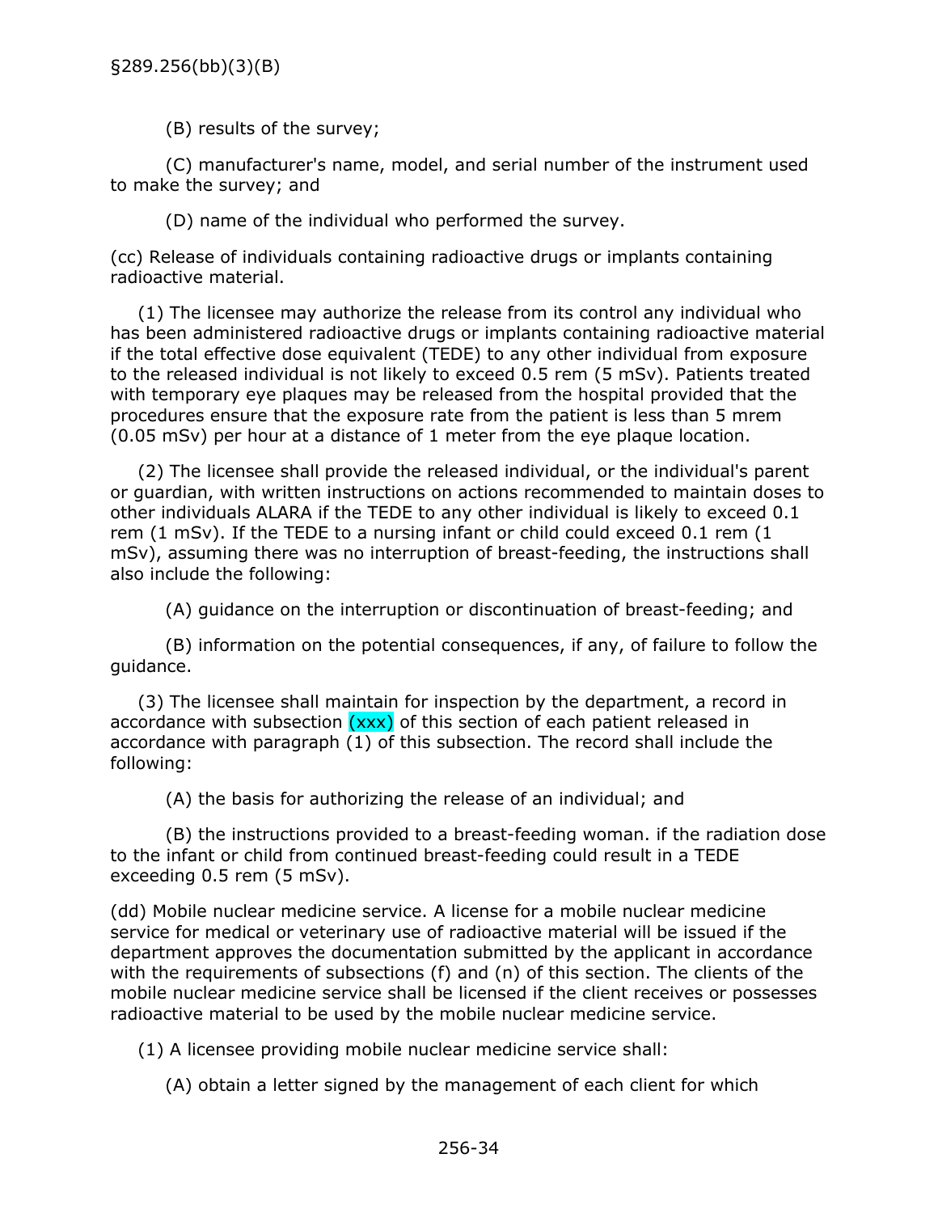(B) results of the survey;

(C) manufacturer's name, model, and serial number of the instrument used to make the survey; and

(D) name of the individual who performed the survey.

(cc) Release of individuals containing radioactive drugs or implants containing radioactive material.

(1) The licensee may authorize the release from its control any individual who has been administered radioactive drugs or implants containing radioactive material if the total effective dose equivalent (TEDE) to any other individual from exposure to the released individual is not likely to exceed 0.5 rem (5 mSv). Patients treated with temporary eye plaques may be released from the hospital provided that the procedures ensure that the exposure rate from the patient is less than 5 mrem (0.05 mSv) per hour at a distance of 1 meter from the eye plaque location.

(2) The licensee shall provide the released individual, or the individual's parent or guardian, with written instructions on actions recommended to maintain doses to other individuals ALARA if the TEDE to any other individual is likely to exceed 0.1 rem (1 mSv). If the TEDE to a nursing infant or child could exceed 0.1 rem (1 mSv), assuming there was no interruption of breast-feeding, the instructions shall also include the following:

(A) guidance on the interruption or discontinuation of breast-feeding; and

(B) information on the potential consequences, if any, of failure to follow the guidance.

(3) The licensee shall maintain for inspection by the department, a record in accordance with subsection (xxx) of this section of each patient released in accordance with paragraph (1) of this subsection. The record shall include the following:

(A) the basis for authorizing the release of an individual; and

(B) the instructions provided to a breast-feeding woman. if the radiation dose to the infant or child from continued breast-feeding could result in a TEDE exceeding 0.5 rem (5 mSv).

(dd) Mobile nuclear medicine service. A license for a mobile nuclear medicine service for medical or veterinary use of radioactive material will be issued if the department approves the documentation submitted by the applicant in accordance with the requirements of subsections (f) and (n) of this section. The clients of the mobile nuclear medicine service shall be licensed if the client receives or possesses radioactive material to be used by the mobile nuclear medicine service.

(1) A licensee providing mobile nuclear medicine service shall:

(A) obtain a letter signed by the management of each client for which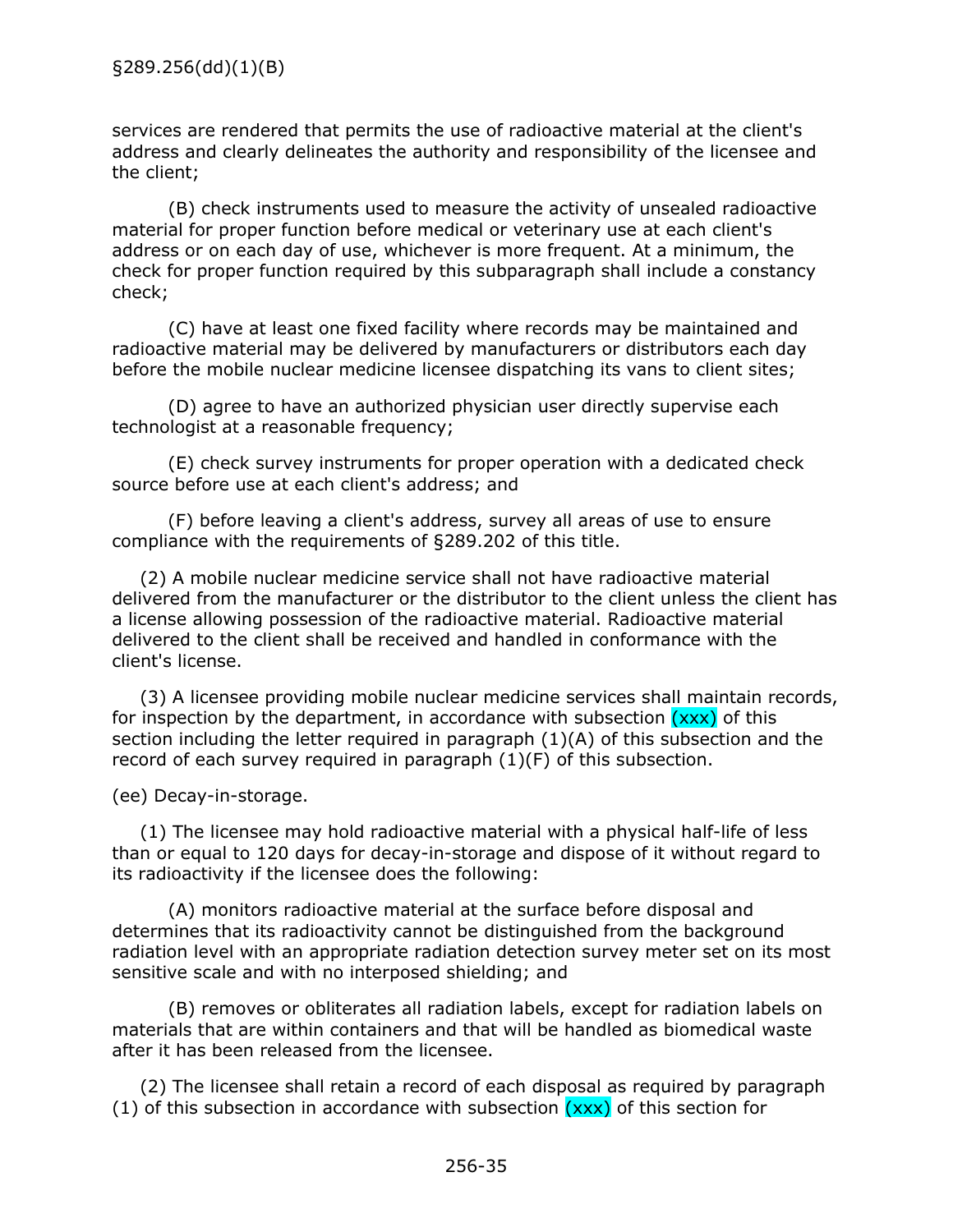services are rendered that permits the use of radioactive material at the client's address and clearly delineates the authority and responsibility of the licensee and the client;

(B) check instruments used to measure the activity of unsealed radioactive material for proper function before medical or veterinary use at each client's address or on each day of use, whichever is more frequent. At a minimum, the check for proper function required by this subparagraph shall include a constancy check;

(C) have at least one fixed facility where records may be maintained and radioactive material may be delivered by manufacturers or distributors each day before the mobile nuclear medicine licensee dispatching its vans to client sites;

(D) agree to have an authorized physician user directly supervise each technologist at a reasonable frequency;

(E) check survey instruments for proper operation with a dedicated check source before use at each client's address; and

(F) before leaving a client's address, survey all areas of use to ensure compliance with the requirements of §289.202 of this title.

(2) A mobile nuclear medicine service shall not have radioactive material delivered from the manufacturer or the distributor to the client unless the client has a license allowing possession of the radioactive material. Radioactive material delivered to the client shall be received and handled in conformance with the client's license.

(3) A licensee providing mobile nuclear medicine services shall maintain records, for inspection by the department, in accordance with subsection (xxx) of this section including the letter required in paragraph (1)(A) of this subsection and the record of each survey required in paragraph (1)(F) of this subsection.

(ee) Decay-in-storage.

(1) The licensee may hold radioactive material with a physical half-life of less than or equal to 120 days for decay-in-storage and dispose of it without regard to its radioactivity if the licensee does the following:

(A) monitors radioactive material at the surface before disposal and determines that its radioactivity cannot be distinguished from the background radiation level with an appropriate radiation detection survey meter set on its most sensitive scale and with no interposed shielding; and

(B) removes or obliterates all radiation labels, except for radiation labels on materials that are within containers and that will be handled as biomedical waste after it has been released from the licensee.

(2) The licensee shall retain a record of each disposal as required by paragraph (1) of this subsection in accordance with subsection (xxx) of this section for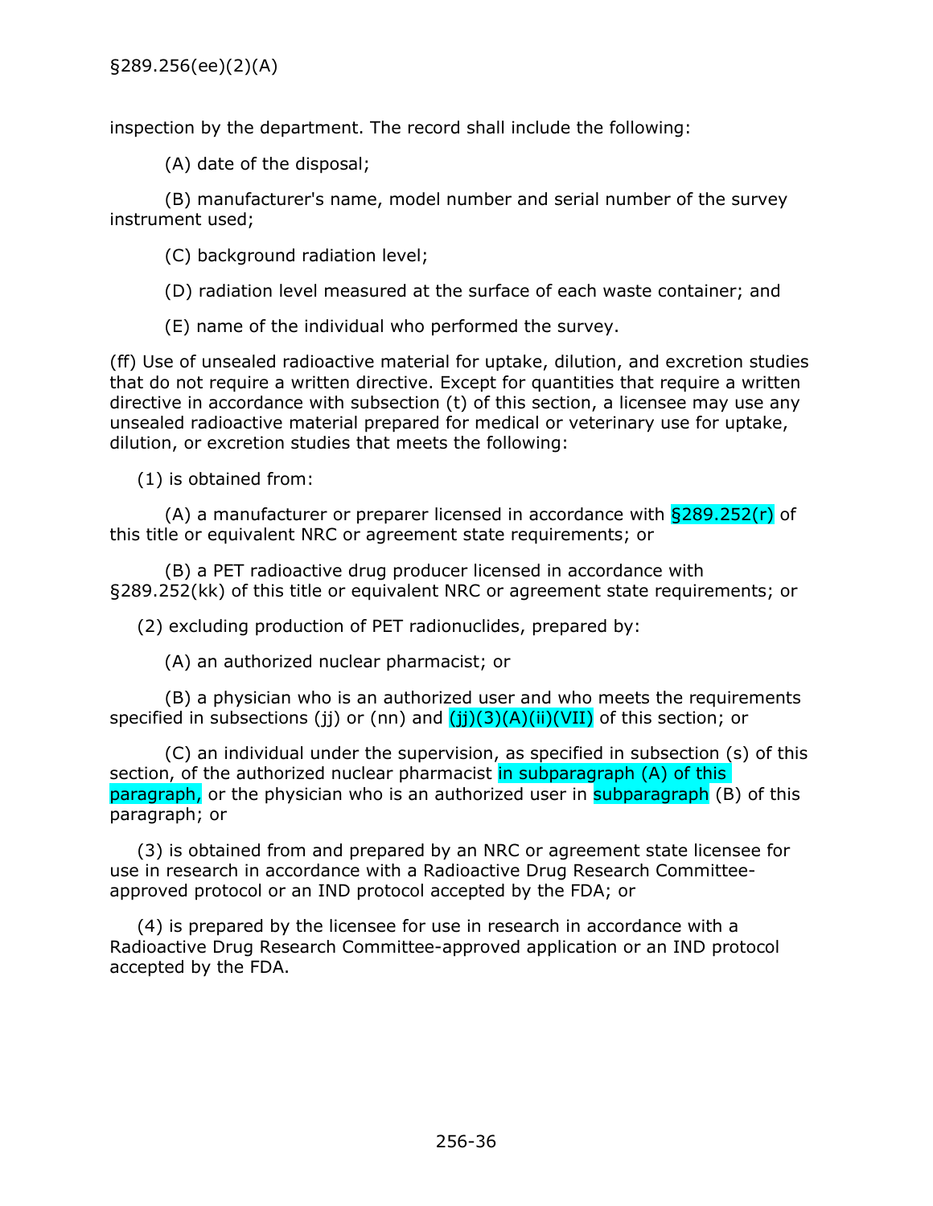inspection by the department. The record shall include the following:

(A) date of the disposal;

(B) manufacturer's name, model number and serial number of the survey instrument used;

(C) background radiation level;

(D) radiation level measured at the surface of each waste container; and

(E) name of the individual who performed the survey.

(ff) Use of unsealed radioactive material for uptake, dilution, and excretion studies that do not require a written directive. Except for quantities that require a written directive in accordance with subsection (t) of this section, a licensee may use any unsealed radioactive material prepared for medical or veterinary use for uptake, dilution, or excretion studies that meets the following:

(1) is obtained from:

(A) a manufacturer or preparer licensed in accordance with §289.252(r) of this title or equivalent NRC or agreement state requirements; or

(B) a PET radioactive drug producer licensed in accordance with §289.252(kk) of this title or equivalent NRC or agreement state requirements; or

(2) excluding production of PET radionuclides, prepared by:

(A) an authorized nuclear pharmacist; or

(B) a physician who is an authorized user and who meets the requirements specified in subsections (jj) or (nn) and (jj)(3)(A)(ii)(VII) of this section; or

(C) an individual under the supervision, as specified in subsection (s) of this section, of the authorized nuclear pharmacist in subparagraph (A) of this paragraph, or the physician who is an authorized user in subparagraph (B) of this paragraph; or

(3) is obtained from and prepared by an NRC or agreement state licensee for use in research in accordance with a Radioactive Drug Research Committee-approved protocol or an IND protocol accepted by the FDA; or

(4) is prepared by the licensee for use in research in accordance with a Radioactive Drug Research Committee-approved application or an IND protocol accepted by the FDA.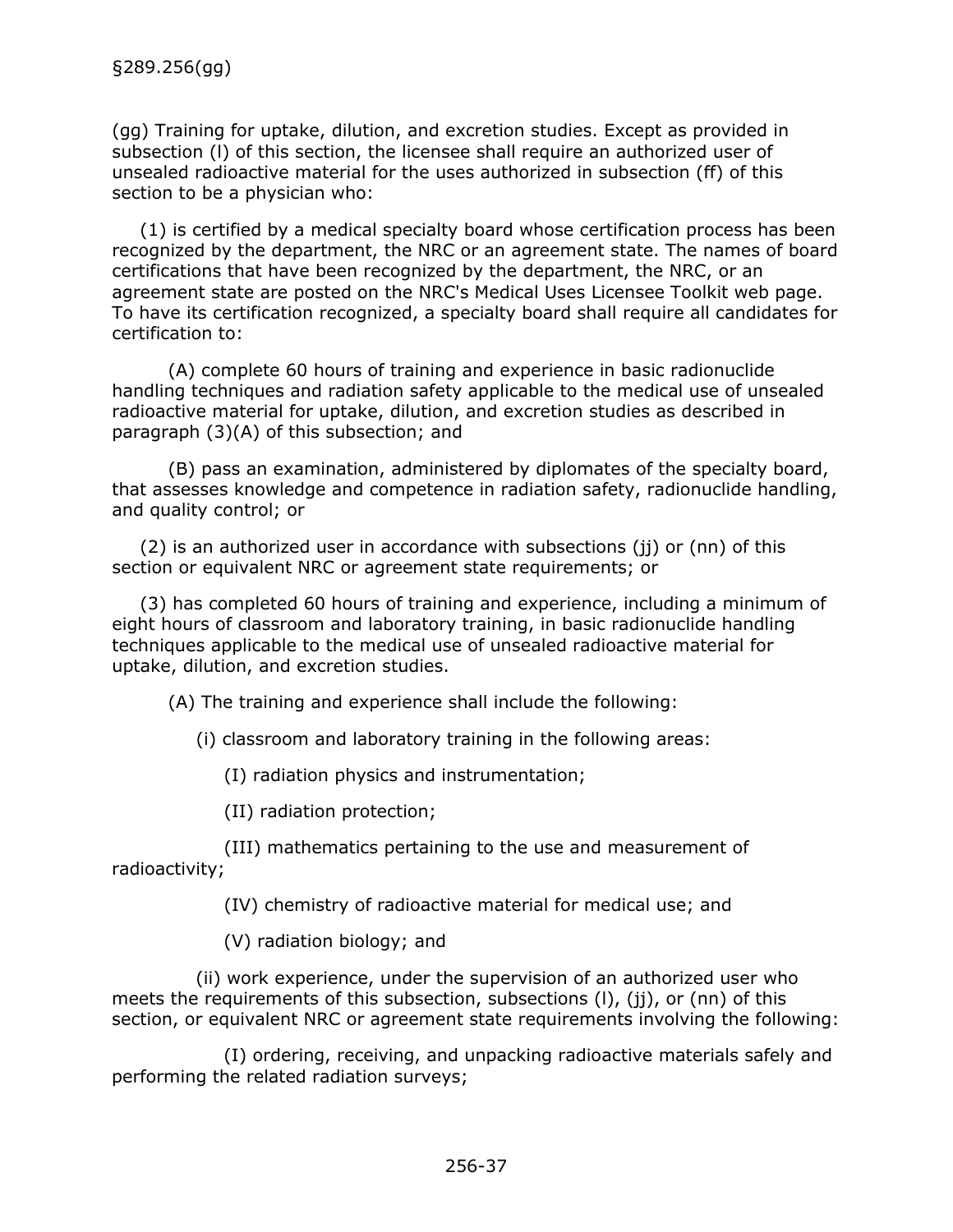(gg) Training for uptake, dilution, and excretion studies. Except as provided in subsection (l) of this section, the licensee shall require an authorized user of unsealed radioactive material for the uses authorized in subsection (ff) of this section to be a physician who:

(1) is certified by a medical specialty board whose certification process has been recognized by the department, the NRC or an agreement state. The names of board certifications that have been recognized by the department, the NRC, or an agreement state are posted on the NRC's Medical Uses Licensee Toolkit web page. To have its certification recognized, a specialty board shall require all candidates for certification to:

(A) complete 60 hours of training and experience in basic radionuclide handling techniques and radiation safety applicable to the medical use of unsealed radioactive material for uptake, dilution, and excretion studies as described in paragraph (3)(A) of this subsection; and

(B) pass an examination, administered by diplomates of the specialty board, that assesses knowledge and competence in radiation safety, radionuclide handling, and quality control; or

(2) is an authorized user in accordance with subsections (jj) or (nn) of this section or equivalent NRC or agreement state requirements; or

(3) has completed 60 hours of training and experience, including a minimum of eight hours of classroom and laboratory training, in basic radionuclide handling techniques applicable to the medical use of unsealed radioactive material for uptake, dilution, and excretion studies.

(A) The training and experience shall include the following:

(i) classroom and laboratory training in the following areas:

(I) radiation physics and instrumentation;

(II) radiation protection;

(III) mathematics pertaining to the use and measurement of radioactivity;

(IV) chemistry of radioactive material for medical use; and

(V) radiation biology; and

(ii) work experience, under the supervision of an authorized user who meets the requirements of this subsection, subsections (l), (jj), or (nn) of this section, or equivalent NRC or agreement state requirements involving the following:

(I) ordering, receiving, and unpacking radioactive materials safely and performing the related radiation surveys;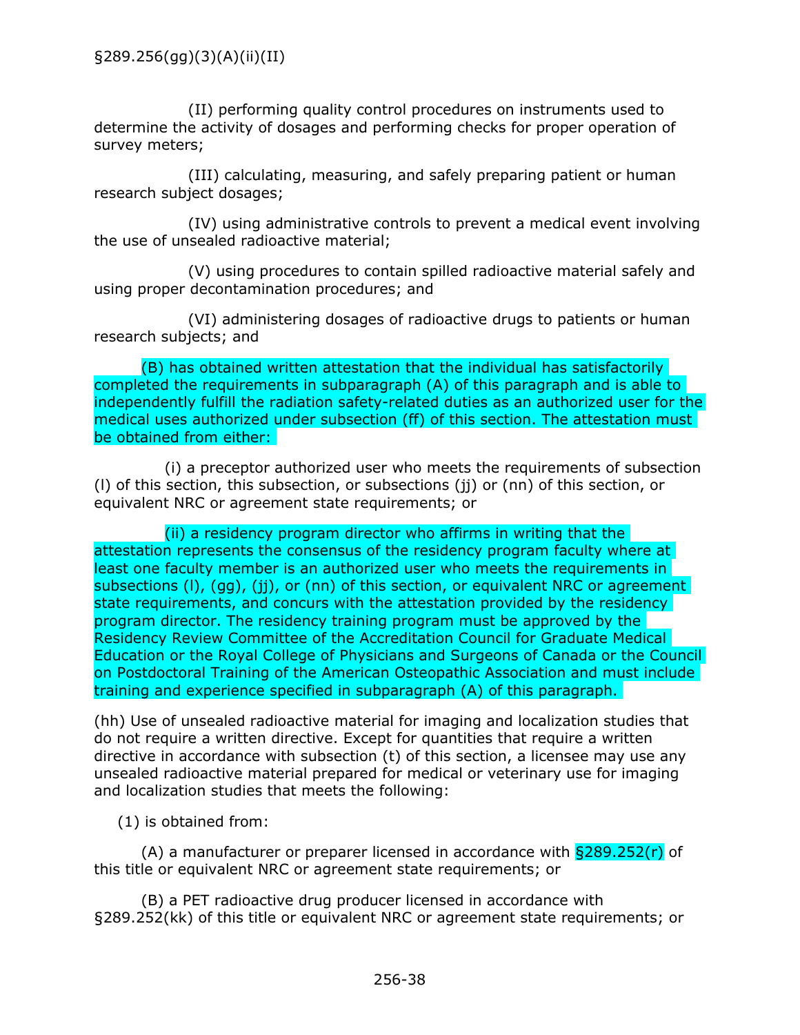(II) performing quality control procedures on instruments used to determine the activity of dosages and performing checks for proper operation of survey meters;

(III) calculating, measuring, and safely preparing patient or human research subject dosages;

(IV) using administrative controls to prevent a medical event involving the use of unsealed radioactive material;

(V) using procedures to contain spilled radioactive material safely and using proper decontamination procedures; and

(VI) administering dosages of radioactive drugs to patients or human research subjects; and

(B) has obtained written attestation that the individual has satisfactorily completed the requirements in subparagraph (A) of this paragraph and is able to independently fulfill the radiation safety-related duties as an authorized user for the medical uses authorized under subsection (ff) of this section. The attestation must be obtained from either:

(i) a preceptor authorized user who meets the requirements of subsection (l) of this section, this subsection, or subsections (jj) or (nn) of this section, or equivalent NRC or agreement state requirements; or

(ii) a residency program director who affirms in writing that the attestation represents the consensus of the residency program faculty where at least one faculty member is an authorized user who meets the requirements in subsections (l), (gg), (jj), or (nn) of this section, or equivalent NRC or agreement state requirements, and concurs with the attestation provided by the residency program director. The residency training program must be approved by the Residency Review Committee of the Accreditation Council for Graduate Medical Education or the Royal College of Physicians and Surgeons of Canada or the Council on Postdoctoral Training of the American Osteopathic Association and must include training and experience specified in subparagraph (A) of this paragraph.

(hh) Use of unsealed radioactive material for imaging and localization studies that do not require a written directive. Except for quantities that require a written directive in accordance with subsection (t) of this section, a licensee may use any unsealed radioactive material prepared for medical or veterinary use for imaging and localization studies that meets the following:

(1) is obtained from:

(A) a manufacturer or preparer licensed in accordance with §289.252(r) of this title or equivalent NRC or agreement state requirements; or

(B) a PET radioactive drug producer licensed in accordance with §289.252(kk) of this title or equivalent NRC or agreement state requirements; or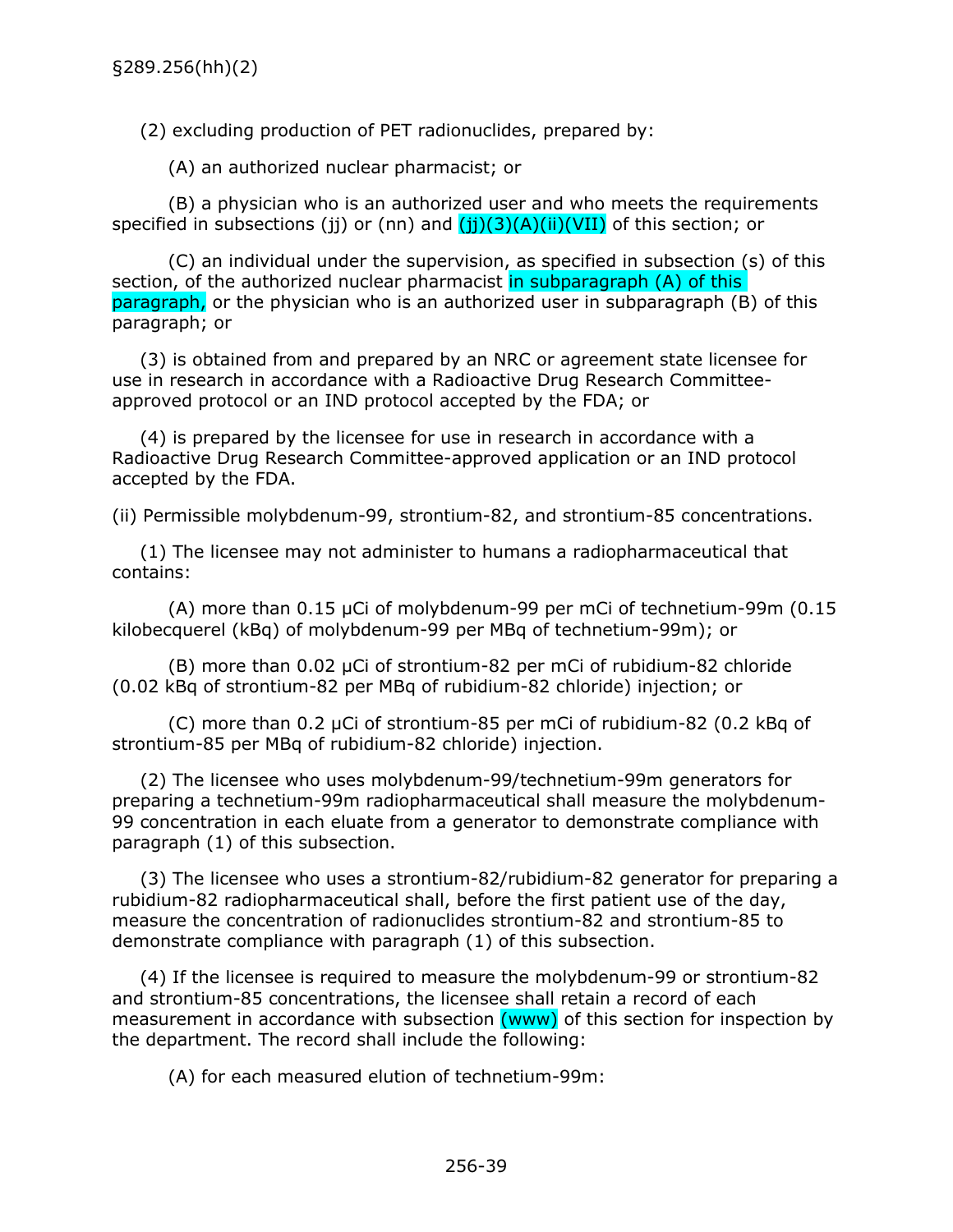(2) excluding production of PET radionuclides, prepared by:

(A) an authorized nuclear pharmacist; or

(B) a physician who is an authorized user and who meets the requirements specified in subsections (jj) or (nn) and (jj)(3)(A)(ii)(VII) of this section; or

(C) an individual under the supervision, as specified in subsection (s) of this section, of the authorized nuclear pharmacist in subparagraph (A) of this paragraph, or the physician who is an authorized user in subparagraph (B) of this paragraph; or

(3) is obtained from and prepared by an NRC or agreement state licensee for use in research in accordance with a Radioactive Drug Research Committee-approved protocol or an IND protocol accepted by the FDA; or

(4) is prepared by the licensee for use in research in accordance with a Radioactive Drug Research Committee-approved application or an IND protocol accepted by the FDA.

(ii) Permissible molybdenum-99, strontium-82, and strontium-85 concentrations.

(1) The licensee may not administer to humans a radiopharmaceutical that contains:

(A) more than 0.15 µCi of molybdenum-99 per mCi of technetium-99m (0.15 kilobecquerel (kBq) of molybdenum-99 per MBq of technetium-99m); or

(B) more than 0.02 µCi of strontium-82 per mCi of rubidium-82 chloride (0.02 kBq of strontium-82 per MBq of rubidium-82 chloride) injection; or

(C) more than 0.2 µCi of strontium-85 per mCi of rubidium-82 (0.2 kBq of strontium-85 per MBq of rubidium-82 chloride) injection.

(2) The licensee who uses molybdenum-99/technetium-99m generators for preparing a technetium-99m radiopharmaceutical shall measure the molybdenum-99 concentration in each eluate from a generator to demonstrate compliance with paragraph (1) of this subsection.

(3) The licensee who uses a strontium-82/rubidium-82 generator for preparing a rubidium-82 radiopharmaceutical shall, before the first patient use of the day, measure the concentration of radionuclides strontium-82 and strontium-85 to demonstrate compliance with paragraph (1) of this subsection.

(4) If the licensee is required to measure the molybdenum-99 or strontium-82 and strontium-85 concentrations, the licensee shall retain a record of each measurement in accordance with subsection (www) of this section for inspection by the department. The record shall include the following:

(A) for each measured elution of technetium-99m: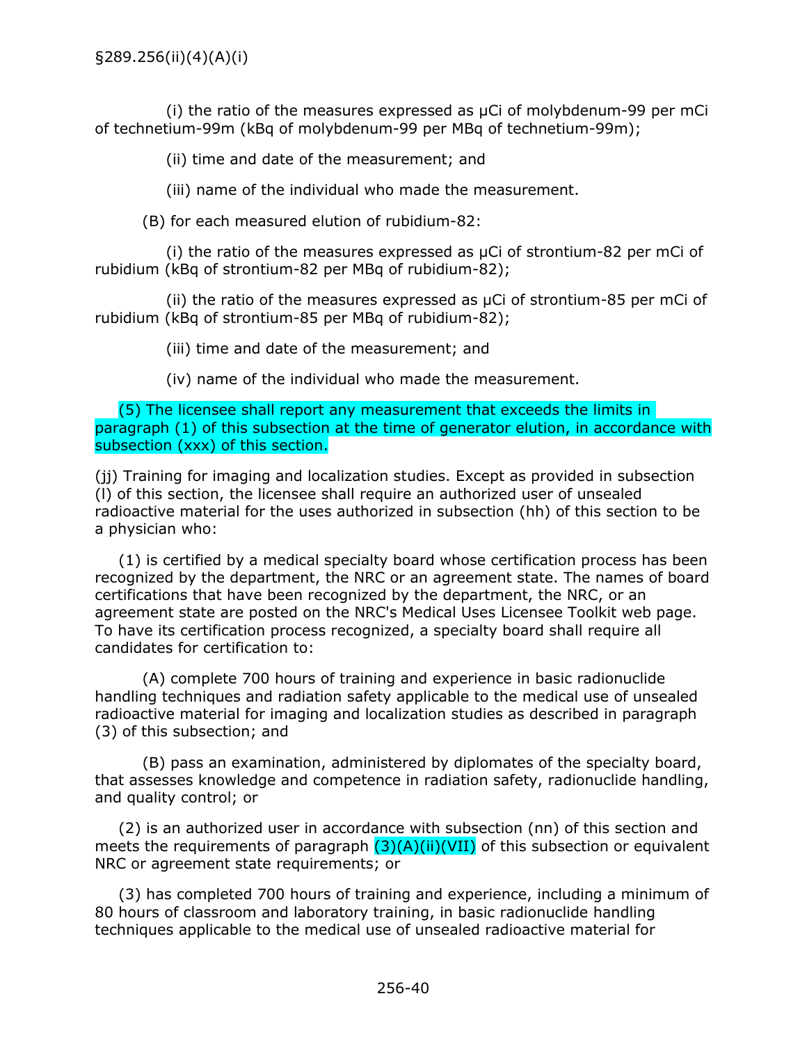(i) the ratio of the measures expressed as µCi of molybdenum-99 per mCi of technetium-99m (kBq of molybdenum-99 per MBq of technetium-99m);

(ii) time and date of the measurement; and

(iii) name of the individual who made the measurement.

(B) for each measured elution of rubidium-82:

(i) the ratio of the measures expressed as µCi of strontium-82 per mCi of rubidium (kBq of strontium-82 per MBq of rubidium-82);

(ii) the ratio of the measures expressed as µCi of strontium-85 per mCi of rubidium (kBq of strontium-85 per MBq of rubidium-82);

(iii) time and date of the measurement; and

(iv) name of the individual who made the measurement.

(5) The licensee shall report any measurement that exceeds the limits in paragraph (1) of this subsection at the time of generator elution, in accordance with subsection (xxx) of this section.

(jj) Training for imaging and localization studies. Except as provided in subsection (l) of this section, the licensee shall require an authorized user of unsealed radioactive material for the uses authorized in subsection (hh) of this section to be a physician who:

(1) is certified by a medical specialty board whose certification process has been recognized by the department, the NRC or an agreement state. The names of board certifications that have been recognized by the department, the NRC, or an agreement state are posted on the NRC's Medical Uses Licensee Toolkit web page. To have its certification process recognized, a specialty board shall require all candidates for certification to:

(A) complete 700 hours of training and experience in basic radionuclide handling techniques and radiation safety applicable to the medical use of unsealed radioactive material for imaging and localization studies as described in paragraph (3) of this subsection; and

(B) pass an examination, administered by diplomates of the specialty board, that assesses knowledge and competence in radiation safety, radionuclide handling, and quality control; or

(2) is an authorized user in accordance with subsection (nn) of this section and meets the requirements of paragraph (3)(A)(ii)(VII) of this subsection or equivalent NRC or agreement state requirements; or

(3) has completed 700 hours of training and experience, including a minimum of 80 hours of classroom and laboratory training, in basic radionuclide handling techniques applicable to the medical use of unsealed radioactive material for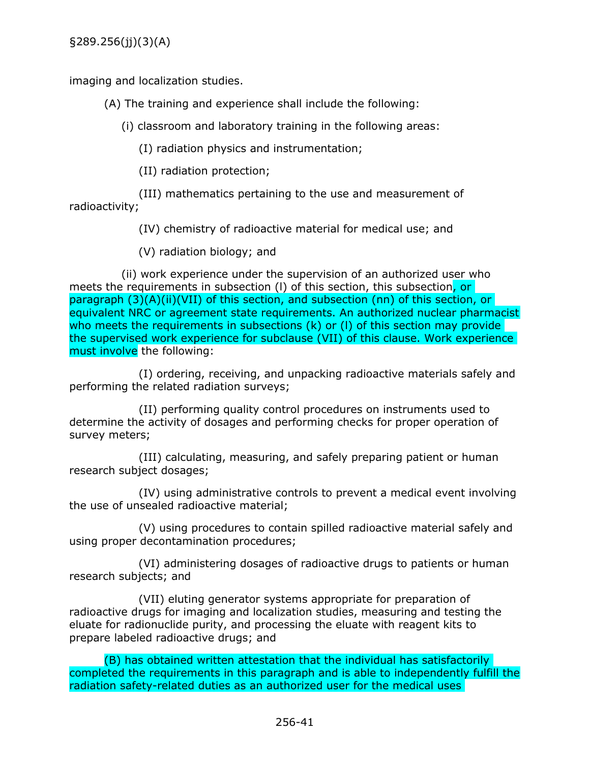imaging and localization studies.

(A) The training and experience shall include the following:

(i) classroom and laboratory training in the following areas:

(I) radiation physics and instrumentation;

(II) radiation protection;

(III) mathematics pertaining to the use and measurement of radioactivity;

(IV) chemistry of radioactive material for medical use; and

(V) radiation biology; and

(ii) work experience under the supervision of an authorized user who meets the requirements in subsection (l) of this section, this subsection, or paragraph (3)(A)(ii)(VII) of this section, and subsection (nn) of this section, or equivalent NRC or agreement state requirements. An authorized nuclear pharmacist who meets the requirements in subsections (k) or (l) of this section may provide the supervised work experience for subclause (VII) of this clause. Work experience must involve the following:

(I) ordering, receiving, and unpacking radioactive materials safely and performing the related radiation surveys;

(II) performing quality control procedures on instruments used to determine the activity of dosages and performing checks for proper operation of survey meters;

(III) calculating, measuring, and safely preparing patient or human research subject dosages;

(IV) using administrative controls to prevent a medical event involving the use of unsealed radioactive material;

(V) using procedures to contain spilled radioactive material safely and using proper decontamination procedures;

(VI) administering dosages of radioactive drugs to patients or human research subjects; and

(VII) eluting generator systems appropriate for preparation of radioactive drugs for imaging and localization studies, measuring and testing the eluate for radionuclide purity, and processing the eluate with reagent kits to prepare labeled radioactive drugs; and

(B) has obtained written attestation that the individual has satisfactorily completed the requirements in this paragraph and is able to independently fulfill the radiation safety-related duties as an authorized user for the medical uses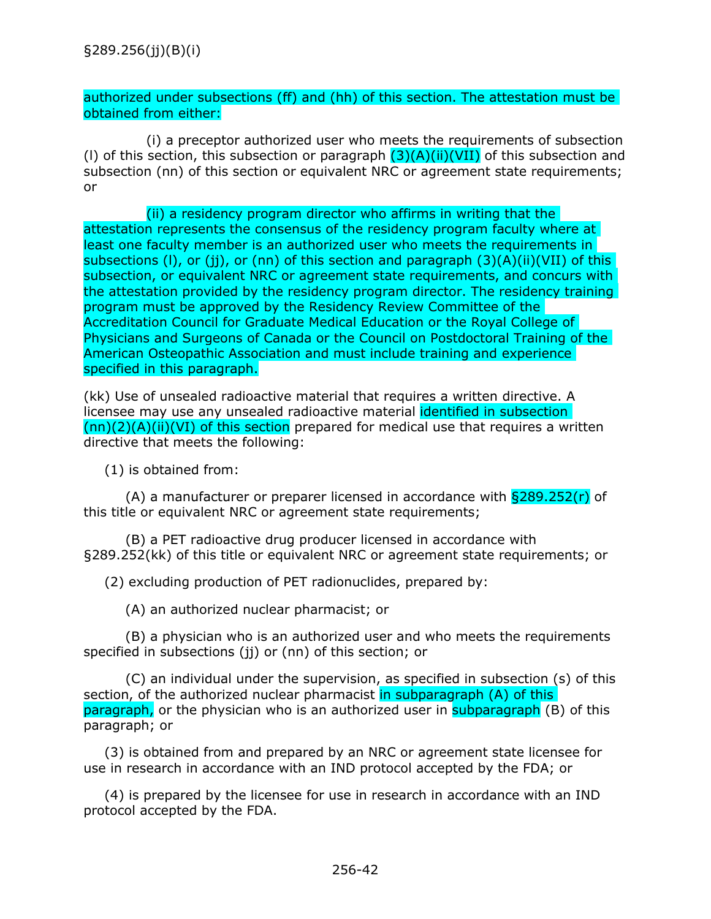authorized under subsections (ff) and (hh) of this section. The attestation must be obtained from either:

(i) a preceptor authorized user who meets the requirements of subsection (l) of this section, this subsection or paragraph (3)(A)(ii)(VII) of this subsection and subsection (nn) of this section or equivalent NRC or agreement state requirements; or

(ii) a residency program director who affirms in writing that the attestation represents the consensus of the residency program faculty where at least one faculty member is an authorized user who meets the requirements in subsections (l), or (jj), or (nn) of this section and paragraph (3)(A)(ii)(VII) of this subsection, or equivalent NRC or agreement state requirements, and concurs with the attestation provided by the residency program director. The residency training program must be approved by the Residency Review Committee of the Accreditation Council for Graduate Medical Education or the Royal College of Physicians and Surgeons of Canada or the Council on Postdoctoral Training of the American Osteopathic Association and must include training and experience specified in this paragraph.

(kk) Use of unsealed radioactive material that requires a written directive. A licensee may use any unsealed radioactive material identified in subsection (nn)(2)(A)(ii)(VI) of this section prepared for medical use that requires a written directive that meets the following:

(1) is obtained from:

(A) a manufacturer or preparer licensed in accordance with §289.252(r) of this title or equivalent NRC or agreement state requirements;

(B) a PET radioactive drug producer licensed in accordance with §289.252(kk) of this title or equivalent NRC or agreement state requirements; or

(2) excluding production of PET radionuclides, prepared by:

(A) an authorized nuclear pharmacist; or

(B) a physician who is an authorized user and who meets the requirements specified in subsections (jj) or (nn) of this section; or

(C) an individual under the supervision, as specified in subsection (s) of this section, of the authorized nuclear pharmacist in subparagraph (A) of this paragraph, or the physician who is an authorized user in subparagraph (B) of this paragraph; or

(3) is obtained from and prepared by an NRC or agreement state licensee for use in research in accordance with an IND protocol accepted by the FDA; or

(4) is prepared by the licensee for use in research in accordance with an IND protocol accepted by the FDA.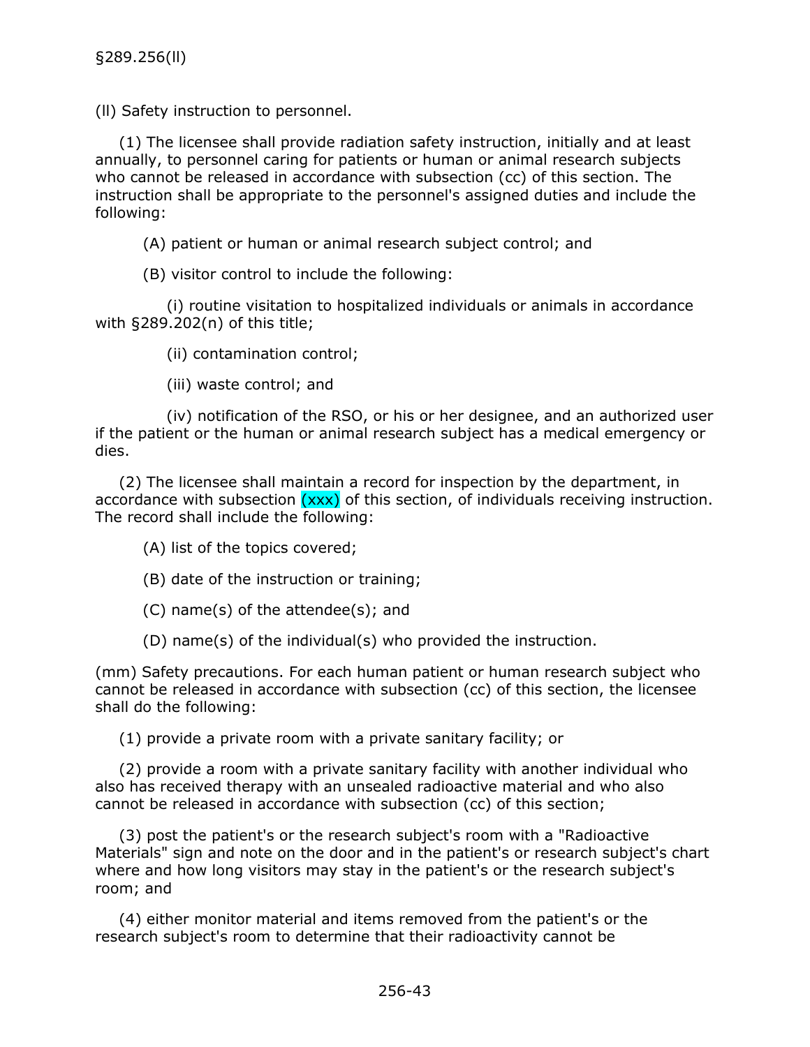(ll) Safety instruction to personnel.

(1) The licensee shall provide radiation safety instruction, initially and at least annually, to personnel caring for patients or human or animal research subjects who cannot be released in accordance with subsection (cc) of this section. The instruction shall be appropriate to the personnel's assigned duties and include the following:

(A) patient or human or animal research subject control; and

(B) visitor control to include the following:

(i) routine visitation to hospitalized individuals or animals in accordance with §289.202(n) of this title;

(ii) contamination control;

(iii) waste control; and

(iv) notification of the RSO, or his or her designee, and an authorized user if the patient or the human or animal research subject has a medical emergency or dies.

(2) The licensee shall maintain a record for inspection by the department, in accordance with subsection (xxx) of this section, of individuals receiving instruction. The record shall include the following:

(A) list of the topics covered;

(B) date of the instruction or training;

(C) name(s) of the attendee(s); and

(D) name(s) of the individual(s) who provided the instruction.

(mm) Safety precautions. For each human patient or human research subject who cannot be released in accordance with subsection (cc) of this section, the licensee shall do the following:

(1) provide a private room with a private sanitary facility; or

(2) provide a room with a private sanitary facility with another individual who also has received therapy with an unsealed radioactive material and who also cannot be released in accordance with subsection (cc) of this section;

(3) post the patient's or the research subject's room with a "Radioactive Materials" sign and note on the door and in the patient's or research subject's chart where and how long visitors may stay in the patient's or the research subject's room; and

(4) either monitor material and items removed from the patient's or the research subject's room to determine that their radioactivity cannot be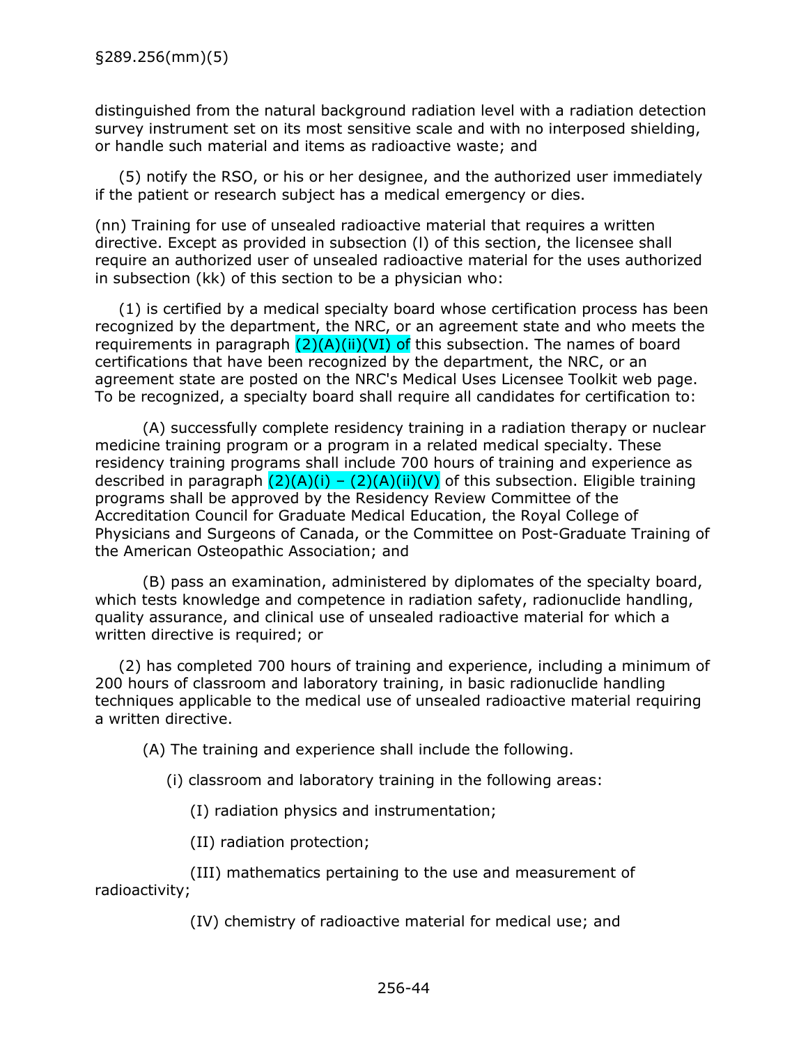distinguished from the natural background radiation level with a radiation detection survey instrument set on its most sensitive scale and with no interposed shielding, or handle such material and items as radioactive waste; and

(5) notify the RSO, or his or her designee, and the authorized user immediately if the patient or research subject has a medical emergency or dies.

(nn) Training for use of unsealed radioactive material that requires a written directive. Except as provided in subsection (l) of this section, the licensee shall require an authorized user of unsealed radioactive material for the uses authorized in subsection (kk) of this section to be a physician who:

(1) is certified by a medical specialty board whose certification process has been recognized by the department, the NRC, or an agreement state and who meets the requirements in paragraph (2)(A)(ii)(VI) of this subsection. The names of board certifications that have been recognized by the department, the NRC, or an agreement state are posted on the NRC's Medical Uses Licensee Toolkit web page. To be recognized, a specialty board shall require all candidates for certification to:

(A) successfully complete residency training in a radiation therapy or nuclear medicine training program or a program in a related medical specialty. These residency training programs shall include 700 hours of training and experience as described in paragraph (2)(A)(i) – (2)(A)(ii)(V) of this subsection. Eligible training programs shall be approved by the Residency Review Committee of the Accreditation Council for Graduate Medical Education, the Royal College of Physicians and Surgeons of Canada, or the Committee on Post-Graduate Training of the American Osteopathic Association; and

(B) pass an examination, administered by diplomates of the specialty board, which tests knowledge and competence in radiation safety, radionuclide handling, quality assurance, and clinical use of unsealed radioactive material for which a written directive is required; or

(2) has completed 700 hours of training and experience, including a minimum of 200 hours of classroom and laboratory training, in basic radionuclide handling techniques applicable to the medical use of unsealed radioactive material requiring a written directive.

(A) The training and experience shall include the following.

(i) classroom and laboratory training in the following areas:

(I) radiation physics and instrumentation;

(II) radiation protection;

(III) mathematics pertaining to the use and measurement of radioactivity;

(IV) chemistry of radioactive material for medical use; and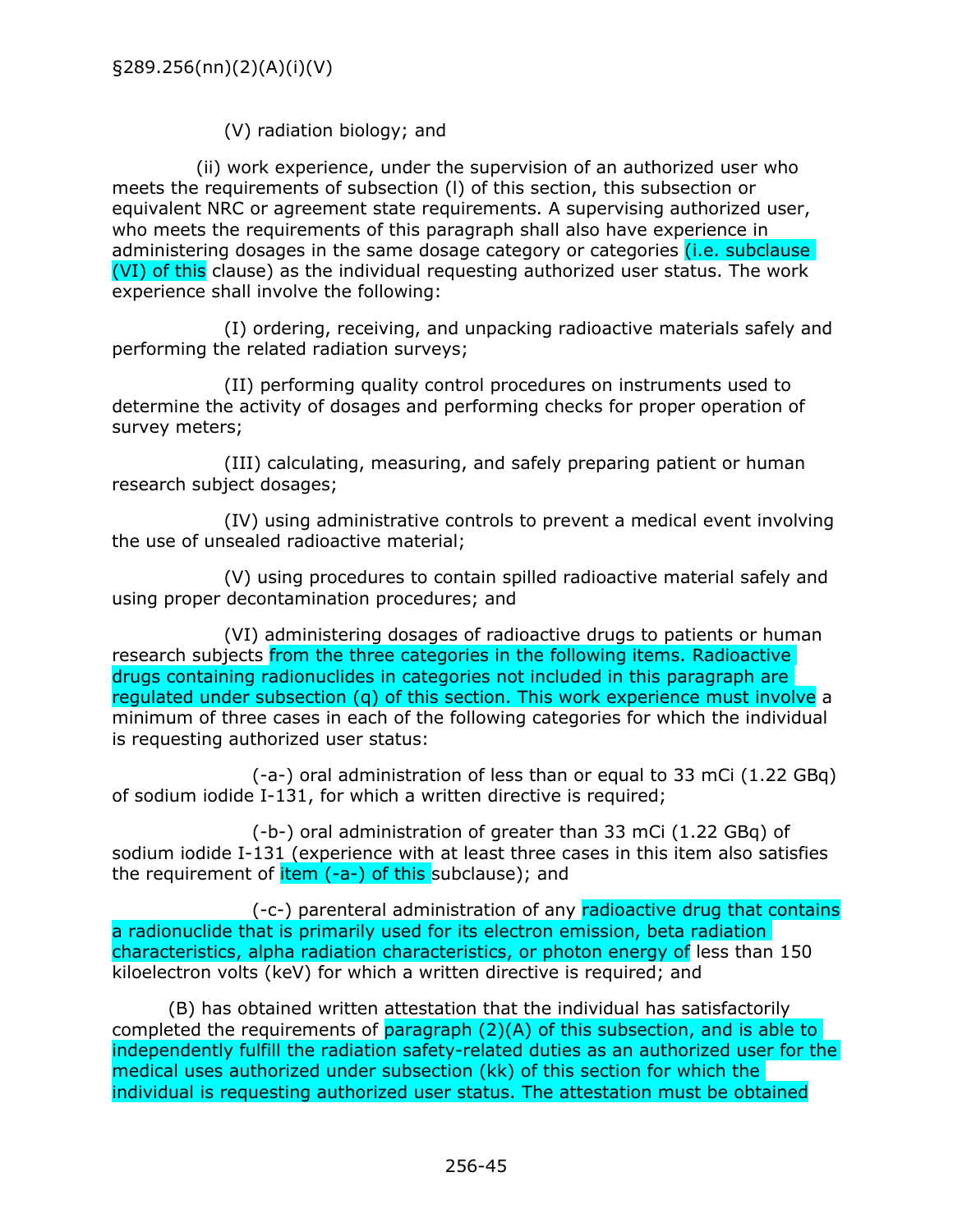§289.256(nn)(2)(A)(i)(V)

(V) radiation biology; and

(ii) work experience, under the supervision of an authorized user who meets the requirements of subsection (l) of this section, this subsection or equivalent NRC or agreement state requirements. A supervising authorized user, who meets the requirements of this paragraph shall also have experience in administering dosages in the same dosage category or categories (i.e. subclause (VI) of this clause) as the individual requesting authorized user status. The work experience shall involve the following:

(I) ordering, receiving, and unpacking radioactive materials safely and performing the related radiation surveys;

(II) performing quality control procedures on instruments used to determine the activity of dosages and performing checks for proper operation of survey meters;

(III) calculating, measuring, and safely preparing patient or human research subject dosages;

(IV) using administrative controls to prevent a medical event involving the use of unsealed radioactive material;

(V) using procedures to contain spilled radioactive material safely and using proper decontamination procedures; and

(VI) administering dosages of radioactive drugs to patients or human research subjects from the three categories in the following items. Radioactive drugs containing radionuclides in categories not included in this paragraph are regulated under subsection (q) of this section. This work experience must involve a minimum of three cases in each of the following categories for which the individual is requesting authorized user status:

(-a-) oral administration of less than or equal to 33 mCi (1.22 GBq) of sodium iodide I-131, for which a written directive is required;

(-b-) oral administration of greater than 33 mCi (1.22 GBq) of sodium iodide I-131 (experience with at least three cases in this item also satisfies the requirement of item (-a-) of this subclause); and

(-c-) parenteral administration of any radioactive drug that contains a radionuclide that is primarily used for its electron emission, beta radiation characteristics, alpha radiation characteristics, or photon energy of less than 150 kiloelectron volts (keV) for which a written directive is required; and

(B) has obtained written attestation that the individual has satisfactorily completed the requirements of paragraph (2)(A) of this subsection, and is able to independently fulfill the radiation safety-related duties as an authorized user for the medical uses authorized under subsection (kk) of this section for which the individual is requesting authorized user status. The attestation must be obtained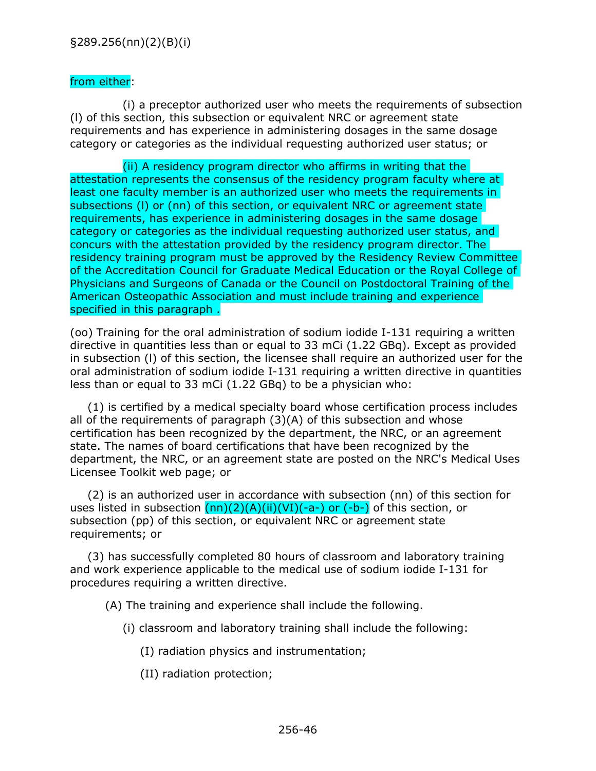from either:

(i) a preceptor authorized user who meets the requirements of subsection (l) of this section, this subsection or equivalent NRC or agreement state requirements and has experience in administering dosages in the same dosage category or categories as the individual requesting authorized user status; or

(ii) A residency program director who affirms in writing that the attestation represents the consensus of the residency program faculty where at least one faculty member is an authorized user who meets the requirements in subsections (l) or (nn) of this section, or equivalent NRC or agreement state requirements, has experience in administering dosages in the same dosage category or categories as the individual requesting authorized user status, and concurs with the attestation provided by the residency program director. The residency training program must be approved by the Residency Review Committee of the Accreditation Council for Graduate Medical Education or the Royal College of Physicians and Surgeons of Canada or the Council on Postdoctoral Training of the American Osteopathic Association and must include training and experience specified in this paragraph .

(oo) Training for the oral administration of sodium iodide I-131 requiring a written directive in quantities less than or equal to 33 mCi (1.22 GBq). Except as provided in subsection (l) of this section, the licensee shall require an authorized user for the oral administration of sodium iodide I-131 requiring a written directive in quantities less than or equal to 33 mCi (1.22 GBq) to be a physician who:

(1) is certified by a medical specialty board whose certification process includes all of the requirements of paragraph (3)(A) of this subsection and whose certification has been recognized by the department, the NRC, or an agreement state. The names of board certifications that have been recognized by the department, the NRC, or an agreement state are posted on the NRC's Medical Uses Licensee Toolkit web page; or

(2) is an authorized user in accordance with subsection (nn) of this section for uses listed in subsection (nn)(2)(A)(ii)(VI)(-a-) or (-b-) of this section, or subsection (pp) of this section, or equivalent NRC or agreement state requirements; or

(3) has successfully completed 80 hours of classroom and laboratory training and work experience applicable to the medical use of sodium iodide I-131 for procedures requiring a written directive.

(A) The training and experience shall include the following.

(i) classroom and laboratory training shall include the following:

(I) radiation physics and instrumentation;

(II) radiation protection;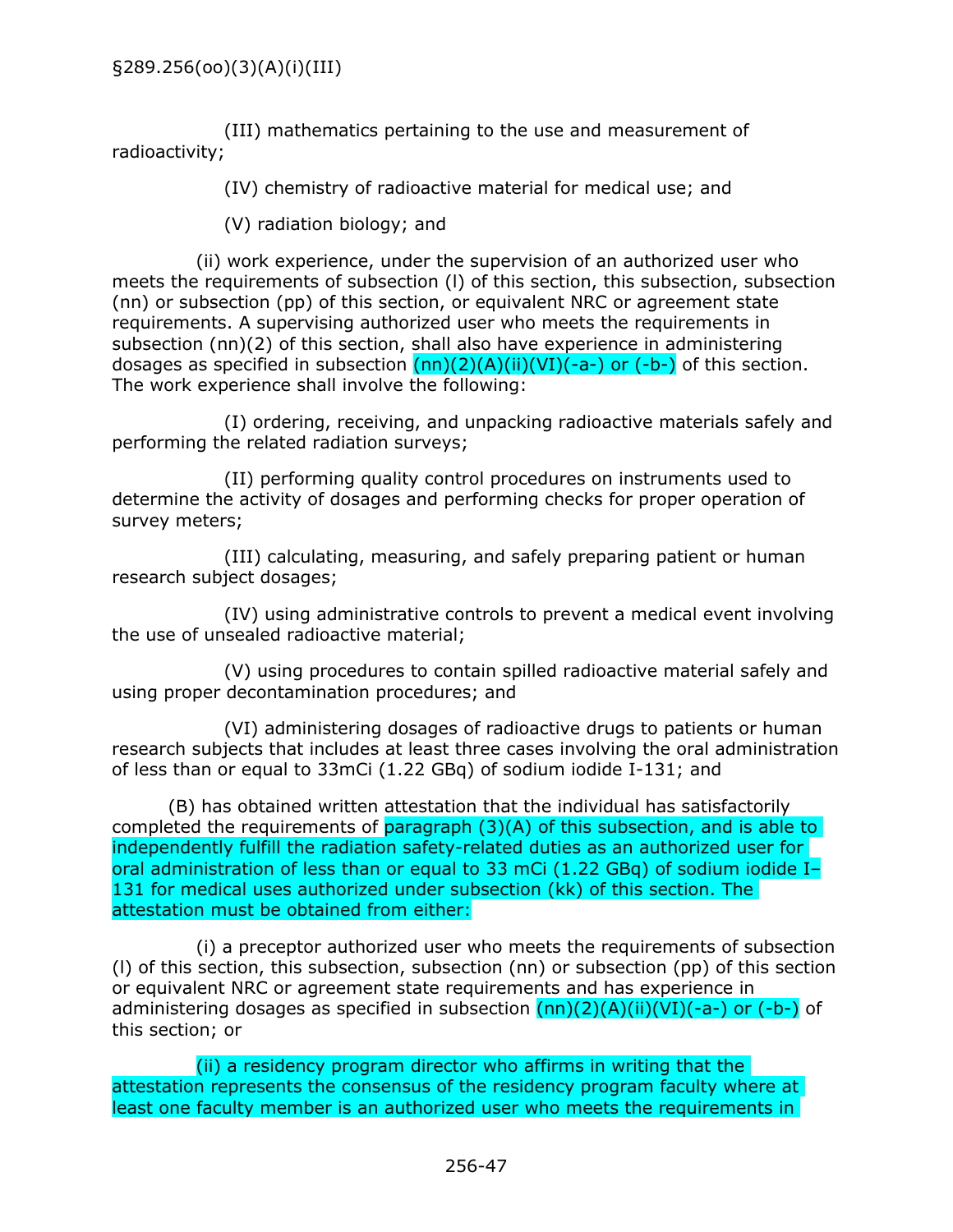§289.256(oo)(3)(A)(i)(III)

(III) mathematics pertaining to the use and measurement of radioactivity;

(IV) chemistry of radioactive material for medical use; and

(V) radiation biology; and

(ii) work experience, under the supervision of an authorized user who meets the requirements of subsection (l) of this section, this subsection, subsection (nn) or subsection (pp) of this section, or equivalent NRC or agreement state requirements. A supervising authorized user who meets the requirements in subsection (nn)(2) of this section, shall also have experience in administering dosages as specified in subsection (nn)(2)(A)(ii)(VI)(-a-) or (-b-) of this section. The work experience shall involve the following:

(I) ordering, receiving, and unpacking radioactive materials safely and performing the related radiation surveys;

(II) performing quality control procedures on instruments used to determine the activity of dosages and performing checks for proper operation of survey meters;

(III) calculating, measuring, and safely preparing patient or human research subject dosages;

(IV) using administrative controls to prevent a medical event involving the use of unsealed radioactive material;

(V) using procedures to contain spilled radioactive material safely and using proper decontamination procedures; and

(VI) administering dosages of radioactive drugs to patients or human research subjects that includes at least three cases involving the oral administration of less than or equal to 33mCi (1.22 GBq) of sodium iodide I-131; and

(B) has obtained written attestation that the individual has satisfactorily completed the requirements of paragraph (3)(A) of this subsection, and is able to independently fulfill the radiation safety-related duties as an authorized user for oral administration of less than or equal to 33 mCi (1.22 GBq) of sodium iodide I–131 for medical uses authorized under subsection (kk) of this section. The attestation must be obtained from either:

(i) a preceptor authorized user who meets the requirements of subsection (l) of this section, this subsection, subsection (nn) or subsection (pp) of this section or equivalent NRC or agreement state requirements and has experience in administering dosages as specified in subsection (nn)(2)(A)(ii)(VI)(-a-) or (-b-) of this section; or

(ii) a residency program director who affirms in writing that the attestation represents the consensus of the residency program faculty where at least one faculty member is an authorized user who meets the requirements in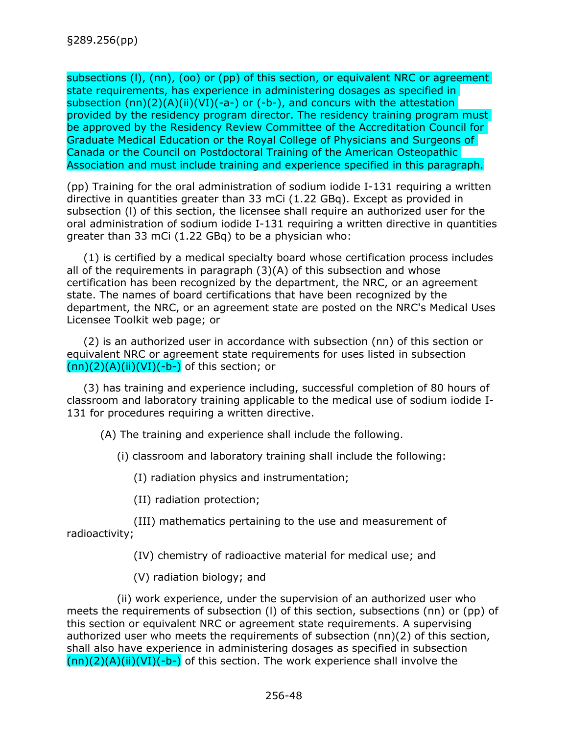subsections (l), (nn), (oo) or (pp) of this section, or equivalent NRC or agreement state requirements, has experience in administering dosages as specified in subsection (nn)(2)(A)(ii)(VI)(-a-) or (-b-), and concurs with the attestation provided by the residency program director. The residency training program must be approved by the Residency Review Committee of the Accreditation Council for Graduate Medical Education or the Royal College of Physicians and Surgeons of Canada or the Council on Postdoctoral Training of the American Osteopathic Association and must include training and experience specified in this paragraph.

(pp) Training for the oral administration of sodium iodide I-131 requiring a written directive in quantities greater than 33 mCi (1.22 GBq). Except as provided in subsection (l) of this section, the licensee shall require an authorized user for the oral administration of sodium iodide I-131 requiring a written directive in quantities greater than 33 mCi (1.22 GBq) to be a physician who:

(1) is certified by a medical specialty board whose certification process includes all of the requirements in paragraph (3)(A) of this subsection and whose certification has been recognized by the department, the NRC, or an agreement state. The names of board certifications that have been recognized by the department, the NRC, or an agreement state are posted on the NRC's Medical Uses Licensee Toolkit web page; or

(2) is an authorized user in accordance with subsection (nn) of this section or equivalent NRC or agreement state requirements for uses listed in subsection (nn)(2)(A)(ii)(VI)(-b-) of this section; or

(3) has training and experience including, successful completion of 80 hours of classroom and laboratory training applicable to the medical use of sodium iodide I-131 for procedures requiring a written directive.

(A) The training and experience shall include the following.

(i) classroom and laboratory training shall include the following:

(I) radiation physics and instrumentation;

(II) radiation protection;

(III) mathematics pertaining to the use and measurement of radioactivity;

(IV) chemistry of radioactive material for medical use; and

(V) radiation biology; and

(ii) work experience, under the supervision of an authorized user who meets the requirements of subsection (l) of this section, subsections (nn) or (pp) of this section or equivalent NRC or agreement state requirements. A supervising authorized user who meets the requirements of subsection (nn)(2) of this section, shall also have experience in administering dosages as specified in subsection (nn)(2)(A)(ii)(VI)(-b-) of this section. The work experience shall involve the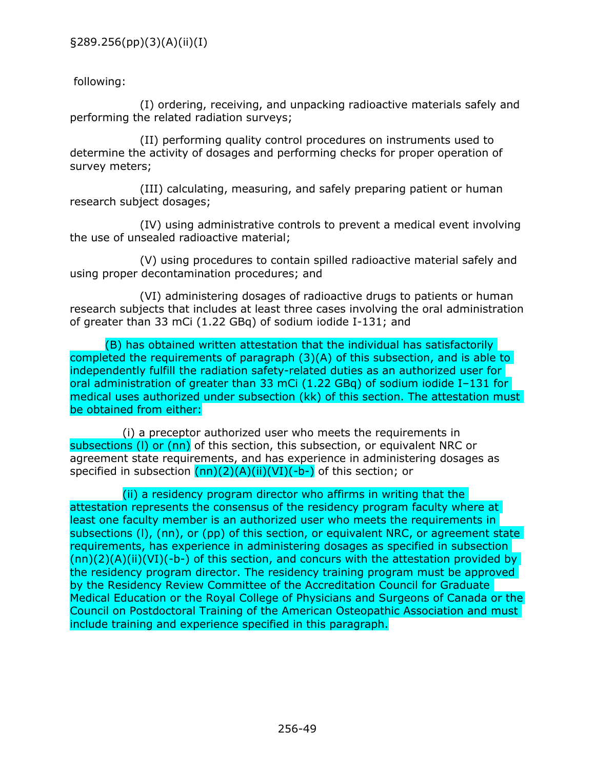following:

(I) ordering, receiving, and unpacking radioactive materials safely and performing the related radiation surveys;

(II) performing quality control procedures on instruments used to determine the activity of dosages and performing checks for proper operation of survey meters;

(III) calculating, measuring, and safely preparing patient or human research subject dosages;

(IV) using administrative controls to prevent a medical event involving the use of unsealed radioactive material;

(V) using procedures to contain spilled radioactive material safely and using proper decontamination procedures; and

(VI) administering dosages of radioactive drugs to patients or human research subjects that includes at least three cases involving the oral administration of greater than 33 mCi (1.22 GBq) of sodium iodide I-131; and

(B) has obtained written attestation that the individual has satisfactorily completed the requirements of paragraph (3)(A) of this subsection, and is able to independently fulfill the radiation safety-related duties as an authorized user for oral administration of greater than 33 mCi (1.22 GBq) of sodium iodide I–131 for medical uses authorized under subsection (kk) of this section. The attestation must be obtained from either:

(i) a preceptor authorized user who meets the requirements in subsections (l) or (nn) of this section, this subsection, or equivalent NRC or agreement state requirements, and has experience in administering dosages as specified in subsection (nn)(2)(A)(ii)(VI)(-b-) of this section; or

(ii) a residency program director who affirms in writing that the attestation represents the consensus of the residency program faculty where at least one faculty member is an authorized user who meets the requirements in subsections (l), (nn), or (pp) of this section, or equivalent NRC, or agreement state requirements, has experience in administering dosages as specified in subsection (nn)(2)(A)(ii)(VI)(-b-) of this section, and concurs with the attestation provided by the residency program director. The residency training program must be approved by the Residency Review Committee of the Accreditation Council for Graduate Medical Education or the Royal College of Physicians and Surgeons of Canada or the Council on Postdoctoral Training of the American Osteopathic Association and must include training and experience specified in this paragraph.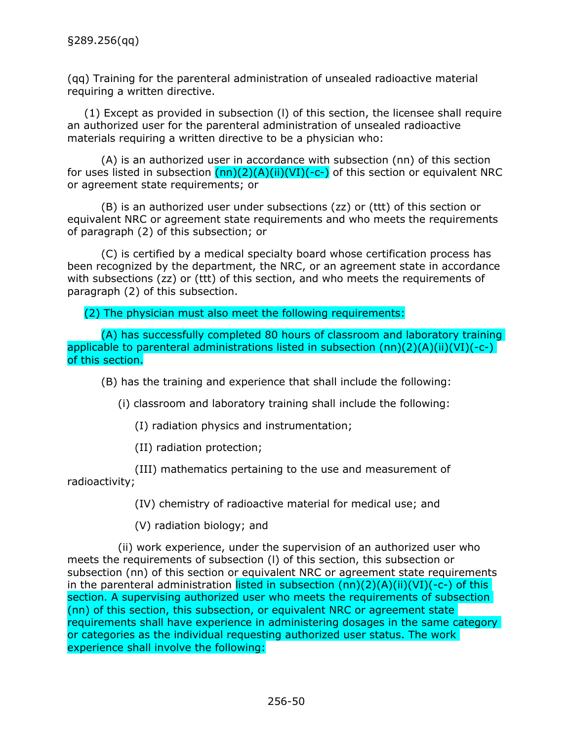§289.256(qq)

(qq) Training for the parenteral administration of unsealed radioactive material requiring a written directive.

(1) Except as provided in subsection (l) of this section, the licensee shall require an authorized user for the parenteral administration of unsealed radioactive materials requiring a written directive to be a physician who:

(A) is an authorized user in accordance with subsection (nn) of this section for uses listed in subsection (nn)(2)(A)(ii)(VI)(-c-) of this section or equivalent NRC or agreement state requirements; or

(B) is an authorized user under subsections (zz) or (ttt) of this section or equivalent NRC or agreement state requirements and who meets the requirements of paragraph (2) of this subsection; or

(C) is certified by a medical specialty board whose certification process has been recognized by the department, the NRC, or an agreement state in accordance with subsections (zz) or (ttt) of this section, and who meets the requirements of paragraph (2) of this subsection.

(2) The physician must also meet the following requirements:

(A) has successfully completed 80 hours of classroom and laboratory training applicable to parenteral administrations listed in subsection (nn)(2)(A)(ii)(VI)(-c-) of this section.

(B) has the training and experience that shall include the following:

(i) classroom and laboratory training shall include the following:

(I) radiation physics and instrumentation;

(II) radiation protection;

(III) mathematics pertaining to the use and measurement of radioactivity;

(IV) chemistry of radioactive material for medical use; and

(V) radiation biology; and

(ii) work experience, under the supervision of an authorized user who meets the requirements of subsection (l) of this section, this subsection or subsection (nn) of this section or equivalent NRC or agreement state requirements in the parenteral administration listed in subsection (nn)(2)(A)(ii)(VI)(-c-) of this section. A supervising authorized user who meets the requirements of subsection (nn) of this section, this subsection, or equivalent NRC or agreement state requirements shall have experience in administering dosages in the same category or categories as the individual requesting authorized user status. The work experience shall involve the following: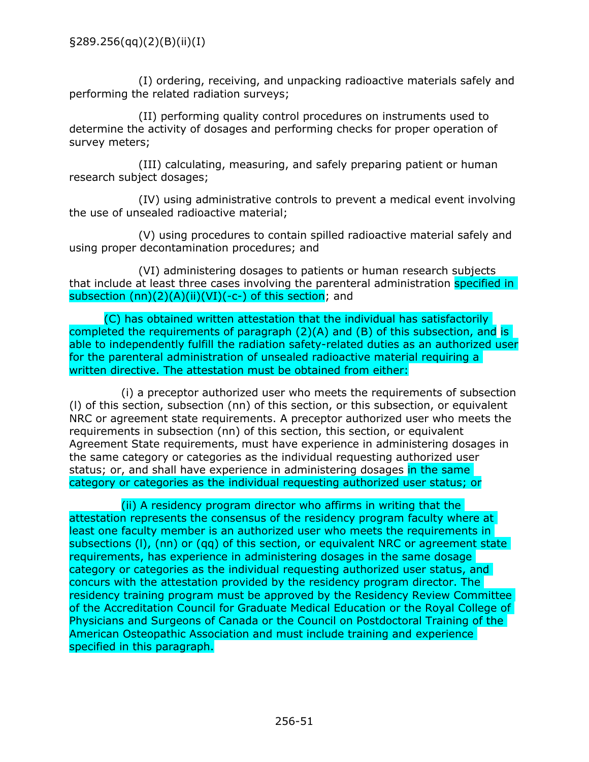§289.256(qq)(2)(B)(ii)(I)

(I) ordering, receiving, and unpacking radioactive materials safely and performing the related radiation surveys;

(II) performing quality control procedures on instruments used to determine the activity of dosages and performing checks for proper operation of survey meters;

(III) calculating, measuring, and safely preparing patient or human research subject dosages;

(IV) using administrative controls to prevent a medical event involving the use of unsealed radioactive material;

(V) using procedures to contain spilled radioactive material safely and using proper decontamination procedures; and

(VI) administering dosages to patients or human research subjects that include at least three cases involving the parenteral administration specified in subsection (nn)(2)(A)(ii)(VI)(-c-) of this section; and

(C) has obtained written attestation that the individual has satisfactorily completed the requirements of paragraph (2)(A) and (B) of this subsection, and is able to independently fulfill the radiation safety-related duties as an authorized user for the parenteral administration of unsealed radioactive material requiring a written directive. The attestation must be obtained from either:

(i) a preceptor authorized user who meets the requirements of subsection (l) of this section, subsection (nn) of this section, or this subsection, or equivalent NRC or agreement state requirements. A preceptor authorized user who meets the requirements in subsection (nn) of this section, this section, or equivalent Agreement State requirements, must have experience in administering dosages in the same category or categories as the individual requesting authorized user status; or, and shall have experience in administering dosages in the same category or categories as the individual requesting authorized user status; or

(ii) A residency program director who affirms in writing that the attestation represents the consensus of the residency program faculty where at least one faculty member is an authorized user who meets the requirements in subsections (l), (nn) or (qq) of this section, or equivalent NRC or agreement state requirements, has experience in administering dosages in the same dosage category or categories as the individual requesting authorized user status, and concurs with the attestation provided by the residency program director. The residency training program must be approved by the Residency Review Committee of the Accreditation Council for Graduate Medical Education or the Royal College of Physicians and Surgeons of Canada or the Council on Postdoctoral Training of the American Osteopathic Association and must include training and experience specified in this paragraph.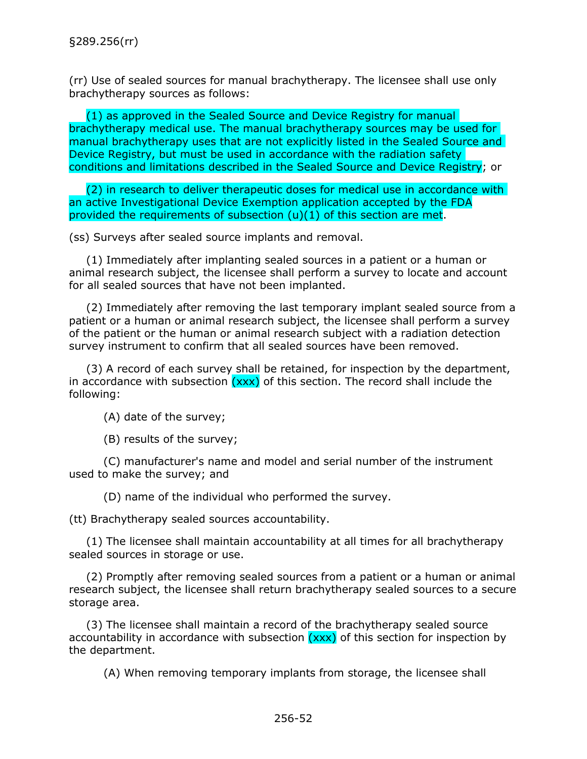§289.256(rr)

(rr) Use of sealed sources for manual brachytherapy. The licensee shall use only brachytherapy sources as follows:

(1) as approved in the Sealed Source and Device Registry for manual brachytherapy medical use. The manual brachytherapy sources may be used for manual brachytherapy uses that are not explicitly listed in the Sealed Source and Device Registry, but must be used in accordance with the radiation safety conditions and limitations described in the Sealed Source and Device Registry; or

(2) in research to deliver therapeutic doses for medical use in accordance with an active Investigational Device Exemption application accepted by the FDA provided the requirements of subsection (u)(1) of this section are met.

(ss) Surveys after sealed source implants and removal.

(1) Immediately after implanting sealed sources in a patient or a human or animal research subject, the licensee shall perform a survey to locate and account for all sealed sources that have not been implanted.

(2) Immediately after removing the last temporary implant sealed source from a patient or a human or animal research subject, the licensee shall perform a survey of the patient or the human or animal research subject with a radiation detection survey instrument to confirm that all sealed sources have been removed.

(3) A record of each survey shall be retained, for inspection by the department, in accordance with subsection (xxx) of this section. The record shall include the following:

(A) date of the survey;

(B) results of the survey;

(C) manufacturer's name and model and serial number of the instrument used to make the survey; and

(D) name of the individual who performed the survey.

(tt) Brachytherapy sealed sources accountability.

(1) The licensee shall maintain accountability at all times for all brachytherapy sealed sources in storage or use.

(2) Promptly after removing sealed sources from a patient or a human or animal research subject, the licensee shall return brachytherapy sealed sources to a secure storage area.

(3) The licensee shall maintain a record of the brachytherapy sealed source accountability in accordance with subsection (xxx) of this section for inspection by the department.

(A) When removing temporary implants from storage, the licensee shall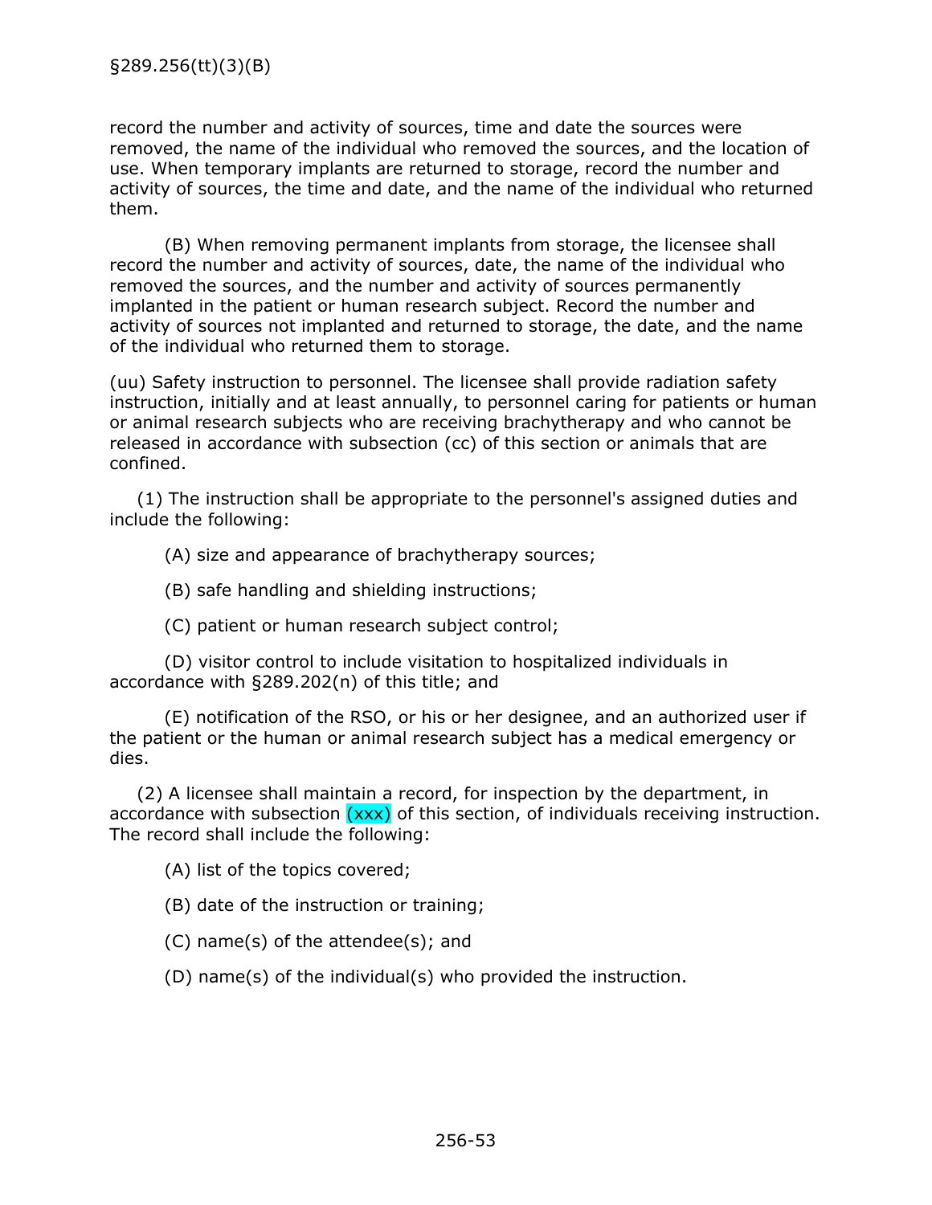record the number and activity of sources, time and date the sources were removed, the name of the individual who removed the sources, and the location of use. When temporary implants are returned to storage, record the number and activity of sources, the time and date, and the name of the individual who returned them.

(B) When removing permanent implants from storage, the licensee shall record the number and activity of sources, date, the name of the individual who removed the sources, and the number and activity of sources permanently implanted in the patient or human research subject. Record the number and activity of sources not implanted and returned to storage, the date, and the name of the individual who returned them to storage.

(uu) Safety instruction to personnel. The licensee shall provide radiation safety instruction, initially and at least annually, to personnel caring for patients or human or animal research subjects who are receiving brachytherapy and who cannot be released in accordance with subsection (cc) of this section or animals that are confined.

(1) The instruction shall be appropriate to the personnel's assigned duties and include the following:

(A) size and appearance of brachytherapy sources;

(B) safe handling and shielding instructions;

(C) patient or human research subject control;

(D) visitor control to include visitation to hospitalized individuals in accordance with §289.202(n) of this title; and

(E) notification of the RSO, or his or her designee, and an authorized user if the patient or the human or animal research subject has a medical emergency or dies.

(2) A licensee shall maintain a record, for inspection by the department, in accordance with subsection (xxx) of this section, of individuals receiving instruction. The record shall include the following:

(A) list of the topics covered;

(B) date of the instruction or training;

(C) name(s) of the attendee(s); and

(D) name(s) of the individual(s) who provided the instruction.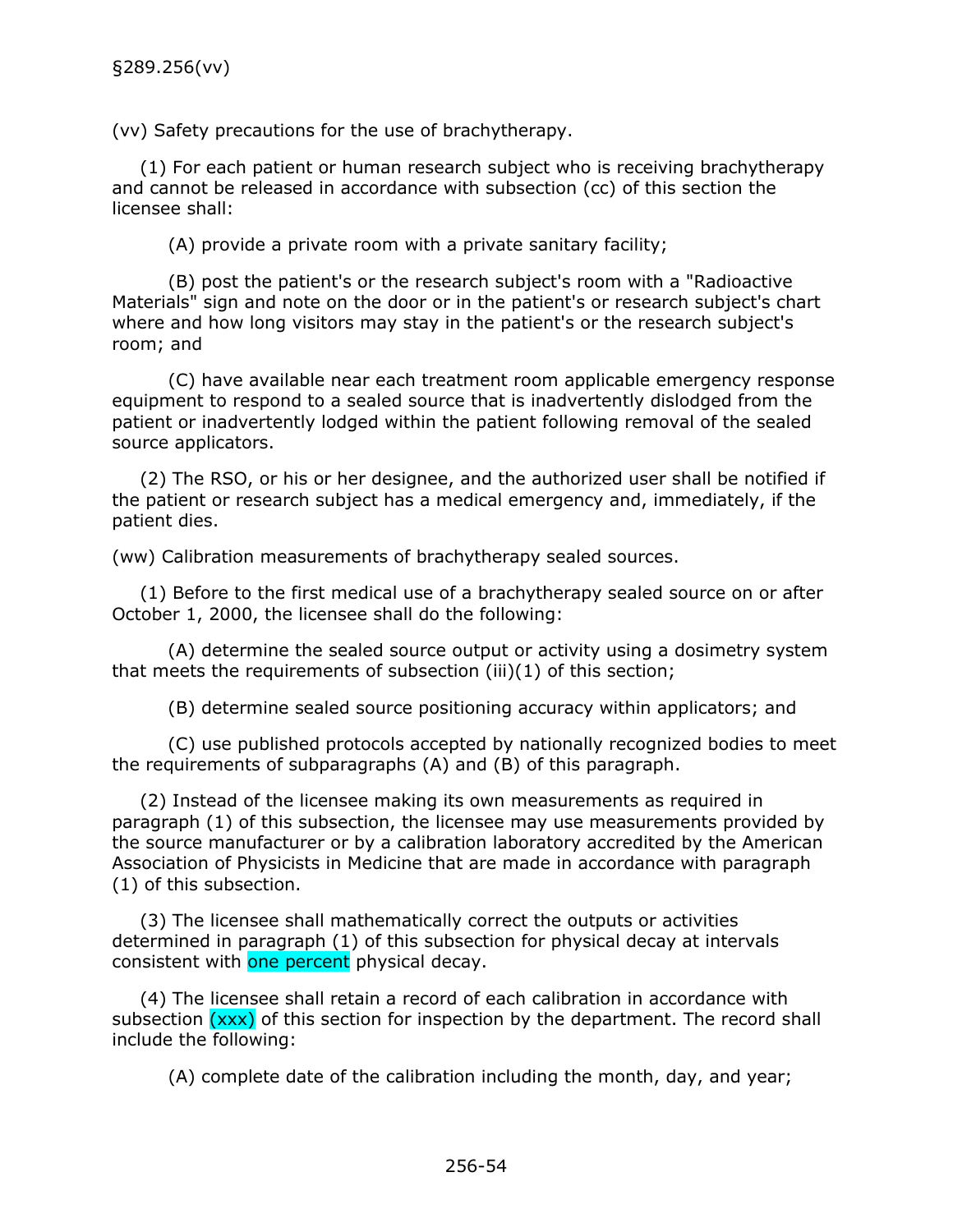§289.256(vv)

(vv) Safety precautions for the use of brachytherapy.

(1) For each patient or human research subject who is receiving brachytherapy and cannot be released in accordance with subsection (cc) of this section the licensee shall:

(A) provide a private room with a private sanitary facility;

(B) post the patient's or the research subject's room with a "Radioactive Materials" sign and note on the door or in the patient's or research subject's chart where and how long visitors may stay in the patient's or the research subject's room; and

(C) have available near each treatment room applicable emergency response equipment to respond to a sealed source that is inadvertently dislodged from the patient or inadvertently lodged within the patient following removal of the sealed source applicators.

(2) The RSO, or his or her designee, and the authorized user shall be notified if the patient or research subject has a medical emergency and, immediately, if the patient dies.

(ww) Calibration measurements of brachytherapy sealed sources.

(1) Before to the first medical use of a brachytherapy sealed source on or after October 1, 2000, the licensee shall do the following:

(A) determine the sealed source output or activity using a dosimetry system that meets the requirements of subsection (iii)(1) of this section;

(B) determine sealed source positioning accuracy within applicators; and

(C) use published protocols accepted by nationally recognized bodies to meet the requirements of subparagraphs (A) and (B) of this paragraph.

(2) Instead of the licensee making its own measurements as required in paragraph (1) of this subsection, the licensee may use measurements provided by the source manufacturer or by a calibration laboratory accredited by the American Association of Physicists in Medicine that are made in accordance with paragraph (1) of this subsection.

(3) The licensee shall mathematically correct the outputs or activities determined in paragraph (1) of this subsection for physical decay at intervals consistent with one percent physical decay.

(4) The licensee shall retain a record of each calibration in accordance with subsection (xxx) of this section for inspection by the department. The record shall include the following:

(A) complete date of the calibration including the month, day, and year;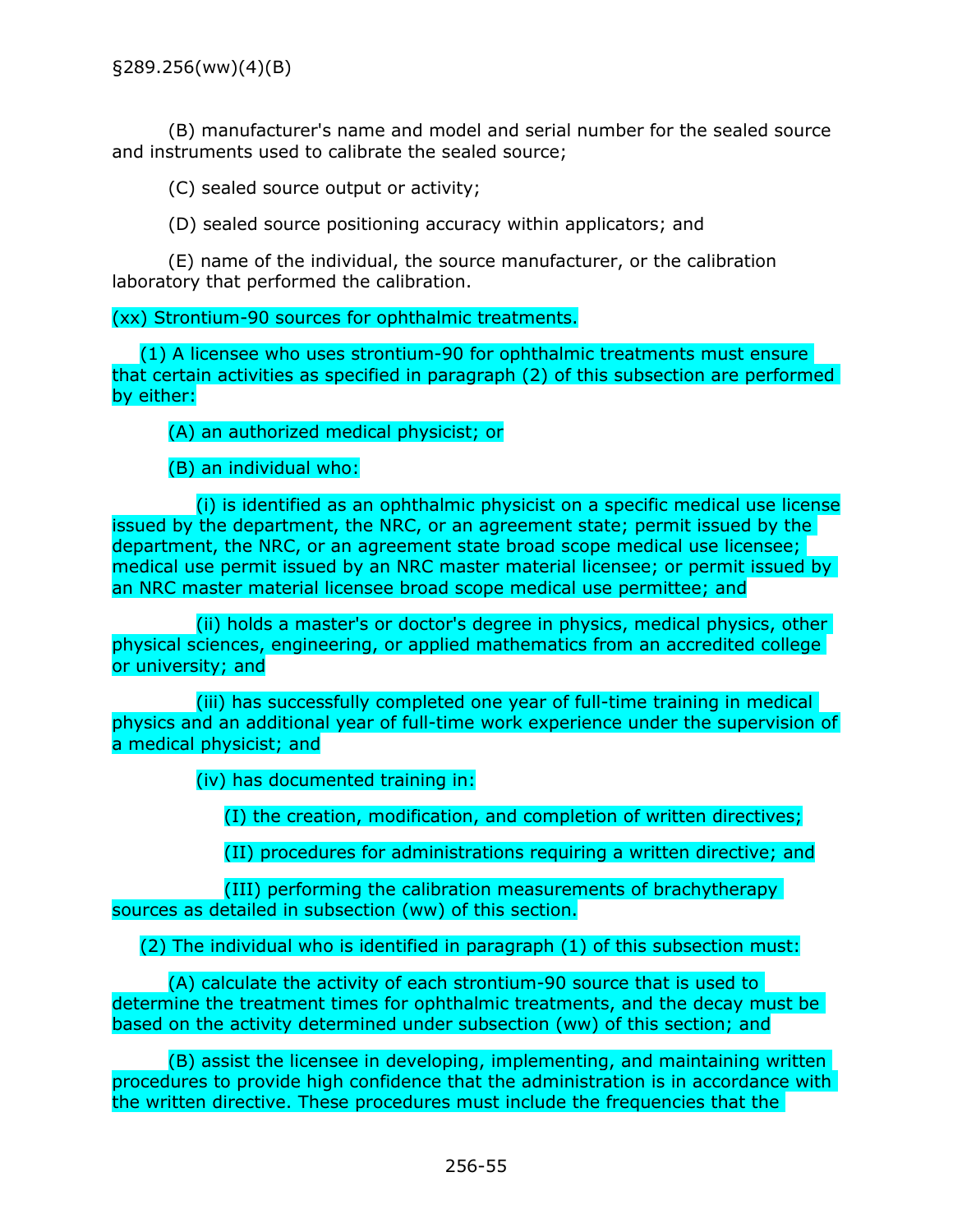(B) manufacturer's name and model and serial number for the sealed source and instruments used to calibrate the sealed source;

(C) sealed source output or activity;

(D) sealed source positioning accuracy within applicators; and

(E) name of the individual, the source manufacturer, or the calibration laboratory that performed the calibration.

(xx) Strontium-90 sources for ophthalmic treatments.

(1) A licensee who uses strontium-90 for ophthalmic treatments must ensure that certain activities as specified in paragraph (2) of this subsection are performed by either:

(A) an authorized medical physicist; or

(B) an individual who:

(i) is identified as an ophthalmic physicist on a specific medical use license issued by the department, the NRC, or an agreement state; permit issued by the department, the NRC, or an agreement state broad scope medical use licensee; medical use permit issued by an NRC master material licensee; or permit issued by an NRC master material licensee broad scope medical use permittee; and

(ii) holds a master's or doctor's degree in physics, medical physics, other physical sciences, engineering, or applied mathematics from an accredited college or university; and

(iii) has successfully completed one year of full-time training in medical physics and an additional year of full-time work experience under the supervision of a medical physicist; and

(iv) has documented training in:

(I) the creation, modification, and completion of written directives;

(II) procedures for administrations requiring a written directive; and

(III) performing the calibration measurements of brachytherapy sources as detailed in subsection (ww) of this section.

(2) The individual who is identified in paragraph (1) of this subsection must:

(A) calculate the activity of each strontium-90 source that is used to determine the treatment times for ophthalmic treatments, and the decay must be based on the activity determined under subsection (ww) of this section; and

(B) assist the licensee in developing, implementing, and maintaining written procedures to provide high confidence that the administration is in accordance with the written directive. These procedures must include the frequencies that the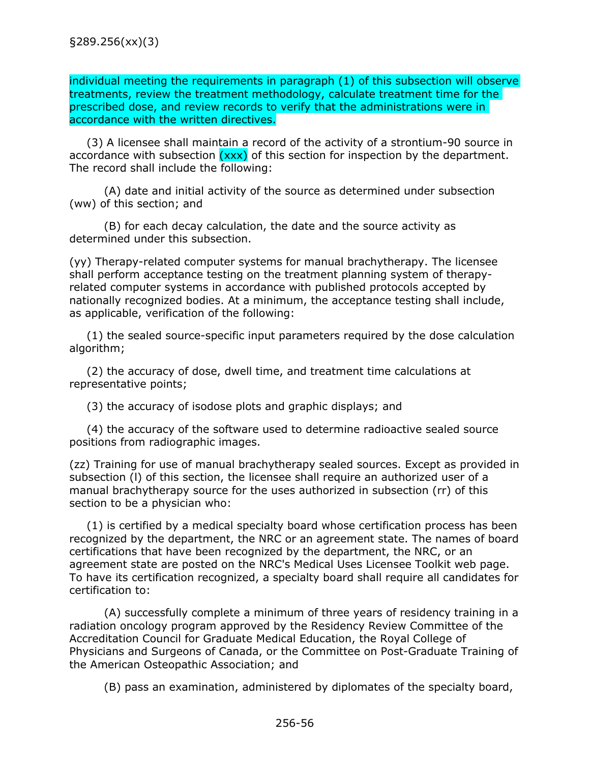individual meeting the requirements in paragraph (1) of this subsection will observe treatments, review the treatment methodology, calculate treatment time for the prescribed dose, and review records to verify that the administrations were in accordance with the written directives.

(3) A licensee shall maintain a record of the activity of a strontium-90 source in accordance with subsection (xxx) of this section for inspection by the department. The record shall include the following:

(A) date and initial activity of the source as determined under subsection (ww) of this section; and

(B) for each decay calculation, the date and the source activity as determined under this subsection.

(yy) Therapy-related computer systems for manual brachytherapy. The licensee shall perform acceptance testing on the treatment planning system of therapy-related computer systems in accordance with published protocols accepted by nationally recognized bodies. At a minimum, the acceptance testing shall include, as applicable, verification of the following:

(1) the sealed source-specific input parameters required by the dose calculation algorithm;

(2) the accuracy of dose, dwell time, and treatment time calculations at representative points;

(3) the accuracy of isodose plots and graphic displays; and

(4) the accuracy of the software used to determine radioactive sealed source positions from radiographic images.

(zz) Training for use of manual brachytherapy sealed sources. Except as provided in subsection (l) of this section, the licensee shall require an authorized user of a manual brachytherapy source for the uses authorized in subsection (rr) of this section to be a physician who:

(1) is certified by a medical specialty board whose certification process has been recognized by the department, the NRC or an agreement state. The names of board certifications that have been recognized by the department, the NRC, or an agreement state are posted on the NRC's Medical Uses Licensee Toolkit web page. To have its certification recognized, a specialty board shall require all candidates for certification to:

(A) successfully complete a minimum of three years of residency training in a radiation oncology program approved by the Residency Review Committee of the Accreditation Council for Graduate Medical Education, the Royal College of Physicians and Surgeons of Canada, or the Committee on Post-Graduate Training of the American Osteopathic Association; and

(B) pass an examination, administered by diplomates of the specialty board,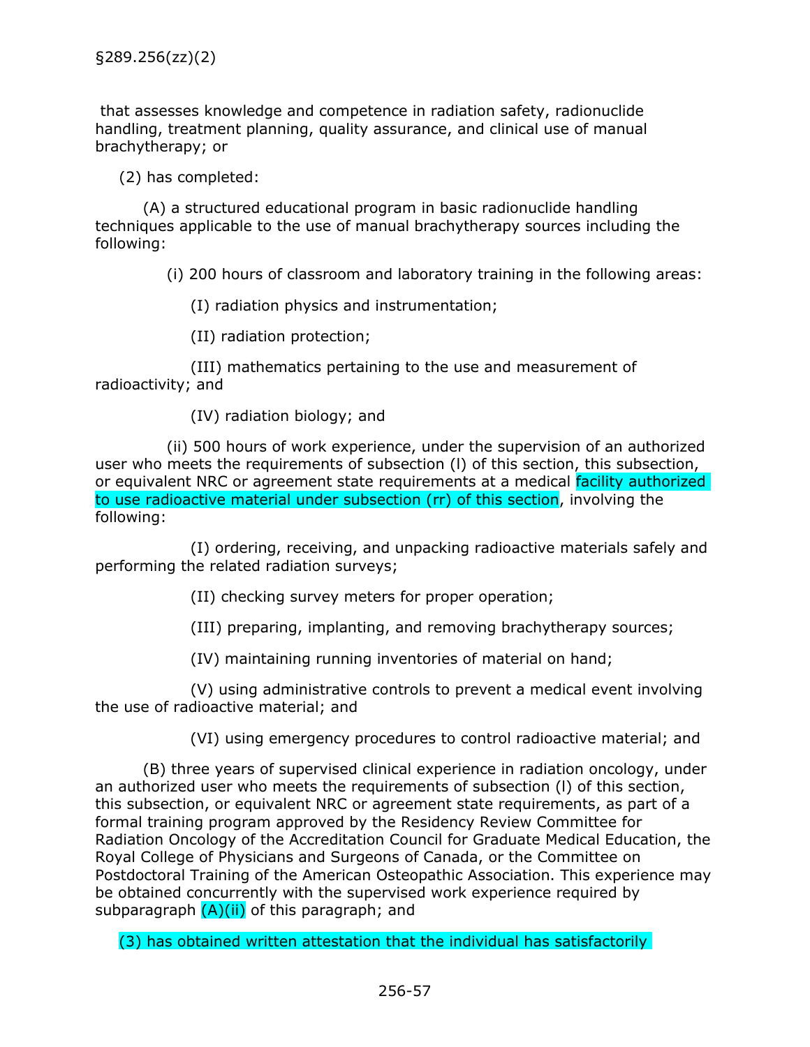§289.256(zz)(2)

that assesses knowledge and competence in radiation safety, radionuclide handling, treatment planning, quality assurance, and clinical use of manual brachytherapy; or

(2) has completed:

(A) a structured educational program in basic radionuclide handling techniques applicable to the use of manual brachytherapy sources including the following:

(i) 200 hours of classroom and laboratory training in the following areas:

(I) radiation physics and instrumentation;

(II) radiation protection;

(III) mathematics pertaining to the use and measurement of radioactivity; and

(IV) radiation biology; and

(ii) 500 hours of work experience, under the supervision of an authorized user who meets the requirements of subsection (l) of this section, this subsection, or equivalent NRC or agreement state requirements at a medical facility authorized to use radioactive material under subsection (rr) of this section, involving the following:

(I) ordering, receiving, and unpacking radioactive materials safely and performing the related radiation surveys;

(II) checking survey meters for proper operation;

(III) preparing, implanting, and removing brachytherapy sources;

(IV) maintaining running inventories of material on hand;

(V) using administrative controls to prevent a medical event involving the use of radioactive material; and

(VI) using emergency procedures to control radioactive material; and

(B) three years of supervised clinical experience in radiation oncology, under an authorized user who meets the requirements of subsection (l) of this section, this subsection, or equivalent NRC or agreement state requirements, as part of a formal training program approved by the Residency Review Committee for Radiation Oncology of the Accreditation Council for Graduate Medical Education, the Royal College of Physicians and Surgeons of Canada, or the Committee on Postdoctoral Training of the American Osteopathic Association. This experience may be obtained concurrently with the supervised work experience required by subparagraph (A)(ii) of this paragraph; and

(3) has obtained written attestation that the individual has satisfactorily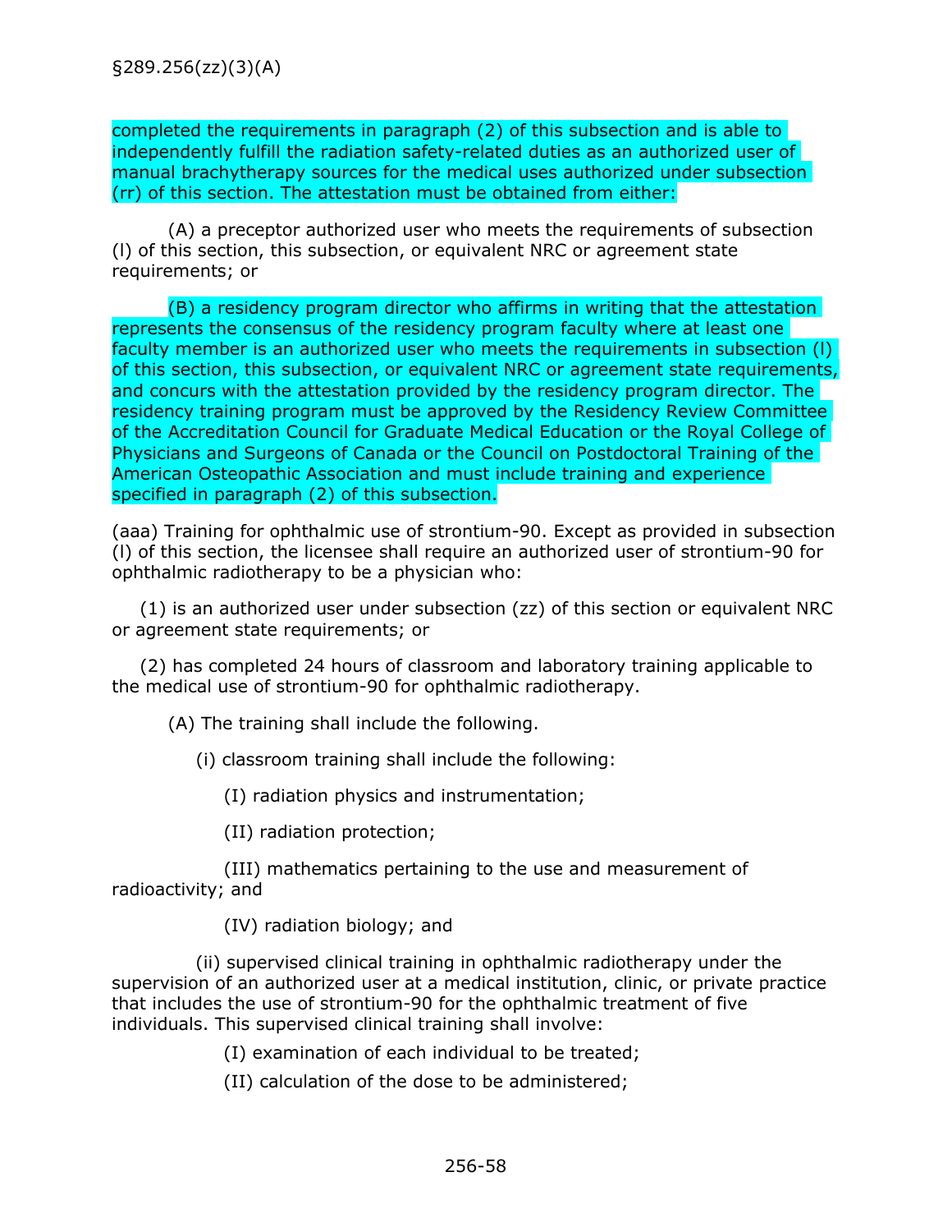completed the requirements in paragraph (2) of this subsection and is able to independently fulfill the radiation safety-related duties as an authorized user of manual brachytherapy sources for the medical uses authorized under subsection (rr) of this section. The attestation must be obtained from either:

(A) a preceptor authorized user who meets the requirements of subsection (l) of this section, this subsection, or equivalent NRC or agreement state requirements; or

(B) a residency program director who affirms in writing that the attestation represents the consensus of the residency program faculty where at least one faculty member is an authorized user who meets the requirements in subsection (l) of this section, this subsection, or equivalent NRC or agreement state requirements, and concurs with the attestation provided by the residency program director. The residency training program must be approved by the Residency Review Committee of the Accreditation Council for Graduate Medical Education or the Royal College of Physicians and Surgeons of Canada or the Council on Postdoctoral Training of the American Osteopathic Association and must include training and experience specified in paragraph (2) of this subsection.

(aaa) Training for ophthalmic use of strontium-90. Except as provided in subsection (l) of this section, the licensee shall require an authorized user of strontium-90 for ophthalmic radiotherapy to be a physician who:

(1) is an authorized user under subsection (zz) of this section or equivalent NRC or agreement state requirements; or

(2) has completed 24 hours of classroom and laboratory training applicable to the medical use of strontium-90 for ophthalmic radiotherapy.

(A) The training shall include the following.

(i) classroom training shall include the following:

(I) radiation physics and instrumentation;

(II) radiation protection;

(III) mathematics pertaining to the use and measurement of radioactivity; and

(IV) radiation biology; and

(ii) supervised clinical training in ophthalmic radiotherapy under the supervision of an authorized user at a medical institution, clinic, or private practice that includes the use of strontium-90 for the ophthalmic treatment of five individuals. This supervised clinical training shall involve:

(I) examination of each individual to be treated;

(II) calculation of the dose to be administered;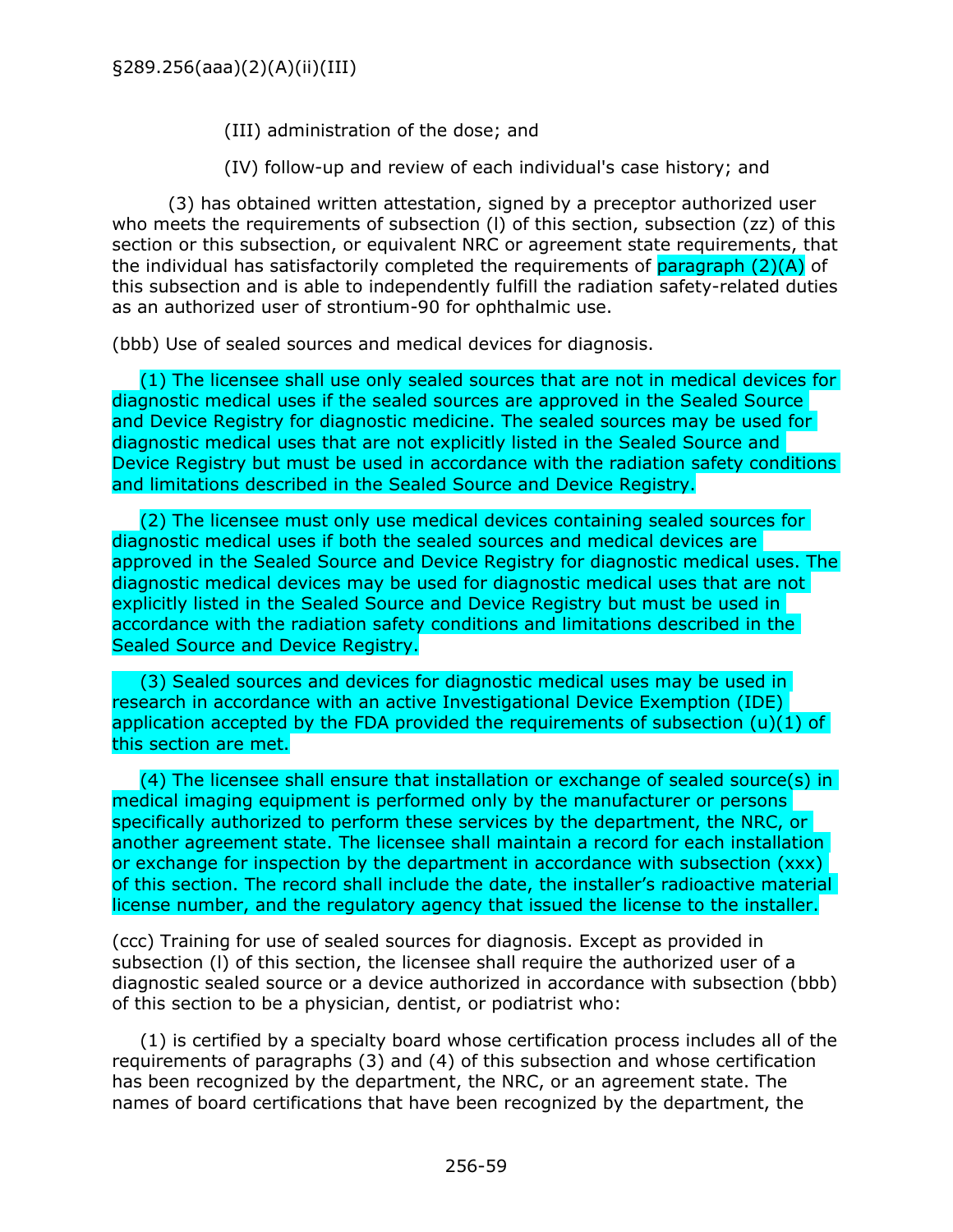§289.256(aaa)(2)(A)(ii)(III)

(III) administration of the dose; and

(IV) follow-up and review of each individual's case history; and

(3) has obtained written attestation, signed by a preceptor authorized user who meets the requirements of subsection (l) of this section, subsection (zz) of this section or this subsection, or equivalent NRC or agreement state requirements, that the individual has satisfactorily completed the requirements of paragraph (2)(A) of this subsection and is able to independently fulfill the radiation safety-related duties as an authorized user of strontium-90 for ophthalmic use.

(bbb) Use of sealed sources and medical devices for diagnosis.

(1) The licensee shall use only sealed sources that are not in medical devices for diagnostic medical uses if the sealed sources are approved in the Sealed Source and Device Registry for diagnostic medicine. The sealed sources may be used for diagnostic medical uses that are not explicitly listed in the Sealed Source and Device Registry but must be used in accordance with the radiation safety conditions and limitations described in the Sealed Source and Device Registry.

(2) The licensee must only use medical devices containing sealed sources for diagnostic medical uses if both the sealed sources and medical devices are approved in the Sealed Source and Device Registry for diagnostic medical uses. The diagnostic medical devices may be used for diagnostic medical uses that are not explicitly listed in the Sealed Source and Device Registry but must be used in accordance with the radiation safety conditions and limitations described in the Sealed Source and Device Registry.

(3) Sealed sources and devices for diagnostic medical uses may be used in research in accordance with an active Investigational Device Exemption (IDE) application accepted by the FDA provided the requirements of subsection (u)(1) of this section are met.

(4) The licensee shall ensure that installation or exchange of sealed source(s) in medical imaging equipment is performed only by the manufacturer or persons specifically authorized to perform these services by the department, the NRC, or another agreement state. The licensee shall maintain a record for each installation or exchange for inspection by the department in accordance with subsection (xxx) of this section. The record shall include the date, the installer's radioactive material license number, and the regulatory agency that issued the license to the installer.

(ccc) Training for use of sealed sources for diagnosis. Except as provided in subsection (l) of this section, the licensee shall require the authorized user of a diagnostic sealed source or a device authorized in accordance with subsection (bbb) of this section to be a physician, dentist, or podiatrist who:

(1) is certified by a specialty board whose certification process includes all of the requirements of paragraphs (3) and (4) of this subsection and whose certification has been recognized by the department, the NRC, or an agreement state. The names of board certifications that have been recognized by the department, the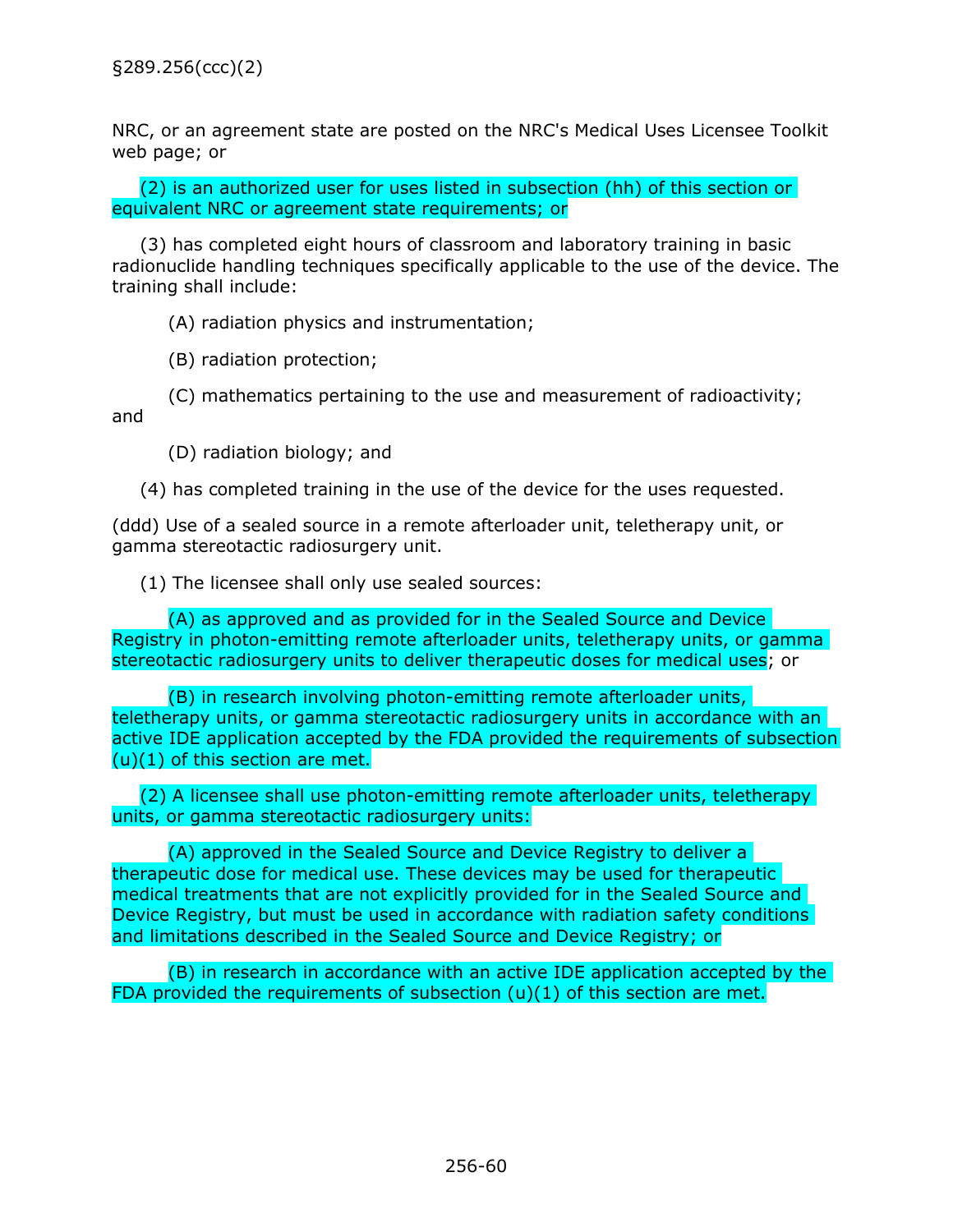NRC, or an agreement state are posted on the NRC's Medical Uses Licensee Toolkit web page; or

(2) is an authorized user for uses listed in subsection (hh) of this section or equivalent NRC or agreement state requirements; or

(3) has completed eight hours of classroom and laboratory training in basic radionuclide handling techniques specifically applicable to the use of the device. The training shall include:

(A) radiation physics and instrumentation;

(B) radiation protection;

(C) mathematics pertaining to the use and measurement of radioactivity; and

(D) radiation biology; and

(4) has completed training in the use of the device for the uses requested.

(ddd) Use of a sealed source in a remote afterloader unit, teletherapy unit, or gamma stereotactic radiosurgery unit.

(1) The licensee shall only use sealed sources:

(A) as approved and as provided for in the Sealed Source and Device Registry in photon-emitting remote afterloader units, teletherapy units, or gamma stereotactic radiosurgery units to deliver therapeutic doses for medical uses; or

(B) in research involving photon-emitting remote afterloader units, teletherapy units, or gamma stereotactic radiosurgery units in accordance with an active IDE application accepted by the FDA provided the requirements of subsection (u)(1) of this section are met.

(2) A licensee shall use photon-emitting remote afterloader units, teletherapy units, or gamma stereotactic radiosurgery units:

(A) approved in the Sealed Source and Device Registry to deliver a therapeutic dose for medical use. These devices may be used for therapeutic medical treatments that are not explicitly provided for in the Sealed Source and Device Registry, but must be used in accordance with radiation safety conditions and limitations described in the Sealed Source and Device Registry; or

(B) in research in accordance with an active IDE application accepted by the FDA provided the requirements of subsection (u)(1) of this section are met.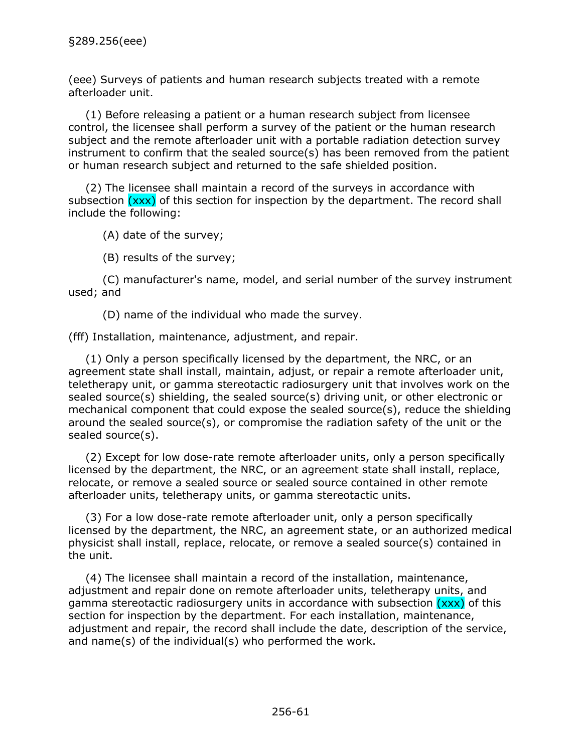§289.256(eee)

(eee) Surveys of patients and human research subjects treated with a remote afterloader unit.

(1) Before releasing a patient or a human research subject from licensee control, the licensee shall perform a survey of the patient or the human research subject and the remote afterloader unit with a portable radiation detection survey instrument to confirm that the sealed source(s) has been removed from the patient or human research subject and returned to the safe shielded position.

(2) The licensee shall maintain a record of the surveys in accordance with subsection (xxx) of this section for inspection by the department. The record shall include the following:

(A) date of the survey;

(B) results of the survey;

(C) manufacturer's name, model, and serial number of the survey instrument used; and

(D) name of the individual who made the survey.

(fff) Installation, maintenance, adjustment, and repair.

(1) Only a person specifically licensed by the department, the NRC, or an agreement state shall install, maintain, adjust, or repair a remote afterloader unit, teletherapy unit, or gamma stereotactic radiosurgery unit that involves work on the sealed source(s) shielding, the sealed source(s) driving unit, or other electronic or mechanical component that could expose the sealed source(s), reduce the shielding around the sealed source(s), or compromise the radiation safety of the unit or the sealed source(s).

(2) Except for low dose-rate remote afterloader units, only a person specifically licensed by the department, the NRC, or an agreement state shall install, replace, relocate, or remove a sealed source or sealed source contained in other remote afterloader units, teletherapy units, or gamma stereotactic units.

(3) For a low dose-rate remote afterloader unit, only a person specifically licensed by the department, the NRC, an agreement state, or an authorized medical physicist shall install, replace, relocate, or remove a sealed source(s) contained in the unit.

(4) The licensee shall maintain a record of the installation, maintenance, adjustment and repair done on remote afterloader units, teletherapy units, and gamma stereotactic radiosurgery units in accordance with subsection (xxx) of this section for inspection by the department. For each installation, maintenance, adjustment and repair, the record shall include the date, description of the service, and name(s) of the individual(s) who performed the work.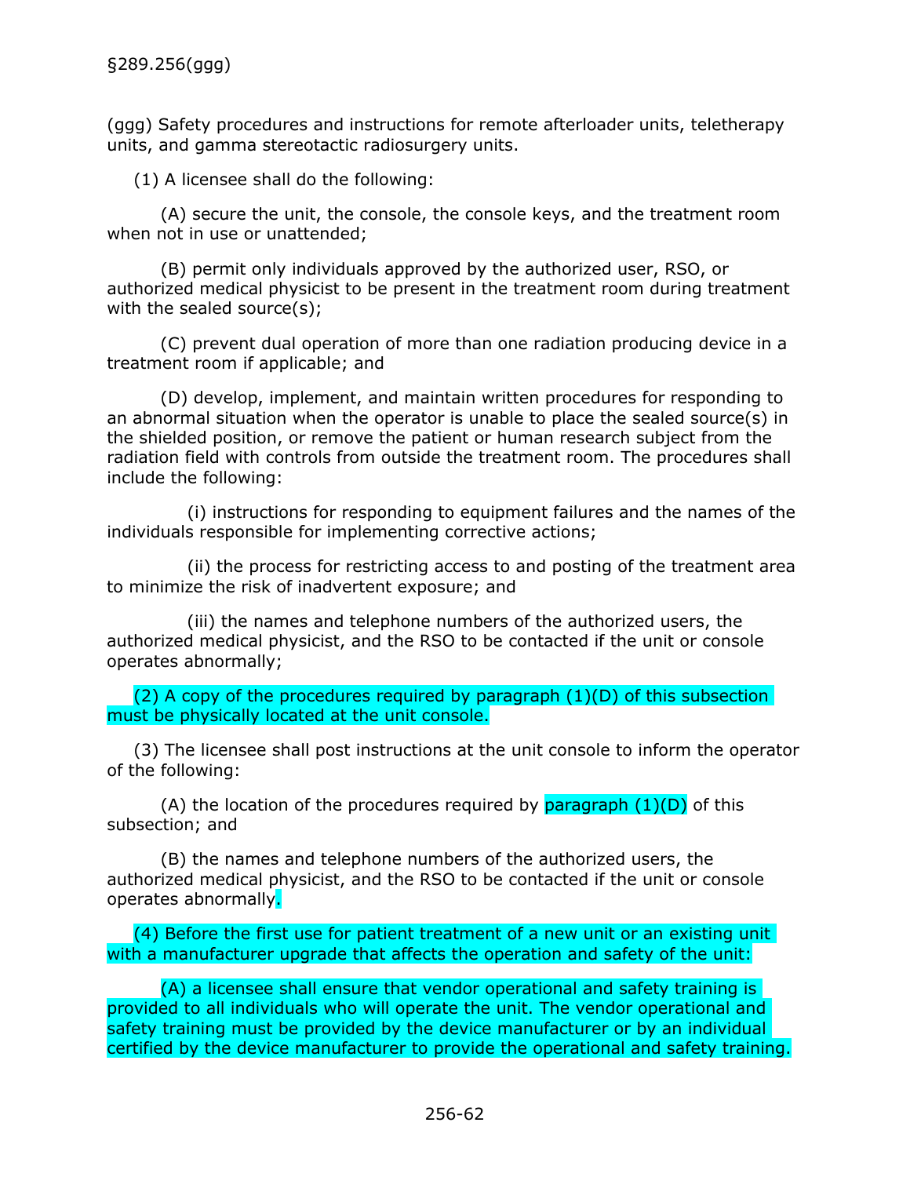§289.256(ggg)

(ggg) Safety procedures and instructions for remote afterloader units, teletherapy units, and gamma stereotactic radiosurgery units.

(1) A licensee shall do the following:

(A) secure the unit, the console, the console keys, and the treatment room when not in use or unattended;

(B) permit only individuals approved by the authorized user, RSO, or authorized medical physicist to be present in the treatment room during treatment with the sealed source(s);

(C) prevent dual operation of more than one radiation producing device in a treatment room if applicable; and

(D) develop, implement, and maintain written procedures for responding to an abnormal situation when the operator is unable to place the sealed source(s) in the shielded position, or remove the patient or human research subject from the radiation field with controls from outside the treatment room. The procedures shall include the following:

(i) instructions for responding to equipment failures and the names of the individuals responsible for implementing corrective actions;

(ii) the process for restricting access to and posting of the treatment area to minimize the risk of inadvertent exposure; and

(iii) the names and telephone numbers of the authorized users, the authorized medical physicist, and the RSO to be contacted if the unit or console operates abnormally;

(2) A copy of the procedures required by paragraph (1)(D) of this subsection must be physically located at the unit console.

(3) The licensee shall post instructions at the unit console to inform the operator of the following:

(A) the location of the procedures required by paragraph (1)(D) of this subsection; and

(B) the names and telephone numbers of the authorized users, the authorized medical physicist, and the RSO to be contacted if the unit or console operates abnormally.

(4) Before the first use for patient treatment of a new unit or an existing unit with a manufacturer upgrade that affects the operation and safety of the unit:

(A) a licensee shall ensure that vendor operational and safety training is provided to all individuals who will operate the unit. The vendor operational and safety training must be provided by the device manufacturer or by an individual certified by the device manufacturer to provide the operational and safety training.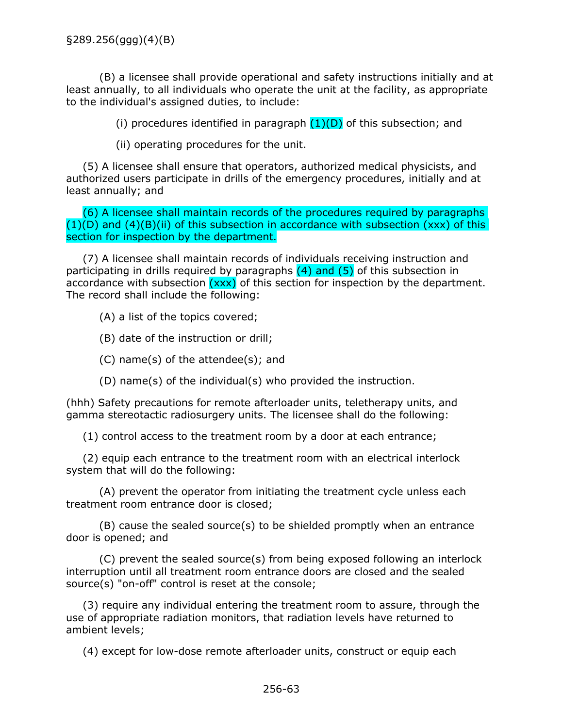(B) a licensee shall provide operational and safety instructions initially and at least annually, to all individuals who operate the unit at the facility, as appropriate to the individual's assigned duties, to include:

(i) procedures identified in paragraph (1)(D) of this subsection; and

(ii) operating procedures for the unit.

(5) A licensee shall ensure that operators, authorized medical physicists, and authorized users participate in drills of the emergency procedures, initially and at least annually; and

(6) A licensee shall maintain records of the procedures required by paragraphs (1)(D) and (4)(B)(ii) of this subsection in accordance with subsection (xxx) of this section for inspection by the department.

(7) A licensee shall maintain records of individuals receiving instruction and participating in drills required by paragraphs (4) and (5) of this subsection in accordance with subsection (xxx) of this section for inspection by the department. The record shall include the following:

(A) a list of the topics covered;

(B) date of the instruction or drill;

(C) name(s) of the attendee(s); and

(D) name(s) of the individual(s) who provided the instruction.

(hhh) Safety precautions for remote afterloader units, teletherapy units, and gamma stereotactic radiosurgery units. The licensee shall do the following:

(1) control access to the treatment room by a door at each entrance;

(2) equip each entrance to the treatment room with an electrical interlock system that will do the following:

(A) prevent the operator from initiating the treatment cycle unless each treatment room entrance door is closed;

(B) cause the sealed source(s) to be shielded promptly when an entrance door is opened; and

(C) prevent the sealed source(s) from being exposed following an interlock interruption until all treatment room entrance doors are closed and the sealed source(s) "on-off" control is reset at the console;

(3) require any individual entering the treatment room to assure, through the use of appropriate radiation monitors, that radiation levels have returned to ambient levels;

(4) except for low-dose remote afterloader units, construct or equip each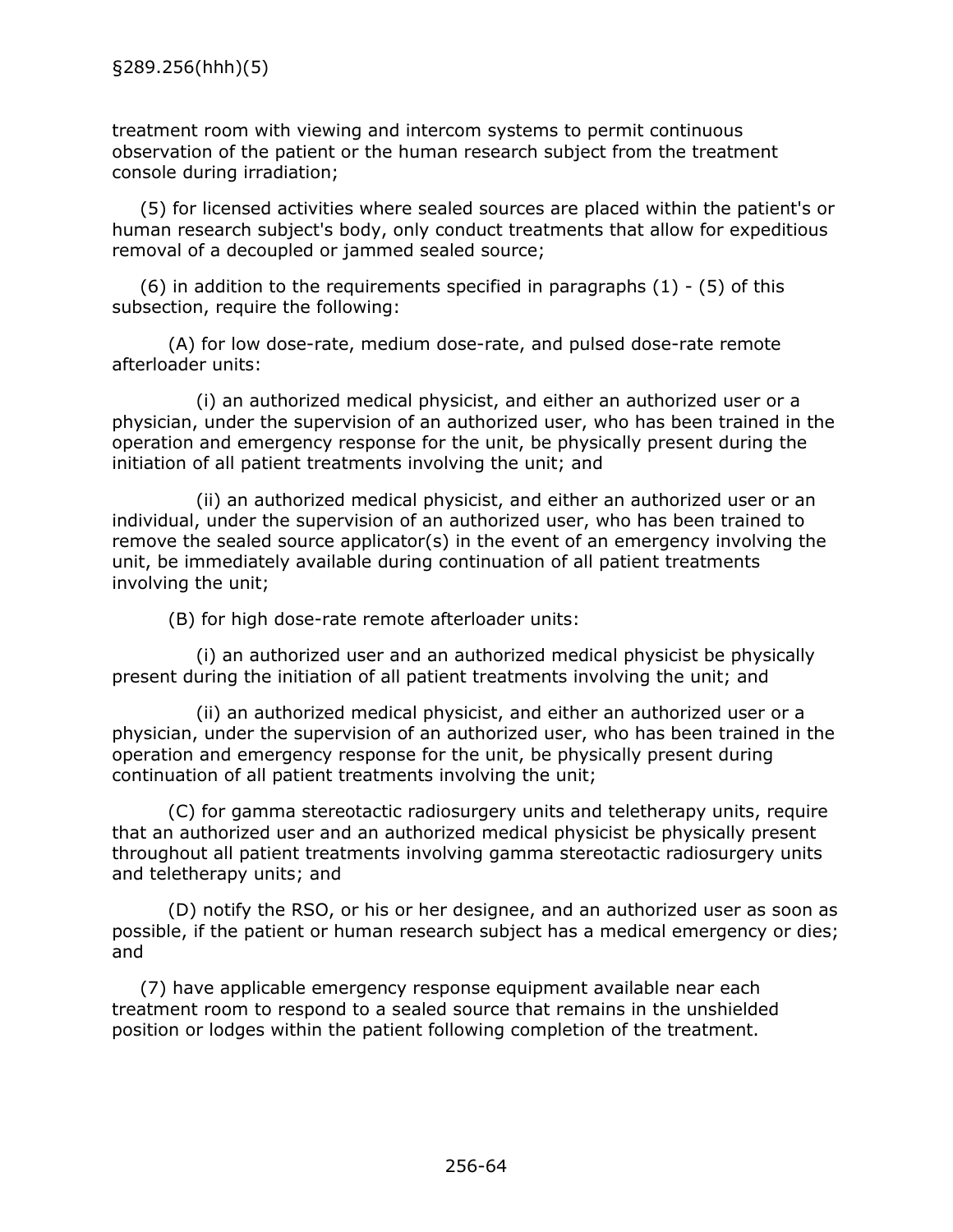treatment room with viewing and intercom systems to permit continuous observation of the patient or the human research subject from the treatment console during irradiation;

(5) for licensed activities where sealed sources are placed within the patient's or human research subject's body, only conduct treatments that allow for expeditious removal of a decoupled or jammed sealed source;

(6) in addition to the requirements specified in paragraphs (1) - (5) of this subsection, require the following:

(A) for low dose-rate, medium dose-rate, and pulsed dose-rate remote afterloader units:

(i) an authorized medical physicist, and either an authorized user or a physician, under the supervision of an authorized user, who has been trained in the operation and emergency response for the unit, be physically present during the initiation of all patient treatments involving the unit; and

(ii) an authorized medical physicist, and either an authorized user or an individual, under the supervision of an authorized user, who has been trained to remove the sealed source applicator(s) in the event of an emergency involving the unit, be immediately available during continuation of all patient treatments involving the unit;

(B) for high dose-rate remote afterloader units:

(i) an authorized user and an authorized medical physicist be physically present during the initiation of all patient treatments involving the unit; and

(ii) an authorized medical physicist, and either an authorized user or a physician, under the supervision of an authorized user, who has been trained in the operation and emergency response for the unit, be physically present during continuation of all patient treatments involving the unit;

(C) for gamma stereotactic radiosurgery units and teletherapy units, require that an authorized user and an authorized medical physicist be physically present throughout all patient treatments involving gamma stereotactic radiosurgery units and teletherapy units; and

(D) notify the RSO, or his or her designee, and an authorized user as soon as possible, if the patient or human research subject has a medical emergency or dies; and

(7) have applicable emergency response equipment available near each treatment room to respond to a sealed source that remains in the unshielded position or lodges within the patient following completion of the treatment.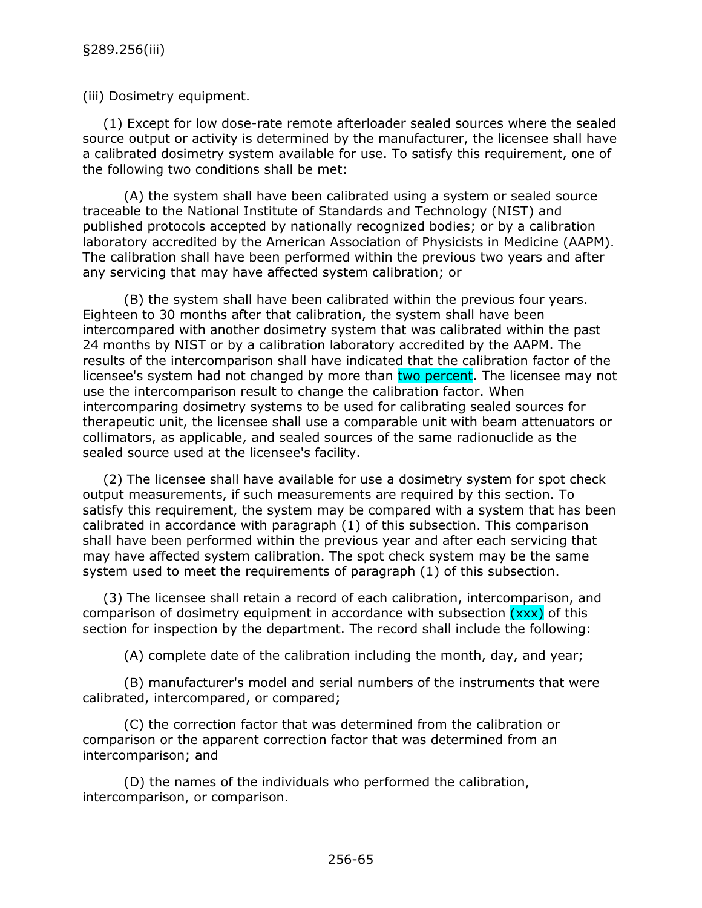§289.256(iii)

(iii) Dosimetry equipment.

(1) Except for low dose-rate remote afterloader sealed sources where the sealed source output or activity is determined by the manufacturer, the licensee shall have a calibrated dosimetry system available for use. To satisfy this requirement, one of the following two conditions shall be met:

(A) the system shall have been calibrated using a system or sealed source traceable to the National Institute of Standards and Technology (NIST) and published protocols accepted by nationally recognized bodies; or by a calibration laboratory accredited by the American Association of Physicists in Medicine (AAPM). The calibration shall have been performed within the previous two years and after any servicing that may have affected system calibration; or

(B) the system shall have been calibrated within the previous four years. Eighteen to 30 months after that calibration, the system shall have been intercompared with another dosimetry system that was calibrated within the past 24 months by NIST or by a calibration laboratory accredited by the AAPM. The results of the intercomparison shall have indicated that the calibration factor of the licensee's system had not changed by more than two percent. The licensee may not use the intercomparison result to change the calibration factor. When intercomparing dosimetry systems to be used for calibrating sealed sources for therapeutic unit, the licensee shall use a comparable unit with beam attenuators or collimators, as applicable, and sealed sources of the same radionuclide as the sealed source used at the licensee's facility.

(2) The licensee shall have available for use a dosimetry system for spot check output measurements, if such measurements are required by this section. To satisfy this requirement, the system may be compared with a system that has been calibrated in accordance with paragraph (1) of this subsection. This comparison shall have been performed within the previous year and after each servicing that may have affected system calibration. The spot check system may be the same system used to meet the requirements of paragraph (1) of this subsection.

(3) The licensee shall retain a record of each calibration, intercomparison, and comparison of dosimetry equipment in accordance with subsection (xxx) of this section for inspection by the department. The record shall include the following:

(A) complete date of the calibration including the month, day, and year;

(B) manufacturer's model and serial numbers of the instruments that were calibrated, intercompared, or compared;

(C) the correction factor that was determined from the calibration or comparison or the apparent correction factor that was determined from an intercomparison; and

(D) the names of the individuals who performed the calibration, intercomparison, or comparison.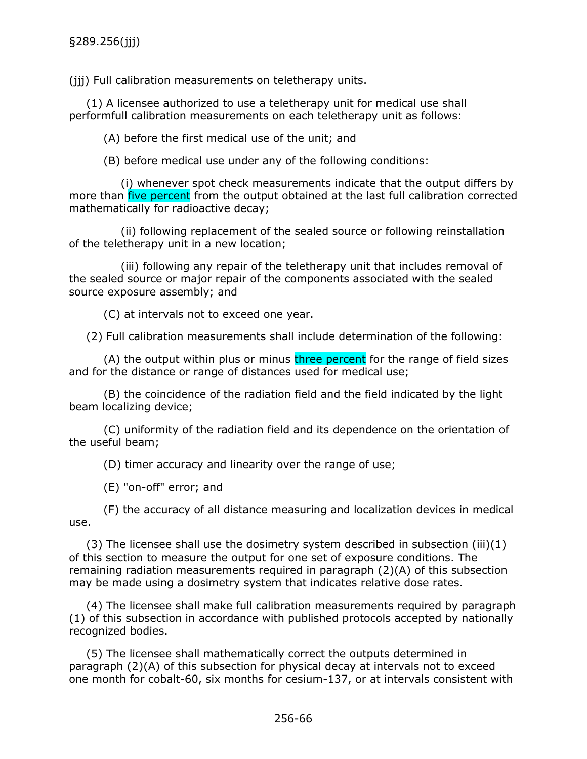§289.256(jjj)

(jjj) Full calibration measurements on teletherapy units.

(1) A licensee authorized to use a teletherapy unit for medical use shall performfull calibration measurements on each teletherapy unit as follows:

(A) before the first medical use of the unit; and

(B) before medical use under any of the following conditions:

(i) whenever spot check measurements indicate that the output differs by more than five percent from the output obtained at the last full calibration corrected mathematically for radioactive decay;

(ii) following replacement of the sealed source or following reinstallation of the teletherapy unit in a new location;

(iii) following any repair of the teletherapy unit that includes removal of the sealed source or major repair of the components associated with the sealed source exposure assembly; and

(C) at intervals not to exceed one year.

(2) Full calibration measurements shall include determination of the following:

(A) the output within plus or minus three percent for the range of field sizes and for the distance or range of distances used for medical use;

(B) the coincidence of the radiation field and the field indicated by the light beam localizing device;

(C) uniformity of the radiation field and its dependence on the orientation of the useful beam;

(D) timer accuracy and linearity over the range of use;

(E) "on-off" error; and

(F) the accuracy of all distance measuring and localization devices in medical use.

(3) The licensee shall use the dosimetry system described in subsection (iii)(1) of this section to measure the output for one set of exposure conditions. The remaining radiation measurements required in paragraph (2)(A) of this subsection may be made using a dosimetry system that indicates relative dose rates.

(4) The licensee shall make full calibration measurements required by paragraph (1) of this subsection in accordance with published protocols accepted by nationally recognized bodies.

(5) The licensee shall mathematically correct the outputs determined in paragraph (2)(A) of this subsection for physical decay at intervals not to exceed one month for cobalt-60, six months for cesium-137, or at intervals consistent with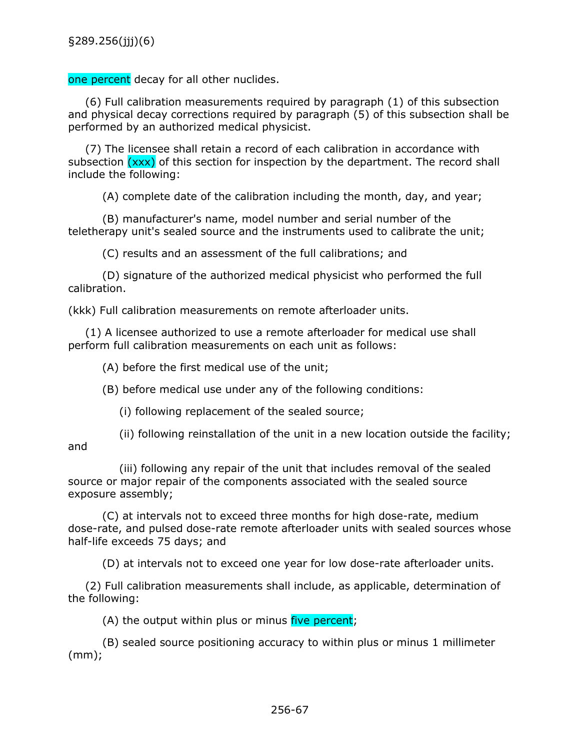one percent decay for all other nuclides.

(6) Full calibration measurements required by paragraph (1) of this subsection and physical decay corrections required by paragraph (5) of this subsection shall be performed by an authorized medical physicist.

(7) The licensee shall retain a record of each calibration in accordance with subsection (xxx) of this section for inspection by the department. The record shall include the following:

(A) complete date of the calibration including the month, day, and year;

(B) manufacturer's name, model number and serial number of the teletherapy unit's sealed source and the instruments used to calibrate the unit;

(C) results and an assessment of the full calibrations; and

(D) signature of the authorized medical physicist who performed the full calibration.

(kkk) Full calibration measurements on remote afterloader units.

(1) A licensee authorized to use a remote afterloader for medical use shall perform full calibration measurements on each unit as follows:

(A) before the first medical use of the unit;

(B) before medical use under any of the following conditions:

(i) following replacement of the sealed source;

(ii) following reinstallation of the unit in a new location outside the facility; and

(iii) following any repair of the unit that includes removal of the sealed source or major repair of the components associated with the sealed source exposure assembly;

(C) at intervals not to exceed three months for high dose-rate, medium dose-rate, and pulsed dose-rate remote afterloader units with sealed sources whose half-life exceeds 75 days; and

(D) at intervals not to exceed one year for low dose-rate afterloader units.

(2) Full calibration measurements shall include, as applicable, determination of the following:

(A) the output within plus or minus five percent;

(B) sealed source positioning accuracy to within plus or minus 1 millimeter (mm);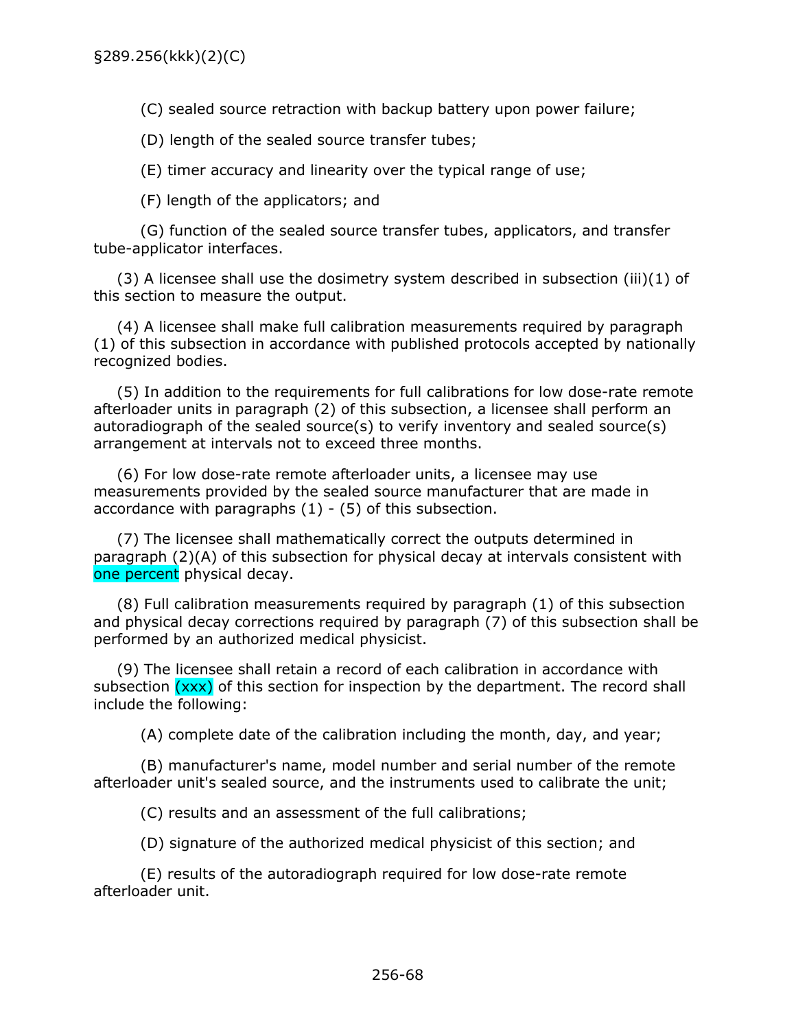§289.256(kkk)(2)(C)

(C) sealed source retraction with backup battery upon power failure;

(D) length of the sealed source transfer tubes;

(E) timer accuracy and linearity over the typical range of use;

(F) length of the applicators; and

(G) function of the sealed source transfer tubes, applicators, and transfer tube-applicator interfaces.

(3) A licensee shall use the dosimetry system described in subsection (iii)(1) of this section to measure the output.

(4) A licensee shall make full calibration measurements required by paragraph (1) of this subsection in accordance with published protocols accepted by nationally recognized bodies.

(5) In addition to the requirements for full calibrations for low dose-rate remote afterloader units in paragraph (2) of this subsection, a licensee shall perform an autoradiograph of the sealed source(s) to verify inventory and sealed source(s) arrangement at intervals not to exceed three months.

(6) For low dose-rate remote afterloader units, a licensee may use measurements provided by the sealed source manufacturer that are made in accordance with paragraphs (1) - (5) of this subsection.

(7) The licensee shall mathematically correct the outputs determined in paragraph (2)(A) of this subsection for physical decay at intervals consistent with one percent physical decay.

(8) Full calibration measurements required by paragraph (1) of this subsection and physical decay corrections required by paragraph (7) of this subsection shall be performed by an authorized medical physicist.

(9) The licensee shall retain a record of each calibration in accordance with subsection (xxx) of this section for inspection by the department. The record shall include the following:

(A) complete date of the calibration including the month, day, and year;

(B) manufacturer's name, model number and serial number of the remote afterloader unit's sealed source, and the instruments used to calibrate the unit;

(C) results and an assessment of the full calibrations;

(D) signature of the authorized medical physicist of this section; and

(E) results of the autoradiograph required for low dose-rate remote afterloader unit.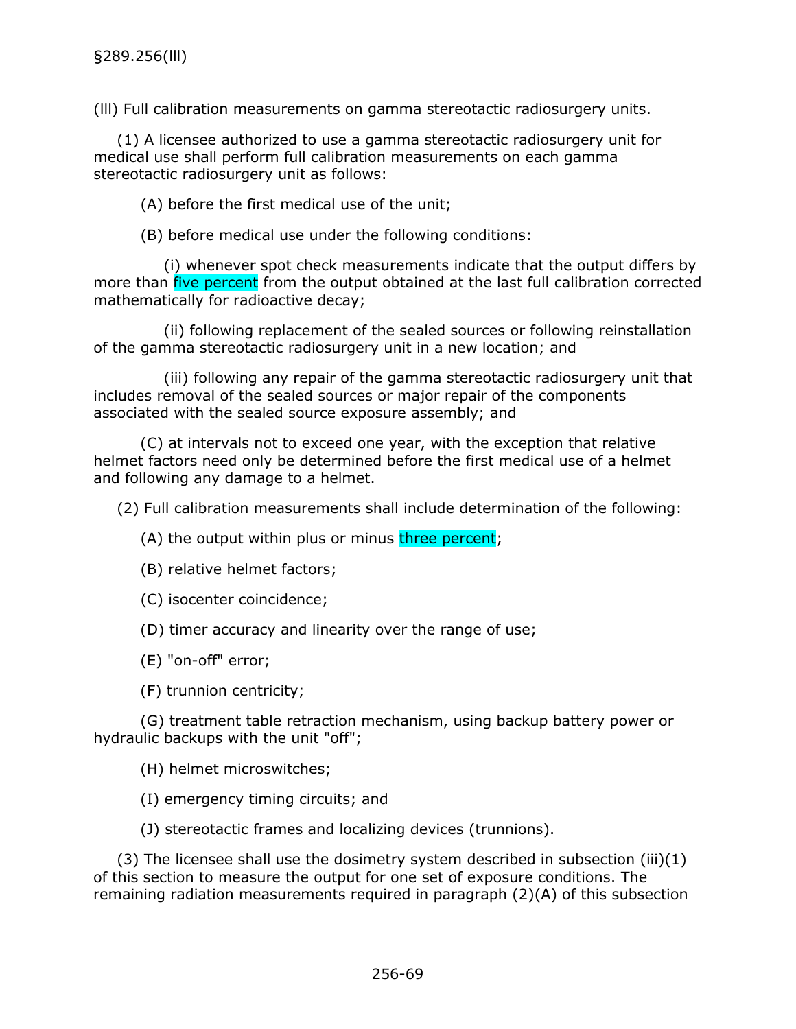(lll) Full calibration measurements on gamma stereotactic radiosurgery units.

(1) A licensee authorized to use a gamma stereotactic radiosurgery unit for medical use shall perform full calibration measurements on each gamma stereotactic radiosurgery unit as follows:

(A) before the first medical use of the unit;

(B) before medical use under the following conditions:

(i) whenever spot check measurements indicate that the output differs by more than five percent from the output obtained at the last full calibration corrected mathematically for radioactive decay;

(ii) following replacement of the sealed sources or following reinstallation of the gamma stereotactic radiosurgery unit in a new location; and

(iii) following any repair of the gamma stereotactic radiosurgery unit that includes removal of the sealed sources or major repair of the components associated with the sealed source exposure assembly; and

(C) at intervals not to exceed one year, with the exception that relative helmet factors need only be determined before the first medical use of a helmet and following any damage to a helmet.

(2) Full calibration measurements shall include determination of the following:

(A) the output within plus or minus three percent;

(B) relative helmet factors;

(C) isocenter coincidence;

(D) timer accuracy and linearity over the range of use;

(E) "on-off" error;

(F) trunnion centricity;

(G) treatment table retraction mechanism, using backup battery power or hydraulic backups with the unit "off";

(H) helmet microswitches;

(I) emergency timing circuits; and

(J) stereotactic frames and localizing devices (trunnions).

(3) The licensee shall use the dosimetry system described in subsection (iii)(1) of this section to measure the output for one set of exposure conditions. The remaining radiation measurements required in paragraph (2)(A) of this subsection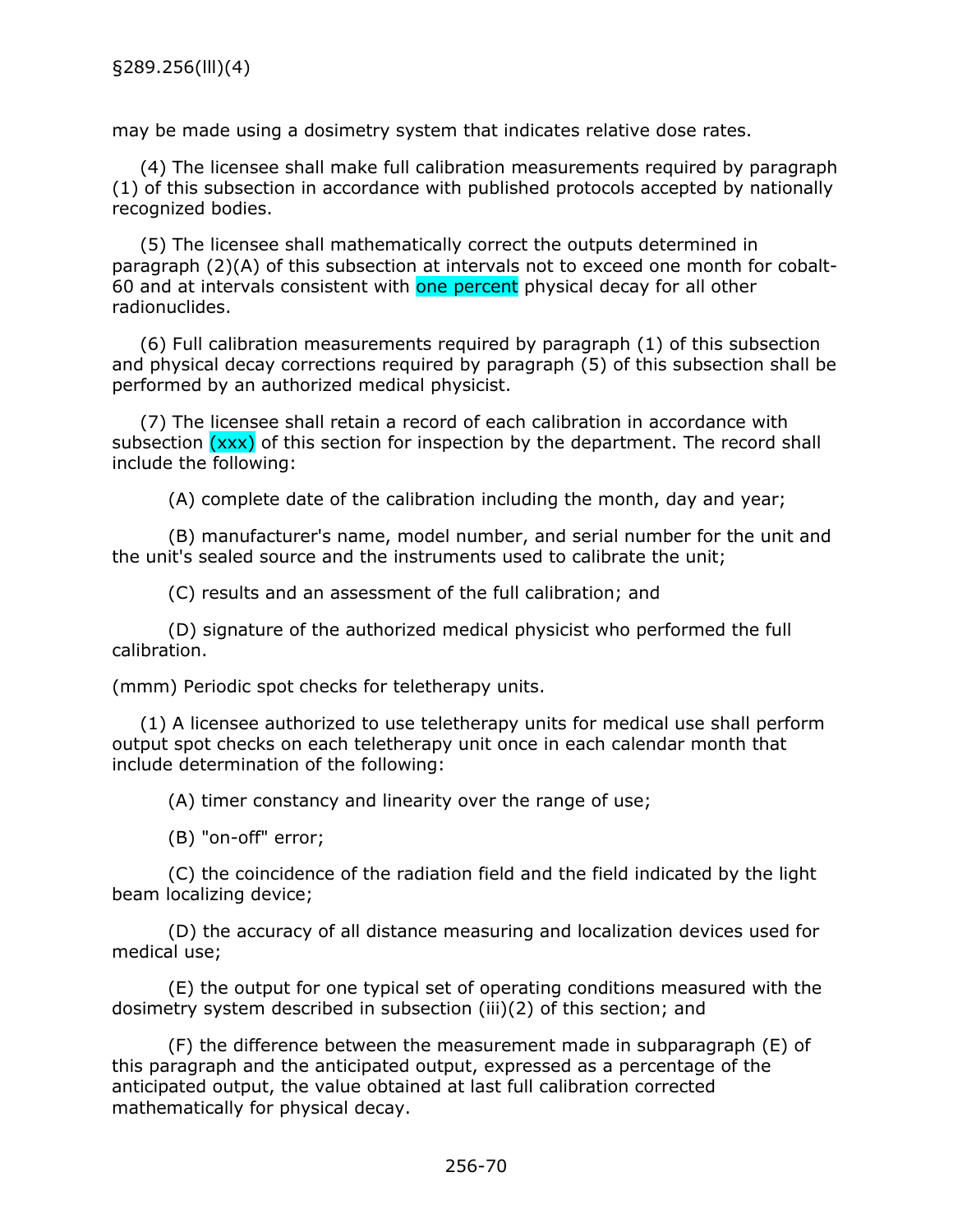may be made using a dosimetry system that indicates relative dose rates.

(4) The licensee shall make full calibration measurements required by paragraph (1) of this subsection in accordance with published protocols accepted by nationally recognized bodies.

(5) The licensee shall mathematically correct the outputs determined in paragraph (2)(A) of this subsection at intervals not to exceed one month for cobalt-60 and at intervals consistent with one percent physical decay for all other radionuclides.

(6) Full calibration measurements required by paragraph (1) of this subsection and physical decay corrections required by paragraph (5) of this subsection shall be performed by an authorized medical physicist.

(7) The licensee shall retain a record of each calibration in accordance with subsection (xxx) of this section for inspection by the department. The record shall include the following:

(A) complete date of the calibration including the month, day and year;

(B) manufacturer's name, model number, and serial number for the unit and the unit's sealed source and the instruments used to calibrate the unit;

(C) results and an assessment of the full calibration; and

(D) signature of the authorized medical physicist who performed the full calibration.

(mmm) Periodic spot checks for teletherapy units.

(1) A licensee authorized to use teletherapy units for medical use shall perform output spot checks on each teletherapy unit once in each calendar month that include determination of the following:

(A) timer constancy and linearity over the range of use;

(B) "on-off" error;

(C) the coincidence of the radiation field and the field indicated by the light beam localizing device;

(D) the accuracy of all distance measuring and localization devices used for medical use;

(E) the output for one typical set of operating conditions measured with the dosimetry system described in subsection (iii)(2) of this section; and

(F) the difference between the measurement made in subparagraph (E) of this paragraph and the anticipated output, expressed as a percentage of the anticipated output, the value obtained at last full calibration corrected mathematically for physical decay.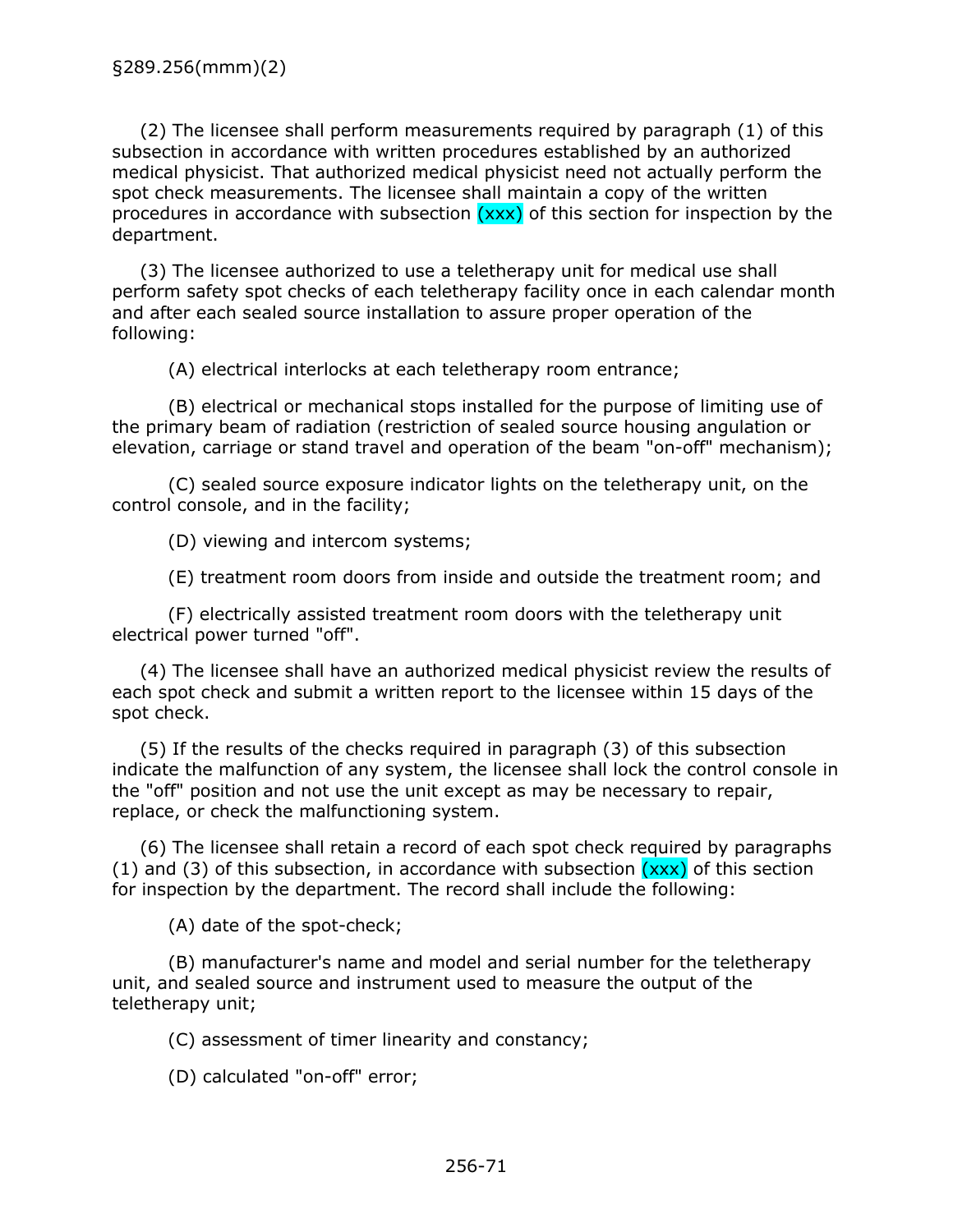§289.256(mmm)(2)

(2) The licensee shall perform measurements required by paragraph (1) of this subsection in accordance with written procedures established by an authorized medical physicist. That authorized medical physicist need not actually perform the spot check measurements. The licensee shall maintain a copy of the written procedures in accordance with subsection (xxx) of this section for inspection by the department.

(3) The licensee authorized to use a teletherapy unit for medical use shall perform safety spot checks of each teletherapy facility once in each calendar month and after each sealed source installation to assure proper operation of the following:

(A) electrical interlocks at each teletherapy room entrance;

(B) electrical or mechanical stops installed for the purpose of limiting use of the primary beam of radiation (restriction of sealed source housing angulation or elevation, carriage or stand travel and operation of the beam "on-off" mechanism);

(C) sealed source exposure indicator lights on the teletherapy unit, on the control console, and in the facility;

(D) viewing and intercom systems;

(E) treatment room doors from inside and outside the treatment room; and

(F) electrically assisted treatment room doors with the teletherapy unit electrical power turned "off".

(4) The licensee shall have an authorized medical physicist review the results of each spot check and submit a written report to the licensee within 15 days of the spot check.

(5) If the results of the checks required in paragraph (3) of this subsection indicate the malfunction of any system, the licensee shall lock the control console in the "off" position and not use the unit except as may be necessary to repair, replace, or check the malfunctioning system.

(6) The licensee shall retain a record of each spot check required by paragraphs (1) and (3) of this subsection, in accordance with subsection (xxx) of this section for inspection by the department. The record shall include the following:

(A) date of the spot-check;

(B) manufacturer's name and model and serial number for the teletherapy unit, and sealed source and instrument used to measure the output of the teletherapy unit;

(C) assessment of timer linearity and constancy;

(D) calculated "on-off" error;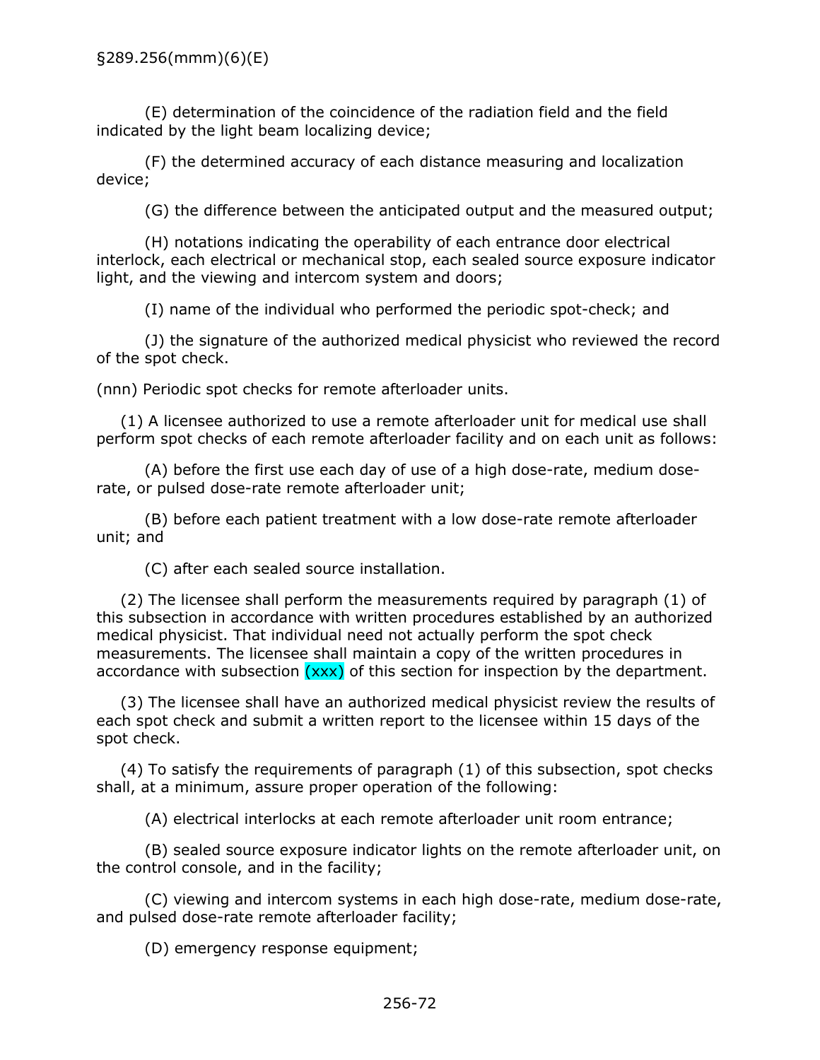(E) determination of the coincidence of the radiation field and the field indicated by the light beam localizing device;

(F) the determined accuracy of each distance measuring and localization device;

(G) the difference between the anticipated output and the measured output;

(H) notations indicating the operability of each entrance door electrical interlock, each electrical or mechanical stop, each sealed source exposure indicator light, and the viewing and intercom system and doors;

(I) name of the individual who performed the periodic spot-check; and

(J) the signature of the authorized medical physicist who reviewed the record of the spot check.

(nnn) Periodic spot checks for remote afterloader units.

(1) A licensee authorized to use a remote afterloader unit for medical use shall perform spot checks of each remote afterloader facility and on each unit as follows:

(A) before the first use each day of use of a high dose-rate, medium dose-rate, or pulsed dose-rate remote afterloader unit;

(B) before each patient treatment with a low dose-rate remote afterloader unit; and

(C) after each sealed source installation.

(2) The licensee shall perform the measurements required by paragraph (1) of this subsection in accordance with written procedures established by an authorized medical physicist. That individual need not actually perform the spot check measurements. The licensee shall maintain a copy of the written procedures in accordance with subsection (xxx) of this section for inspection by the department.

(3) The licensee shall have an authorized medical physicist review the results of each spot check and submit a written report to the licensee within 15 days of the spot check.

(4) To satisfy the requirements of paragraph (1) of this subsection, spot checks shall, at a minimum, assure proper operation of the following:

(A) electrical interlocks at each remote afterloader unit room entrance;

(B) sealed source exposure indicator lights on the remote afterloader unit, on the control console, and in the facility;

(C) viewing and intercom systems in each high dose-rate, medium dose-rate, and pulsed dose-rate remote afterloader facility;

(D) emergency response equipment;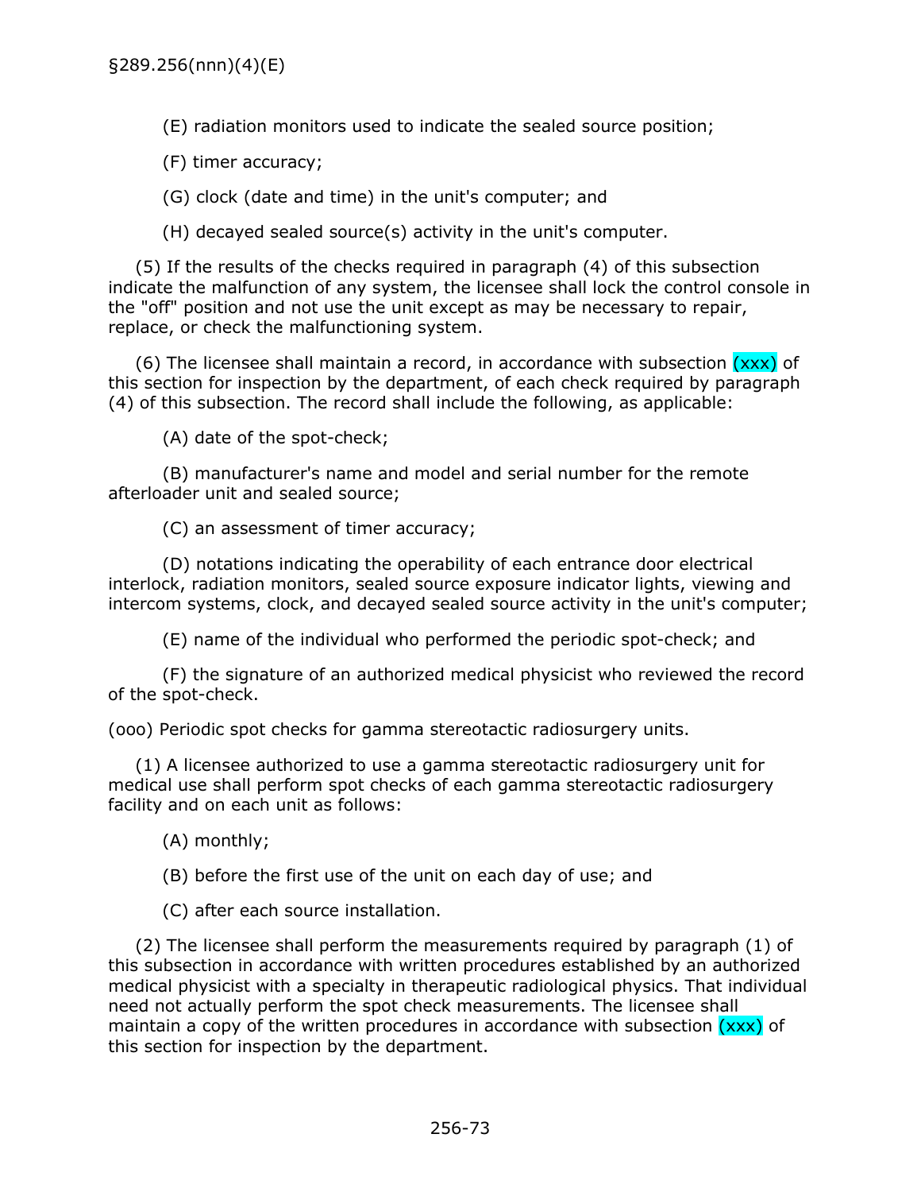(E) radiation monitors used to indicate the sealed source position;

(F) timer accuracy;

(G) clock (date and time) in the unit's computer; and

(H) decayed sealed source(s) activity in the unit's computer.

(5) If the results of the checks required in paragraph (4) of this subsection indicate the malfunction of any system, the licensee shall lock the control console in the "off" position and not use the unit except as may be necessary to repair, replace, or check the malfunctioning system.

(6) The licensee shall maintain a record, in accordance with subsection (xxx) of this section for inspection by the department, of each check required by paragraph (4) of this subsection. The record shall include the following, as applicable:

(A) date of the spot-check;

(B) manufacturer's name and model and serial number for the remote afterloader unit and sealed source;

(C) an assessment of timer accuracy;

(D) notations indicating the operability of each entrance door electrical interlock, radiation monitors, sealed source exposure indicator lights, viewing and intercom systems, clock, and decayed sealed source activity in the unit's computer;

(E) name of the individual who performed the periodic spot-check; and

(F) the signature of an authorized medical physicist who reviewed the record of the spot-check.

(ooo) Periodic spot checks for gamma stereotactic radiosurgery units.

(1) A licensee authorized to use a gamma stereotactic radiosurgery unit for medical use shall perform spot checks of each gamma stereotactic radiosurgery facility and on each unit as follows:

(A) monthly;

(B) before the first use of the unit on each day of use; and

(C) after each source installation.

(2) The licensee shall perform the measurements required by paragraph (1) of this subsection in accordance with written procedures established by an authorized medical physicist with a specialty in therapeutic radiological physics. That individual need not actually perform the spot check measurements. The licensee shall maintain a copy of the written procedures in accordance with subsection (xxx) of this section for inspection by the department.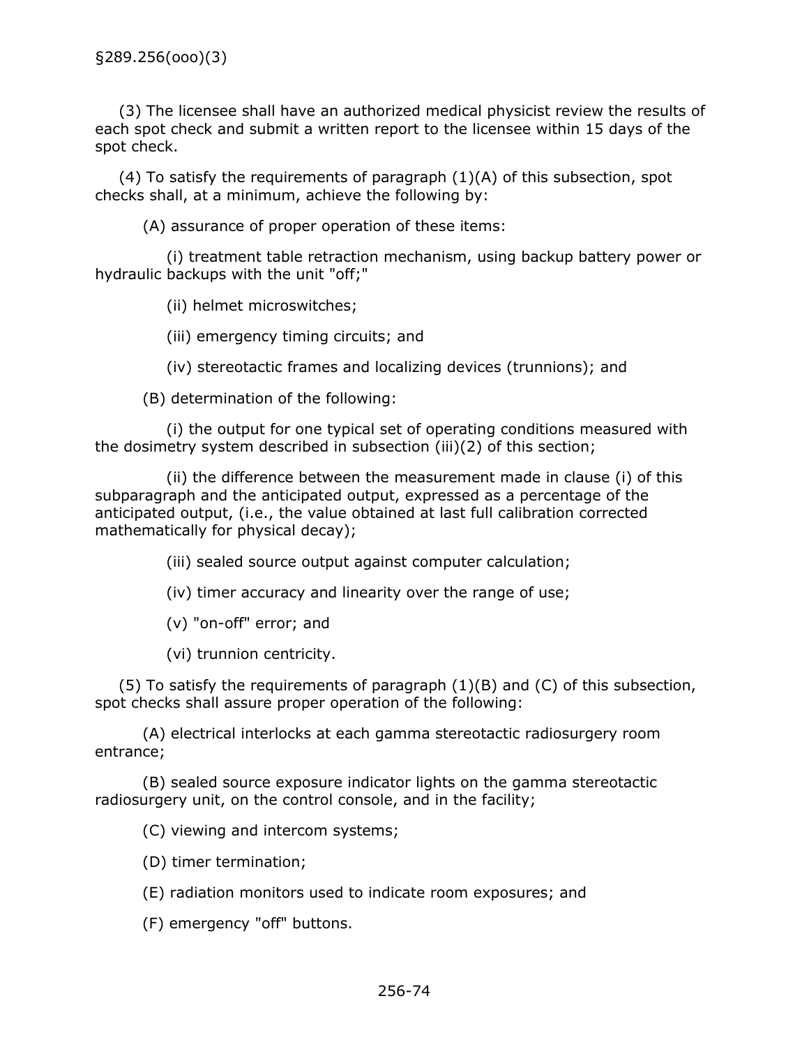§289.256(ooo)(3)

(3) The licensee shall have an authorized medical physicist review the results of each spot check and submit a written report to the licensee within 15 days of the spot check.

(4) To satisfy the requirements of paragraph (1)(A) of this subsection, spot checks shall, at a minimum, achieve the following by:

(A) assurance of proper operation of these items:

(i) treatment table retraction mechanism, using backup battery power or hydraulic backups with the unit "off;"

(ii) helmet microswitches;

(iii) emergency timing circuits; and

(iv) stereotactic frames and localizing devices (trunnions); and

(B) determination of the following:

(i) the output for one typical set of operating conditions measured with the dosimetry system described in subsection (iii)(2) of this section;

(ii) the difference between the measurement made in clause (i) of this subparagraph and the anticipated output, expressed as a percentage of the anticipated output, (i.e., the value obtained at last full calibration corrected mathematically for physical decay);

(iii) sealed source output against computer calculation;

(iv) timer accuracy and linearity over the range of use;

(v) "on-off" error; and

(vi) trunnion centricity.

(5) To satisfy the requirements of paragraph (1)(B) and (C) of this subsection, spot checks shall assure proper operation of the following:

(A) electrical interlocks at each gamma stereotactic radiosurgery room entrance;

(B) sealed source exposure indicator lights on the gamma stereotactic radiosurgery unit, on the control console, and in the facility;

(C) viewing and intercom systems;

(D) timer termination;

(E) radiation monitors used to indicate room exposures; and

(F) emergency "off" buttons.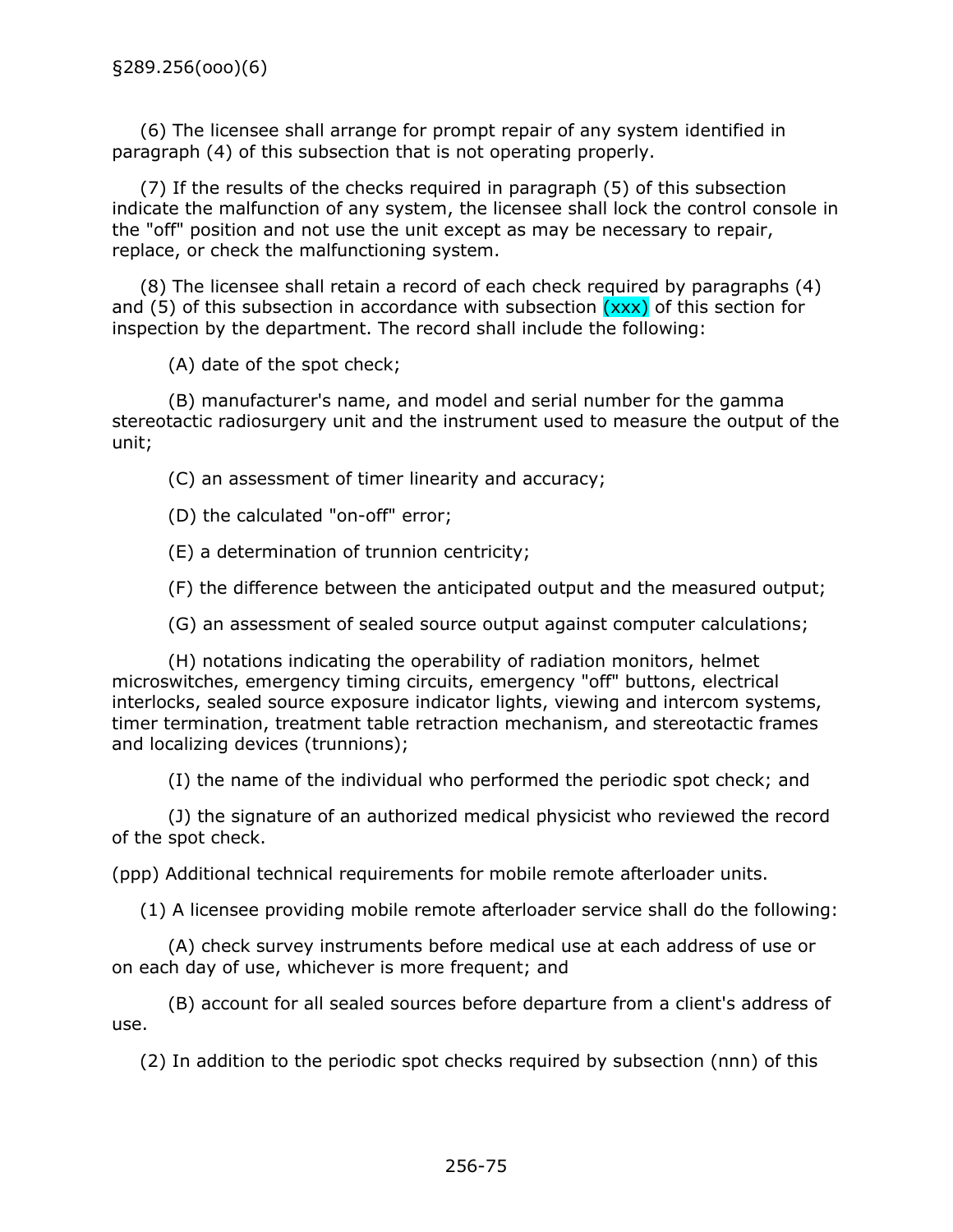(6) The licensee shall arrange for prompt repair of any system identified in paragraph (4) of this subsection that is not operating properly.

(7) If the results of the checks required in paragraph (5) of this subsection indicate the malfunction of any system, the licensee shall lock the control console in the "off" position and not use the unit except as may be necessary to repair, replace, or check the malfunctioning system.

(8) The licensee shall retain a record of each check required by paragraphs (4) and (5) of this subsection in accordance with subsection (xxx) of this section for inspection by the department. The record shall include the following:

(A) date of the spot check;

(B) manufacturer's name, and model and serial number for the gamma stereotactic radiosurgery unit and the instrument used to measure the output of the unit;

(C) an assessment of timer linearity and accuracy;

(D) the calculated "on-off" error;

(E) a determination of trunnion centricity;

(F) the difference between the anticipated output and the measured output;

(G) an assessment of sealed source output against computer calculations;

(H) notations indicating the operability of radiation monitors, helmet microswitches, emergency timing circuits, emergency "off" buttons, electrical interlocks, sealed source exposure indicator lights, viewing and intercom systems, timer termination, treatment table retraction mechanism, and stereotactic frames and localizing devices (trunnions);

(I) the name of the individual who performed the periodic spot check; and

(J) the signature of an authorized medical physicist who reviewed the record of the spot check.

(ppp) Additional technical requirements for mobile remote afterloader units.

(1) A licensee providing mobile remote afterloader service shall do the following:

(A) check survey instruments before medical use at each address of use or on each day of use, whichever is more frequent; and

(B) account for all sealed sources before departure from a client's address of use.

(2) In addition to the periodic spot checks required by subsection (nnn) of this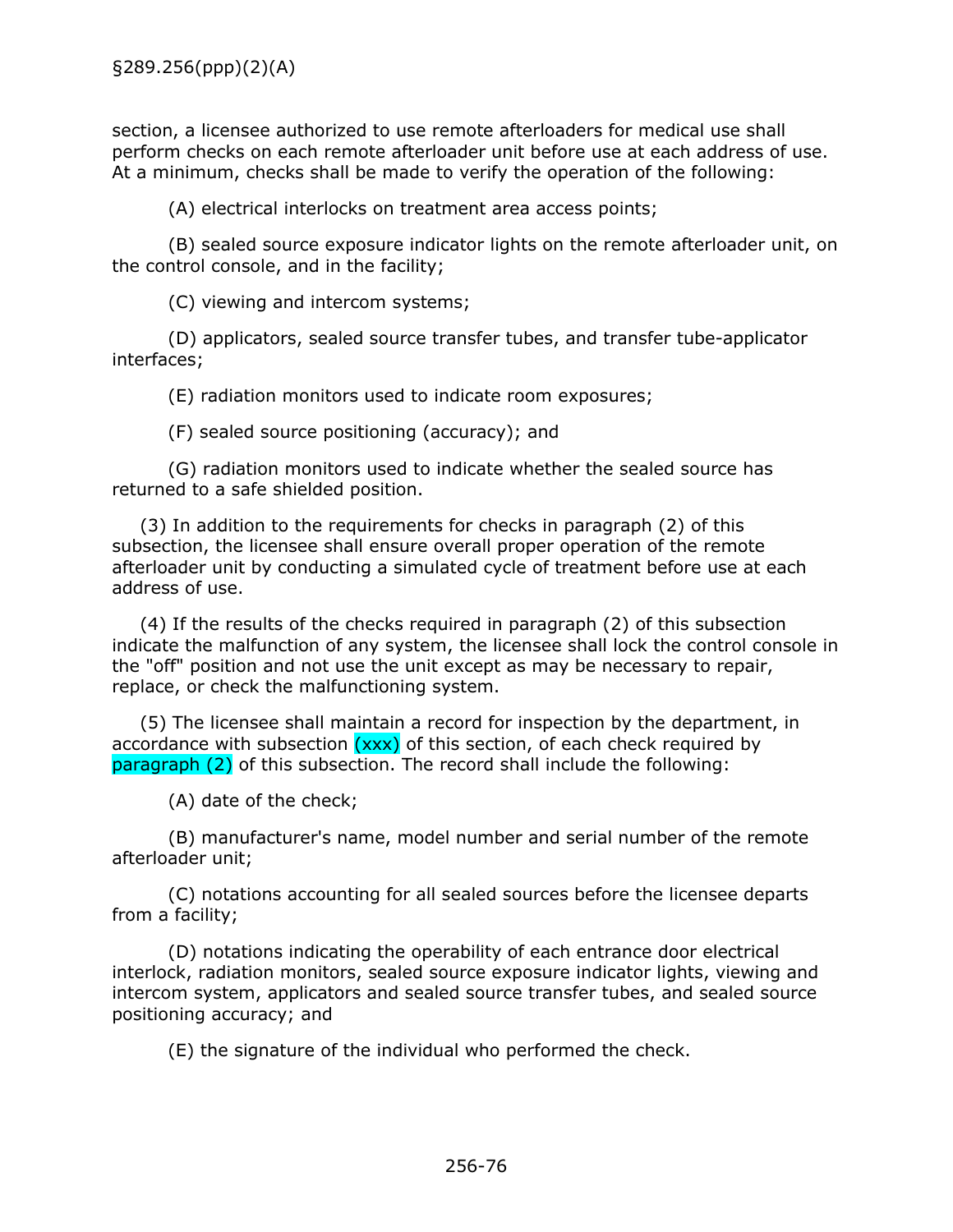section, a licensee authorized to use remote afterloaders for medical use shall perform checks on each remote afterloader unit before use at each address of use. At a minimum, checks shall be made to verify the operation of the following:

(A) electrical interlocks on treatment area access points;

(B) sealed source exposure indicator lights on the remote afterloader unit, on the control console, and in the facility;

(C) viewing and intercom systems;

(D) applicators, sealed source transfer tubes, and transfer tube-applicator interfaces;

(E) radiation monitors used to indicate room exposures;

(F) sealed source positioning (accuracy); and

(G) radiation monitors used to indicate whether the sealed source has returned to a safe shielded position.

(3) In addition to the requirements for checks in paragraph (2) of this subsection, the licensee shall ensure overall proper operation of the remote afterloader unit by conducting a simulated cycle of treatment before use at each address of use.

(4) If the results of the checks required in paragraph (2) of this subsection indicate the malfunction of any system, the licensee shall lock the control console in the "off" position and not use the unit except as may be necessary to repair, replace, or check the malfunctioning system.

(5) The licensee shall maintain a record for inspection by the department, in accordance with subsection (xxx) of this section, of each check required by paragraph (2) of this subsection. The record shall include the following:

(A) date of the check;

(B) manufacturer's name, model number and serial number of the remote afterloader unit;

(C) notations accounting for all sealed sources before the licensee departs from a facility;

(D) notations indicating the operability of each entrance door electrical interlock, radiation monitors, sealed source exposure indicator lights, viewing and intercom system, applicators and sealed source transfer tubes, and sealed source positioning accuracy; and

(E) the signature of the individual who performed the check.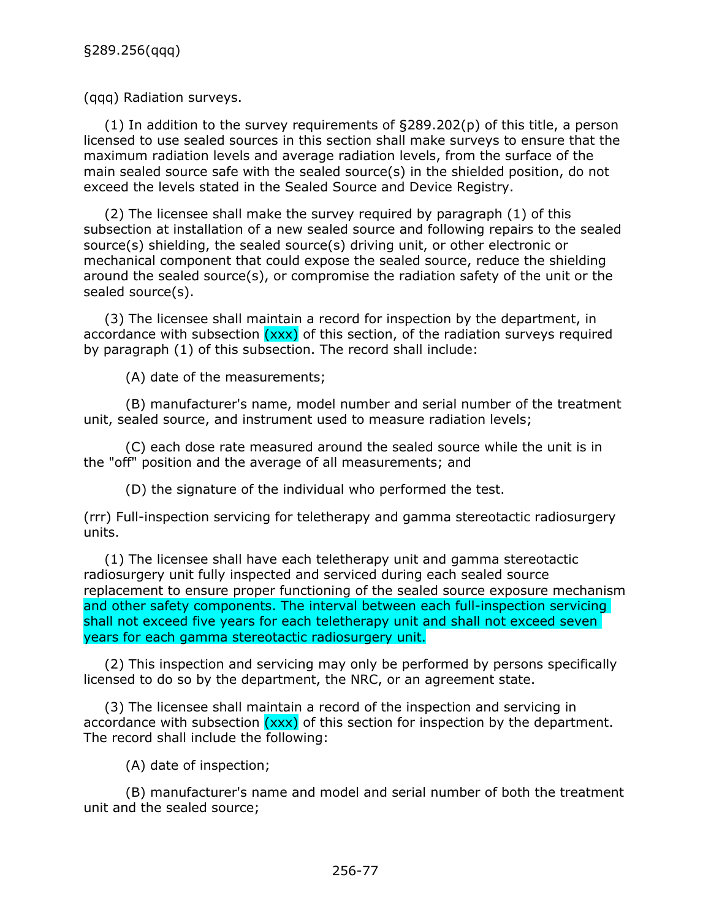(qqq) Radiation surveys.

(1) In addition to the survey requirements of §289.202(p) of this title, a person licensed to use sealed sources in this section shall make surveys to ensure that the maximum radiation levels and average radiation levels, from the surface of the main sealed source safe with the sealed source(s) in the shielded position, do not exceed the levels stated in the Sealed Source and Device Registry.

(2) The licensee shall make the survey required by paragraph (1) of this subsection at installation of a new sealed source and following repairs to the sealed source(s) shielding, the sealed source(s) driving unit, or other electronic or mechanical component that could expose the sealed source, reduce the shielding around the sealed source(s), or compromise the radiation safety of the unit or the sealed source(s).

(3) The licensee shall maintain a record for inspection by the department, in accordance with subsection (xxx) of this section, of the radiation surveys required by paragraph (1) of this subsection. The record shall include:

(A) date of the measurements;

(B) manufacturer's name, model number and serial number of the treatment unit, sealed source, and instrument used to measure radiation levels;

(C) each dose rate measured around the sealed source while the unit is in the "off" position and the average of all measurements; and

(D) the signature of the individual who performed the test.

(rrr) Full-inspection servicing for teletherapy and gamma stereotactic radiosurgery units.

(1) The licensee shall have each teletherapy unit and gamma stereotactic radiosurgery unit fully inspected and serviced during each sealed source replacement to ensure proper functioning of the sealed source exposure mechanism and other safety components. The interval between each full-inspection servicing shall not exceed five years for each teletherapy unit and shall not exceed seven years for each gamma stereotactic radiosurgery unit.

(2) This inspection and servicing may only be performed by persons specifically licensed to do so by the department, the NRC, or an agreement state.

(3) The licensee shall maintain a record of the inspection and servicing in accordance with subsection (xxx) of this section for inspection by the department. The record shall include the following:

(A) date of inspection;

(B) manufacturer's name and model and serial number of both the treatment unit and the sealed source;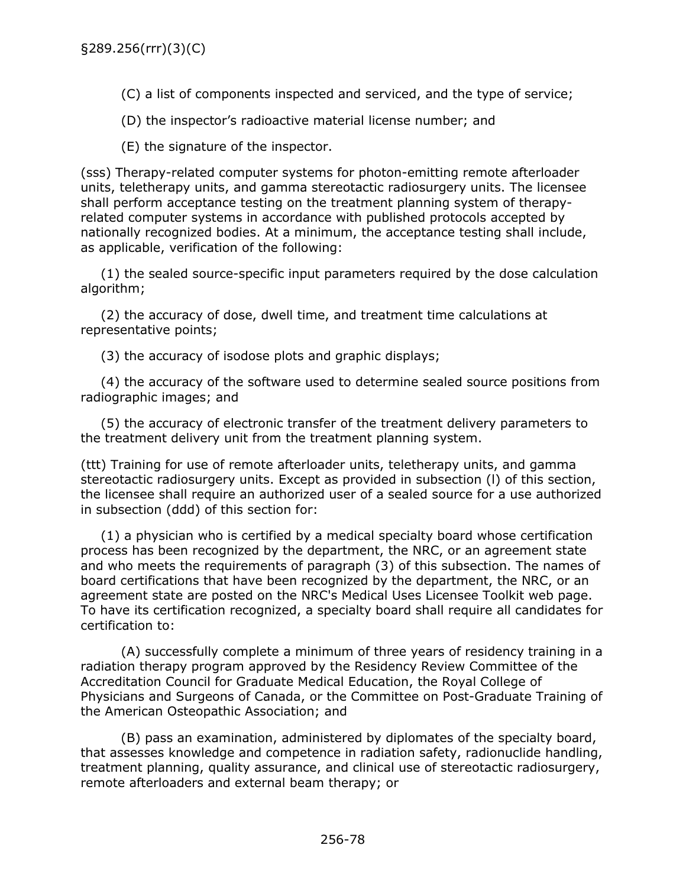(C) a list of components inspected and serviced, and the type of service;

(D) the inspector's radioactive material license number; and

(E) the signature of the inspector.

(sss) Therapy-related computer systems for photon-emitting remote afterloader units, teletherapy units, and gamma stereotactic radiosurgery units. The licensee shall perform acceptance testing on the treatment planning system of therapy-related computer systems in accordance with published protocols accepted by nationally recognized bodies. At a minimum, the acceptance testing shall include, as applicable, verification of the following:

(1) the sealed source-specific input parameters required by the dose calculation algorithm;

(2) the accuracy of dose, dwell time, and treatment time calculations at representative points;

(3) the accuracy of isodose plots and graphic displays;

(4) the accuracy of the software used to determine sealed source positions from radiographic images; and

(5) the accuracy of electronic transfer of the treatment delivery parameters to the treatment delivery unit from the treatment planning system.

(ttt) Training for use of remote afterloader units, teletherapy units, and gamma stereotactic radiosurgery units. Except as provided in subsection (l) of this section, the licensee shall require an authorized user of a sealed source for a use authorized in subsection (ddd) of this section for:

(1) a physician who is certified by a medical specialty board whose certification process has been recognized by the department, the NRC, or an agreement state and who meets the requirements of paragraph (3) of this subsection. The names of board certifications that have been recognized by the department, the NRC, or an agreement state are posted on the NRC's Medical Uses Licensee Toolkit web page. To have its certification recognized, a specialty board shall require all candidates for certification to:

(A) successfully complete a minimum of three years of residency training in a radiation therapy program approved by the Residency Review Committee of the Accreditation Council for Graduate Medical Education, the Royal College of Physicians and Surgeons of Canada, or the Committee on Post-Graduate Training of the American Osteopathic Association; and

(B) pass an examination, administered by diplomates of the specialty board, that assesses knowledge and competence in radiation safety, radionuclide handling, treatment planning, quality assurance, and clinical use of stereotactic radiosurgery, remote afterloaders and external beam therapy; or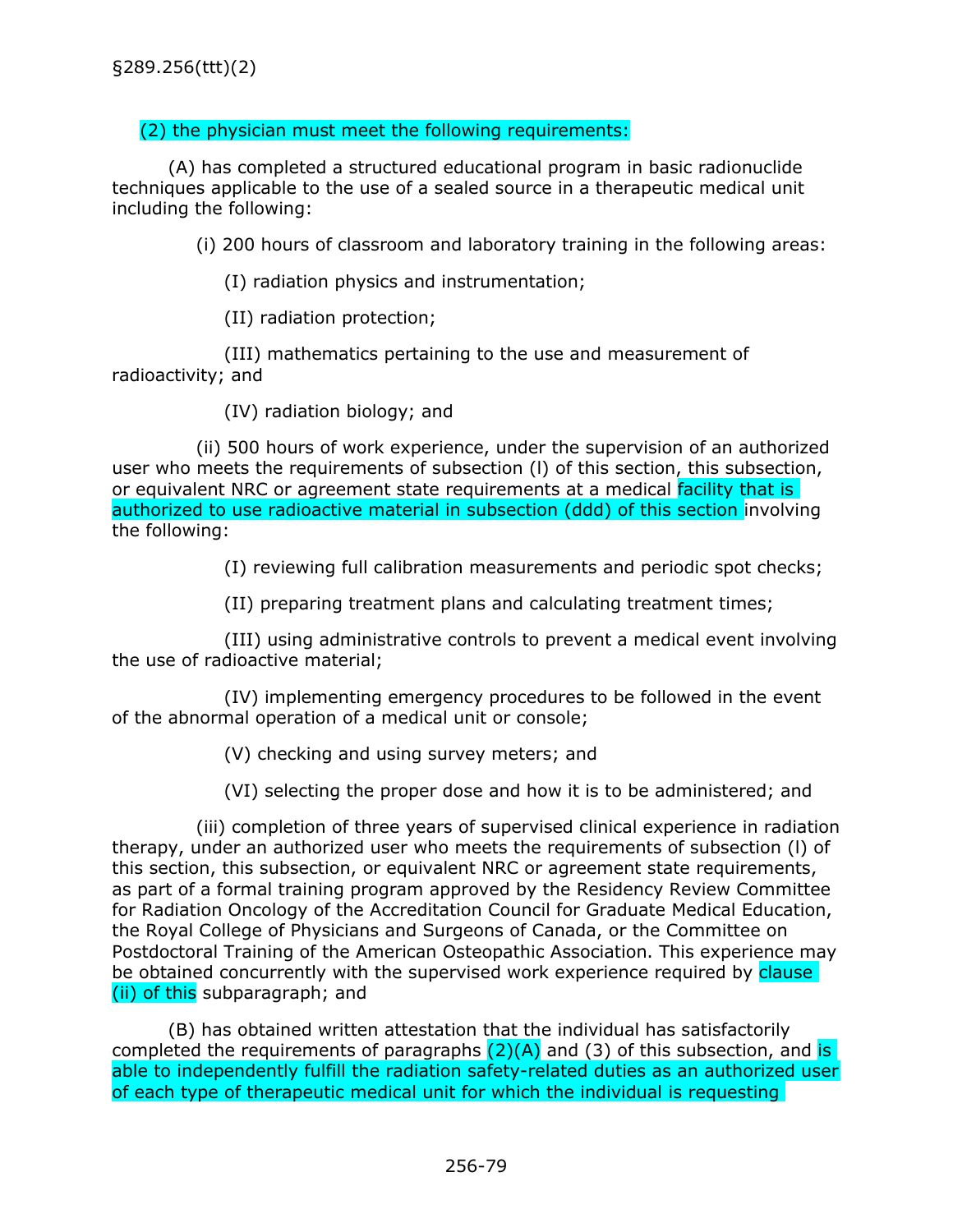§289.256(ttt)(2)

(2) the physician must meet the following requirements:

(A) has completed a structured educational program in basic radionuclide techniques applicable to the use of a sealed source in a therapeutic medical unit including the following:

(i) 200 hours of classroom and laboratory training in the following areas:

(I) radiation physics and instrumentation;

(II) radiation protection;

(III) mathematics pertaining to the use and measurement of radioactivity; and

(IV) radiation biology; and

(ii) 500 hours of work experience, under the supervision of an authorized user who meets the requirements of subsection (l) of this section, this subsection, or equivalent NRC or agreement state requirements at a medical facility that is authorized to use radioactive material in subsection (ddd) of this section involving the following:

(I) reviewing full calibration measurements and periodic spot checks;

(II) preparing treatment plans and calculating treatment times;

(III) using administrative controls to prevent a medical event involving the use of radioactive material;

(IV) implementing emergency procedures to be followed in the event of the abnormal operation of a medical unit or console;

(V) checking and using survey meters; and

(VI) selecting the proper dose and how it is to be administered; and

(iii) completion of three years of supervised clinical experience in radiation therapy, under an authorized user who meets the requirements of subsection (l) of this section, this subsection, or equivalent NRC or agreement state requirements, as part of a formal training program approved by the Residency Review Committee for Radiation Oncology of the Accreditation Council for Graduate Medical Education, the Royal College of Physicians and Surgeons of Canada, or the Committee on Postdoctoral Training of the American Osteopathic Association. This experience may be obtained concurrently with the supervised work experience required by clause (ii) of this subparagraph; and

(B) has obtained written attestation that the individual has satisfactorily completed the requirements of paragraphs (2)(A) and (3) of this subsection, and is able to independently fulfill the radiation safety-related duties as an authorized user of each type of therapeutic medical unit for which the individual is requesting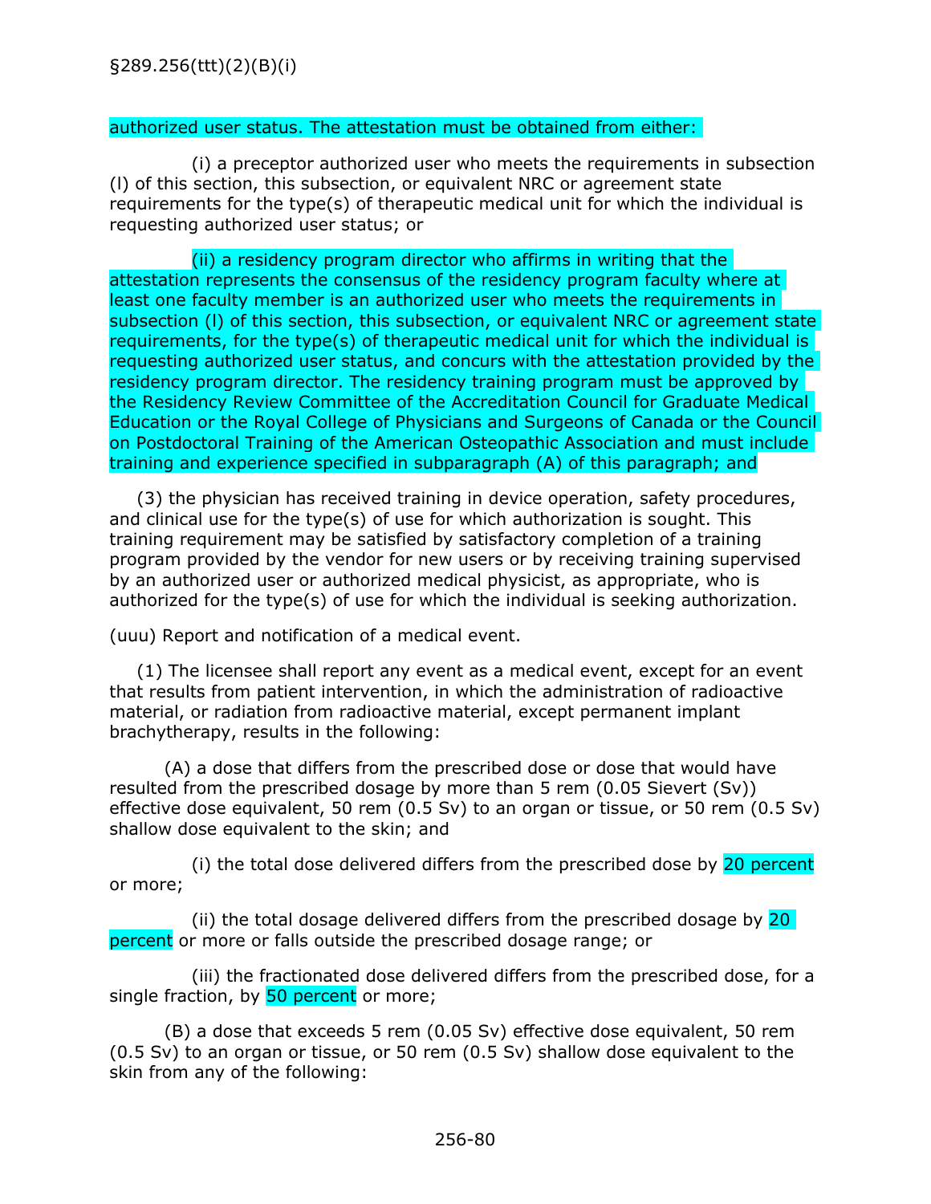authorized user status. The attestation must be obtained from either:

(i) a preceptor authorized user who meets the requirements in subsection (l) of this section, this subsection, or equivalent NRC or agreement state requirements for the type(s) of therapeutic medical unit for which the individual is requesting authorized user status; or

(ii) a residency program director who affirms in writing that the attestation represents the consensus of the residency program faculty where at least one faculty member is an authorized user who meets the requirements in subsection (l) of this section, this subsection, or equivalent NRC or agreement state requirements, for the type(s) of therapeutic medical unit for which the individual is requesting authorized user status, and concurs with the attestation provided by the residency program director. The residency training program must be approved by the Residency Review Committee of the Accreditation Council for Graduate Medical Education or the Royal College of Physicians and Surgeons of Canada or the Council on Postdoctoral Training of the American Osteopathic Association and must include training and experience specified in subparagraph (A) of this paragraph; and

(3) the physician has received training in device operation, safety procedures, and clinical use for the type(s) of use for which authorization is sought. This training requirement may be satisfied by satisfactory completion of a training program provided by the vendor for new users or by receiving training supervised by an authorized user or authorized medical physicist, as appropriate, who is authorized for the type(s) of use for which the individual is seeking authorization.

(uuu) Report and notification of a medical event.

(1) The licensee shall report any event as a medical event, except for an event that results from patient intervention, in which the administration of radioactive material, or radiation from radioactive material, except permanent implant brachytherapy, results in the following:

(A) a dose that differs from the prescribed dose or dose that would have resulted from the prescribed dosage by more than 5 rem (0.05 Sievert (Sv)) effective dose equivalent, 50 rem (0.5 Sv) to an organ or tissue, or 50 rem (0.5 Sv) shallow dose equivalent to the skin; and

(i) the total dose delivered differs from the prescribed dose by 20 percent or more;

(ii) the total dosage delivered differs from the prescribed dosage by 20 percent or more or falls outside the prescribed dosage range; or

(iii) the fractionated dose delivered differs from the prescribed dose, for a single fraction, by 50 percent or more;

(B) a dose that exceeds 5 rem (0.05 Sv) effective dose equivalent, 50 rem (0.5 Sv) to an organ or tissue, or 50 rem (0.5 Sv) shallow dose equivalent to the skin from any of the following: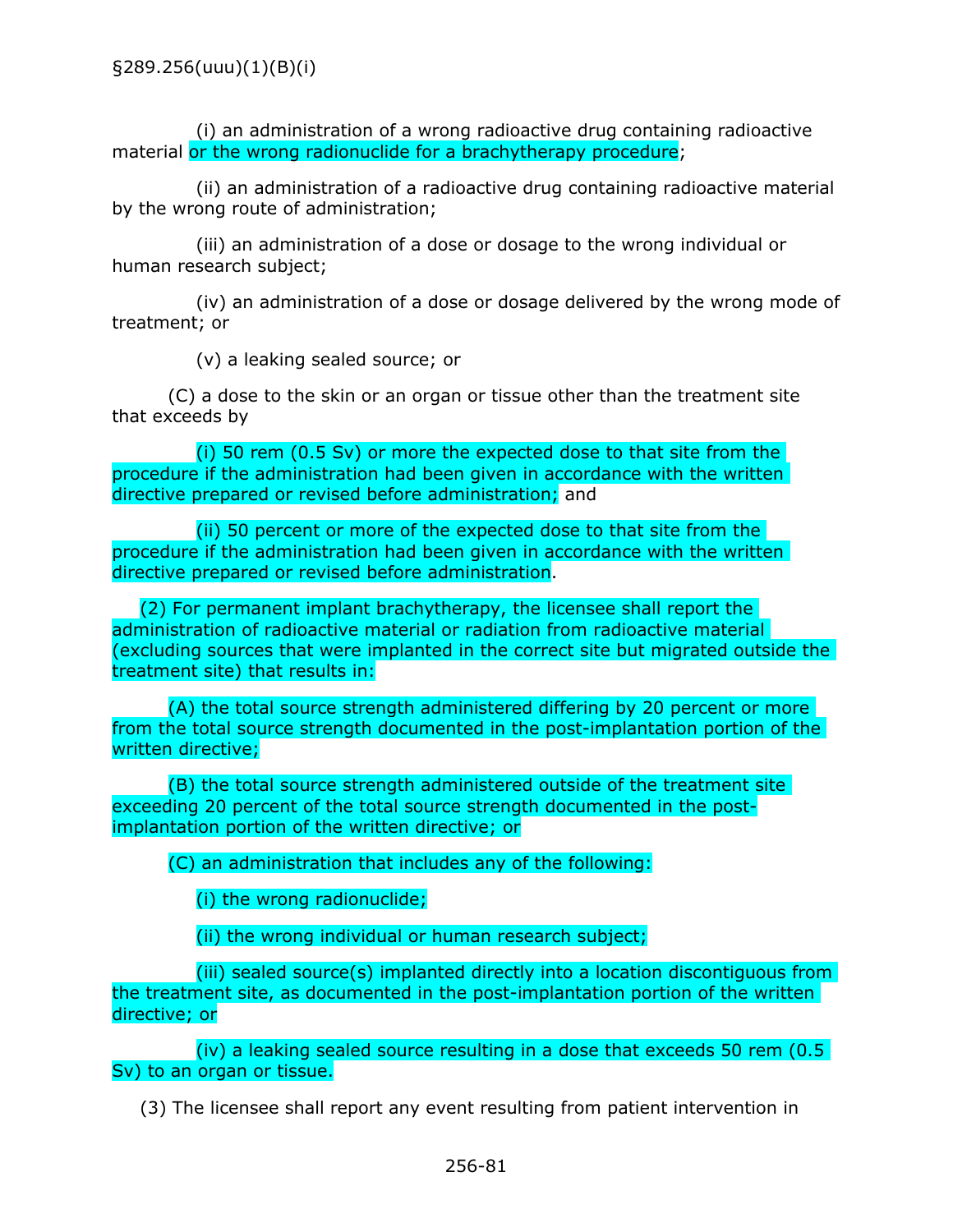§289.256(uuu)(1)(B)(i)

(i) an administration of a wrong radioactive drug containing radioactive material or the wrong radionuclide for a brachytherapy procedure;

(ii) an administration of a radioactive drug containing radioactive material by the wrong route of administration;

(iii) an administration of a dose or dosage to the wrong individual or human research subject;

(iv) an administration of a dose or dosage delivered by the wrong mode of treatment; or

(v) a leaking sealed source; or

(C) a dose to the skin or an organ or tissue other than the treatment site that exceeds by

(i) 50 rem (0.5 Sv) or more the expected dose to that site from the procedure if the administration had been given in accordance with the written directive prepared or revised before administration; and

(ii) 50 percent or more of the expected dose to that site from the procedure if the administration had been given in accordance with the written directive prepared or revised before administration.

(2) For permanent implant brachytherapy, the licensee shall report the administration of radioactive material or radiation from radioactive material (excluding sources that were implanted in the correct site but migrated outside the treatment site) that results in:

(A) the total source strength administered differing by 20 percent or more from the total source strength documented in the post-implantation portion of the written directive;

(B) the total source strength administered outside of the treatment site exceeding 20 percent of the total source strength documented in the post-implantation portion of the written directive; or

(C) an administration that includes any of the following:

(i) the wrong radionuclide;

(ii) the wrong individual or human research subject;

(iii) sealed source(s) implanted directly into a location discontiguous from the treatment site, as documented in the post-implantation portion of the written directive; or

(iv) a leaking sealed source resulting in a dose that exceeds 50 rem (0.5 Sv) to an organ or tissue.

(3) The licensee shall report any event resulting from patient intervention in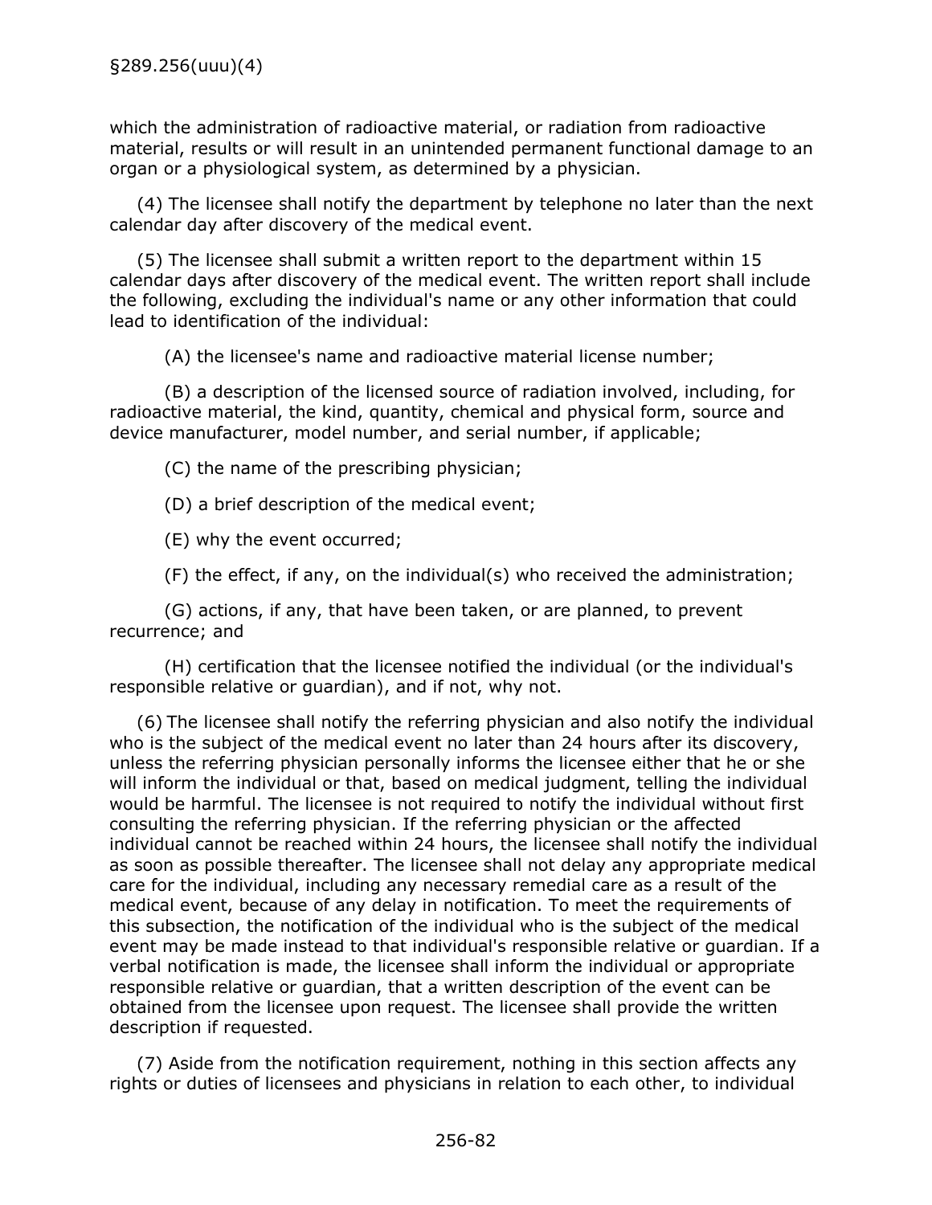which the administration of radioactive material, or radiation from radioactive material, results or will result in an unintended permanent functional damage to an organ or a physiological system, as determined by a physician.

(4) The licensee shall notify the department by telephone no later than the next calendar day after discovery of the medical event.

(5) The licensee shall submit a written report to the department within 15 calendar days after discovery of the medical event. The written report shall include the following, excluding the individual's name or any other information that could lead to identification of the individual:

(A) the licensee's name and radioactive material license number;

(B) a description of the licensed source of radiation involved, including, for radioactive material, the kind, quantity, chemical and physical form, source and device manufacturer, model number, and serial number, if applicable;

(C) the name of the prescribing physician;

(D) a brief description of the medical event;

(E) why the event occurred;

(F) the effect, if any, on the individual(s) who received the administration;

(G) actions, if any, that have been taken, or are planned, to prevent recurrence; and

(H) certification that the licensee notified the individual (or the individual's responsible relative or guardian), and if not, why not.

(6) The licensee shall notify the referring physician and also notify the individual who is the subject of the medical event no later than 24 hours after its discovery, unless the referring physician personally informs the licensee either that he or she will inform the individual or that, based on medical judgment, telling the individual would be harmful. The licensee is not required to notify the individual without first consulting the referring physician. If the referring physician or the affected individual cannot be reached within 24 hours, the licensee shall notify the individual as soon as possible thereafter. The licensee shall not delay any appropriate medical care for the individual, including any necessary remedial care as a result of the medical event, because of any delay in notification. To meet the requirements of this subsection, the notification of the individual who is the subject of the medical event may be made instead to that individual's responsible relative or guardian. If a verbal notification is made, the licensee shall inform the individual or appropriate responsible relative or guardian, that a written description of the event can be obtained from the licensee upon request. The licensee shall provide the written description if requested.

(7) Aside from the notification requirement, nothing in this section affects any rights or duties of licensees and physicians in relation to each other, to individual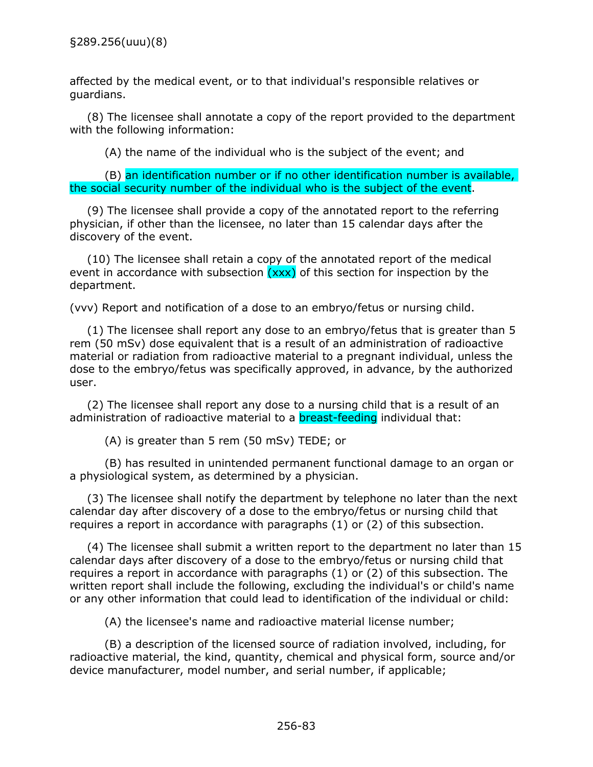affected by the medical event, or to that individual's responsible relatives or guardians.

(8) The licensee shall annotate a copy of the report provided to the department with the following information:

(A) the name of the individual who is the subject of the event; and

(B) an identification number or if no other identification number is available, the social security number of the individual who is the subject of the event.

(9) The licensee shall provide a copy of the annotated report to the referring physician, if other than the licensee, no later than 15 calendar days after the discovery of the event.

(10) The licensee shall retain a copy of the annotated report of the medical event in accordance with subsection (xxx) of this section for inspection by the department.

(vvv) Report and notification of a dose to an embryo/fetus or nursing child.

(1) The licensee shall report any dose to an embryo/fetus that is greater than 5 rem (50 mSv) dose equivalent that is a result of an administration of radioactive material or radiation from radioactive material to a pregnant individual, unless the dose to the embryo/fetus was specifically approved, in advance, by the authorized user.

(2) The licensee shall report any dose to a nursing child that is a result of an administration of radioactive material to a breast-feeding individual that:

(A) is greater than 5 rem (50 mSv) TEDE; or

(B) has resulted in unintended permanent functional damage to an organ or a physiological system, as determined by a physician.

(3) The licensee shall notify the department by telephone no later than the next calendar day after discovery of a dose to the embryo/fetus or nursing child that requires a report in accordance with paragraphs (1) or (2) of this subsection.

(4) The licensee shall submit a written report to the department no later than 15 calendar days after discovery of a dose to the embryo/fetus or nursing child that requires a report in accordance with paragraphs (1) or (2) of this subsection. The written report shall include the following, excluding the individual's or child's name or any other information that could lead to identification of the individual or child:

(A) the licensee's name and radioactive material license number;

(B) a description of the licensed source of radiation involved, including, for radioactive material, the kind, quantity, chemical and physical form, source and/or device manufacturer, model number, and serial number, if applicable;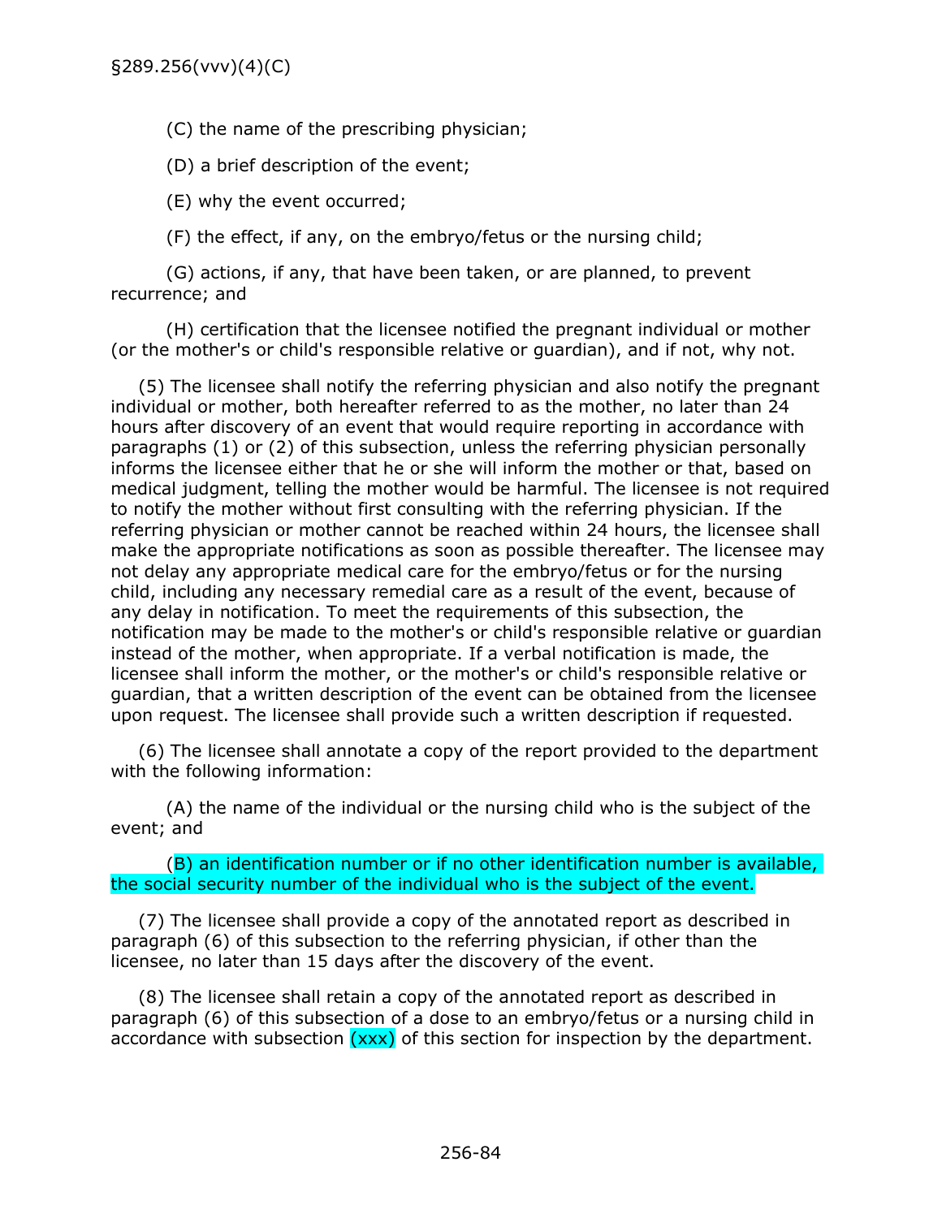(C) the name of the prescribing physician;

(D) a brief description of the event;

(E) why the event occurred;

(F) the effect, if any, on the embryo/fetus or the nursing child;

(G) actions, if any, that have been taken, or are planned, to prevent recurrence; and

(H) certification that the licensee notified the pregnant individual or mother (or the mother's or child's responsible relative or guardian), and if not, why not.

(5) The licensee shall notify the referring physician and also notify the pregnant individual or mother, both hereafter referred to as the mother, no later than 24 hours after discovery of an event that would require reporting in accordance with paragraphs (1) or (2) of this subsection, unless the referring physician personally informs the licensee either that he or she will inform the mother or that, based on medical judgment, telling the mother would be harmful. The licensee is not required to notify the mother without first consulting with the referring physician. If the referring physician or mother cannot be reached within 24 hours, the licensee shall make the appropriate notifications as soon as possible thereafter. The licensee may not delay any appropriate medical care for the embryo/fetus or for the nursing child, including any necessary remedial care as a result of the event, because of any delay in notification. To meet the requirements of this subsection, the notification may be made to the mother's or child's responsible relative or guardian instead of the mother, when appropriate. If a verbal notification is made, the licensee shall inform the mother, or the mother's or child's responsible relative or guardian, that a written description of the event can be obtained from the licensee upon request. The licensee shall provide such a written description if requested.

(6) The licensee shall annotate a copy of the report provided to the department with the following information:

(A) the name of the individual or the nursing child who is the subject of the event; and

(B) an identification number or if no other identification number is available, the social security number of the individual who is the subject of the event.

(7) The licensee shall provide a copy of the annotated report as described in paragraph (6) of this subsection to the referring physician, if other than the licensee, no later than 15 days after the discovery of the event.

(8) The licensee shall retain a copy of the annotated report as described in paragraph (6) of this subsection of a dose to an embryo/fetus or a nursing child in accordance with subsection (xxx) of this section for inspection by the department.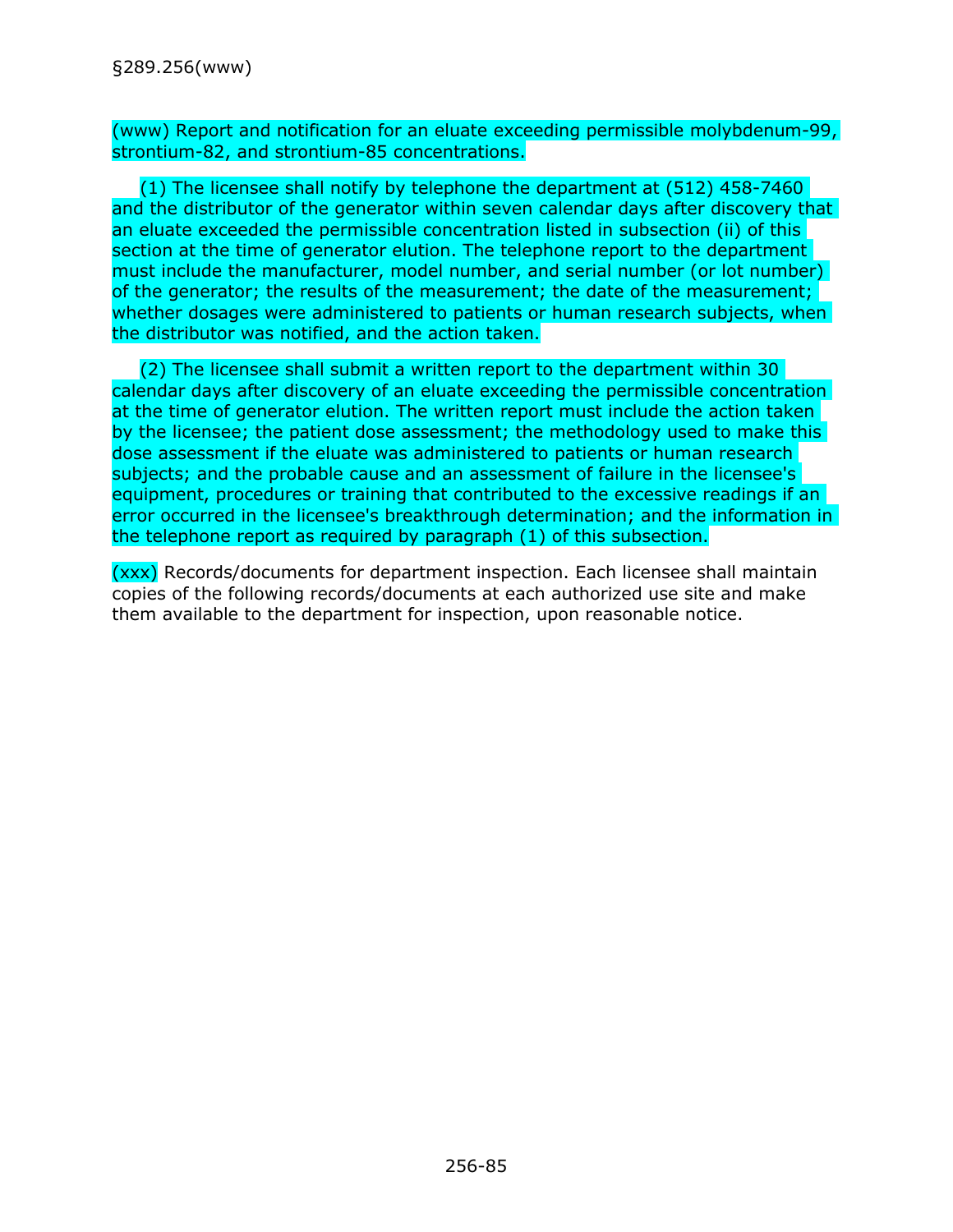(www) Report and notification for an eluate exceeding permissible molybdenum-99, strontium-82, and strontium-85 concentrations.

(1) The licensee shall notify by telephone the department at (512) 458-7460 and the distributor of the generator within seven calendar days after discovery that an eluate exceeded the permissible concentration listed in subsection (ii) of this section at the time of generator elution. The telephone report to the department must include the manufacturer, model number, and serial number (or lot number) of the generator; the results of the measurement; the date of the measurement; whether dosages were administered to patients or human research subjects, when the distributor was notified, and the action taken.

(2) The licensee shall submit a written report to the department within 30 calendar days after discovery of an eluate exceeding the permissible concentration at the time of generator elution. The written report must include the action taken by the licensee; the patient dose assessment; the methodology used to make this dose assessment if the eluate was administered to patients or human research subjects; and the probable cause and an assessment of failure in the licensee's equipment, procedures or training that contributed to the excessive readings if an error occurred in the licensee's breakthrough determination; and the information in the telephone report as required by paragraph (1) of this subsection.

(xxx) Records/documents for department inspection. Each licensee shall maintain copies of the following records/documents at each authorized use site and make them available to the department for inspection, upon reasonable notice.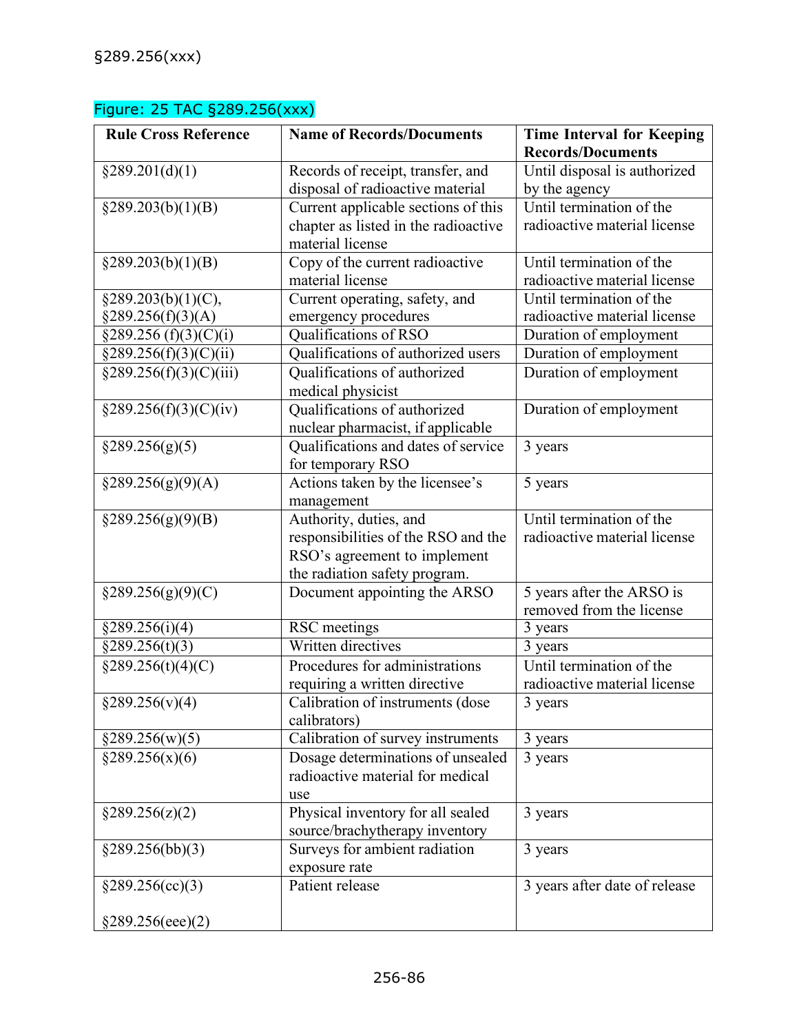§289.256(xxx)

Figure: 25 TAC §289.256(xxx)

| Rule Cross Reference | Name of Records/Documents | Time Interval for Keeping Records/Documents |
|---|---|---|
| §289.201(d)(1) | Records of receipt, transfer, and disposal of radioactive material | Until disposal is authorized by the agency |
| §289.203(b)(1)(B) | Current applicable sections of this chapter as listed in the radioactive material license | Until termination of the radioactive material license |
| §289.203(b)(1)(B) | Copy of the current radioactive material license | Until termination of the radioactive material license |
| §289.203(b)(1)(C), §289.256(f)(3)(A) | Current operating, safety, and emergency procedures | Until termination of the radioactive material license |
| §289.256 (f)(3)(C)(i) | Qualifications of RSO | Duration of employment |
| §289.256(f)(3)(C)(ii) | Qualifications of authorized users | Duration of employment |
| §289.256(f)(3)(C)(iii) | Qualifications of authorized medical physicist | Duration of employment |
| §289.256(f)(3)(C)(iv) | Qualifications of authorized nuclear pharmacist, if applicable | Duration of employment |
| §289.256(g)(5) | Qualifications and dates of service for temporary RSO | 3 years |
| §289.256(g)(9)(A) | Actions taken by the licensee's management | 5 years |
| §289.256(g)(9)(B) | Authority, duties, and responsibilities of the RSO and the RSO's agreement to implement the radiation safety program. | Until termination of the radioactive material license |
| §289.256(g)(9)(C) | Document appointing the ARSO | 5 years after the ARSO is removed from the license |
| §289.256(i)(4) | RSC meetings | 3 years |
| §289.256(t)(3) | Written directives | 3 years |
| §289.256(t)(4)(C) | Procedures for administrations requiring a written directive | Until termination of the radioactive material license |
| §289.256(v)(4) | Calibration of instruments (dose calibrators) | 3 years |
| §289.256(w)(5) | Calibration of survey instruments | 3 years |
| §289.256(x)(6) | Dosage determinations of unsealed radioactive material for medical use | 3 years |
| §289.256(z)(2) | Physical inventory for all sealed source/brachytherapy inventory | 3 years |
| §289.256(bb)(3) | Surveys for ambient radiation exposure rate | 3 years |
| §289.256(cc)(3) §289.256(eee)(2) | Patient release | 3 years after date of release |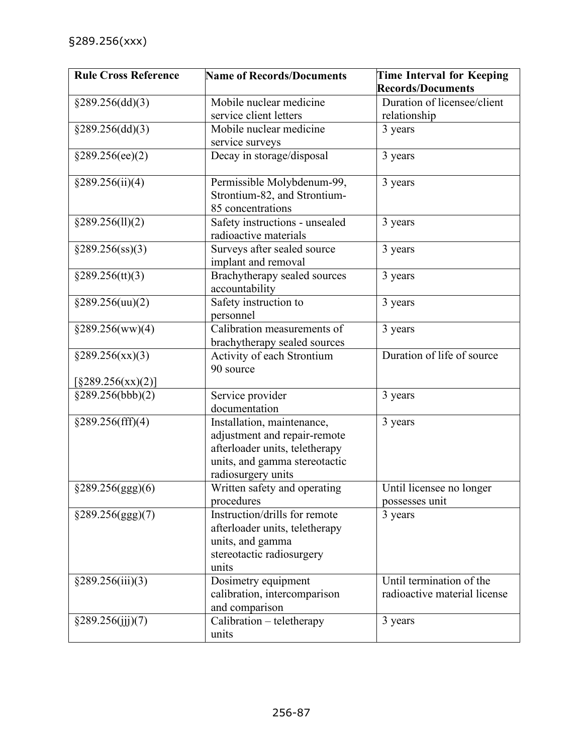| Rule Cross Reference | Name of Records/Documents | Time Interval for Keeping Records/Documents |
|---|---|---|
| §289.256(dd)(3) | Mobile nuclear medicine service client letters | Duration of licensee/client relationship |
| §289.256(dd)(3) | Mobile nuclear medicine service surveys | 3 years |
| §289.256(ee)(2) | Decay in storage/disposal | 3 years |
| §289.256(ii)(4) | Permissible Molybdenum-99, Strontium-82, and Strontium-85 concentrations | 3 years |
| §289.256(ll)(2) | Safety instructions - unsealed radioactive materials | 3 years |
| §289.256(ss)(3) | Surveys after sealed source implant and removal | 3 years |
| §289.256(tt)(3) | Brachytherapy sealed sources accountability | 3 years |
| §289.256(uu)(2) | Safety instruction to personnel | 3 years |
| §289.256(ww)(4) | Calibration measurements of brachytherapy sealed sources | 3 years |
| §289.256(xx)(3) [§289.256(xx)(2)] | Activity of each Strontium 90 source | Duration of life of source |
| §289.256(bbb)(2) | Service provider documentation | 3 years |
| §289.256(fff)(4) | Installation, maintenance, adjustment and repair-remote afterloader units, teletherapy units, and gamma stereotactic radiosurgery units | 3 years |
| §289.256(ggg)(6) | Written safety and operating procedures | Until licensee no longer possesses unit |
| §289.256(ggg)(7) | Instruction/drills for remote afterloader units, teletherapy units, and gamma stereotactic radiosurgery units | 3 years |
| §289.256(iii)(3) | Dosimetry equipment calibration, intercomparison and comparison | Until termination of the radioactive material license |
| §289.256(jjj)(7) | Calibration – teletherapy units | 3 years |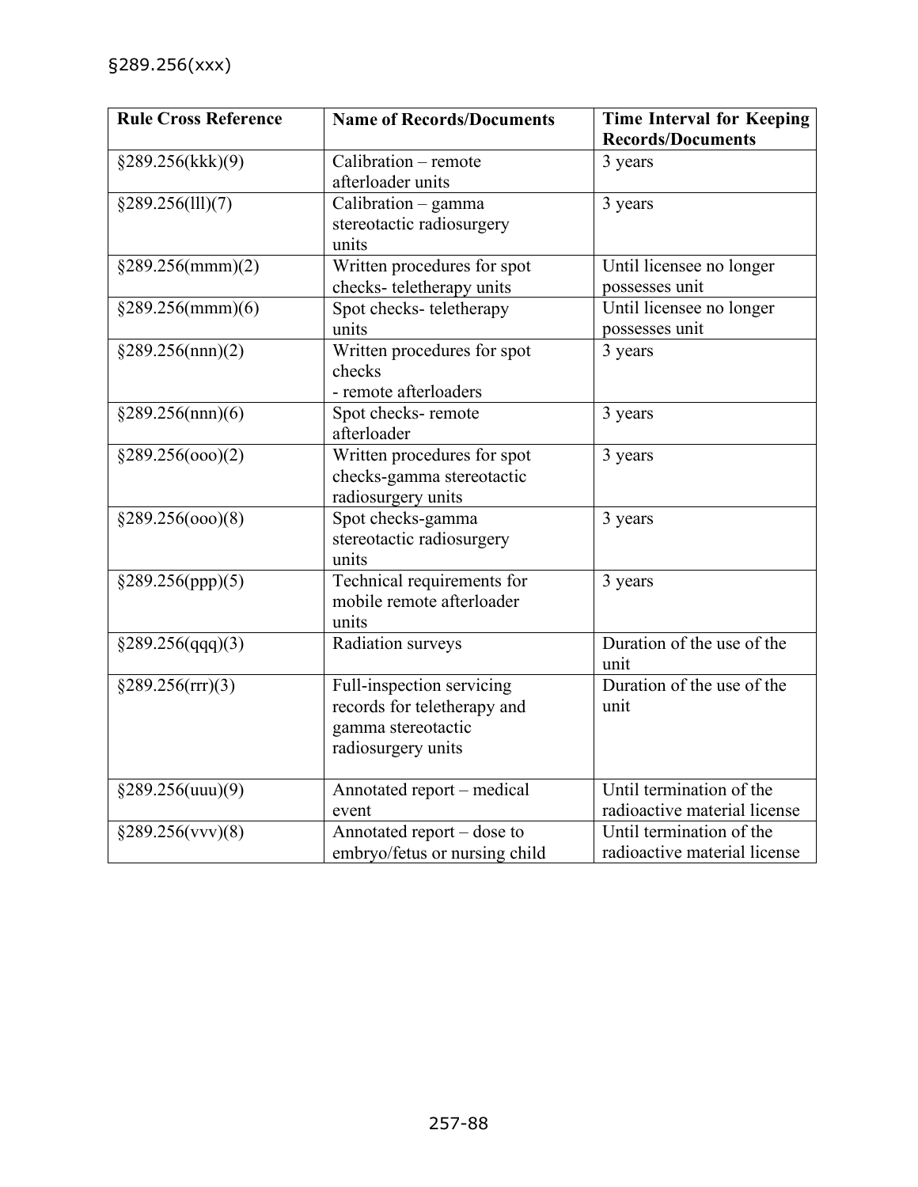§289.256(xxx)

| Rule Cross Reference | Name of Records/Documents | Time Interval for Keeping Records/Documents |
|---|---|---|
| §289.256(kkk)(9) | Calibration – remote afterloader units | 3 years |
| §289.256(lll)(7) | Calibration – gamma stereotactic radiosurgery units | 3 years |
| §289.256(mmm)(2) | Written procedures for spot checks- teletherapy units | Until licensee no longer possesses unit |
| §289.256(mmm)(6) | Spot checks- teletherapy units | Until licensee no longer possesses unit |
| §289.256(nnn)(2) | Written procedures for spot checks - remote afterloaders | 3 years |
| §289.256(nnn)(6) | Spot checks- remote afterloader | 3 years |
| §289.256(ooo)(2) | Written procedures for spot checks-gamma stereotactic radiosurgery units | 3 years |
| §289.256(ooo)(8) | Spot checks-gamma stereotactic radiosurgery units | 3 years |
| §289.256(ppp)(5) | Technical requirements for mobile remote afterloader units | 3 years |
| §289.256(qqq)(3) | Radiation surveys | Duration of the use of the unit |
| §289.256(rrr)(3) | Full-inspection servicing records for teletherapy and gamma stereotactic radiosurgery units | Duration of the use of the unit |
| §289.256(uuu)(9) | Annotated report – medical event | Until termination of the radioactive material license |
| §289.256(vvv)(8) | Annotated report – dose to embryo/fetus or nursing child | Until termination of the radioactive material license |